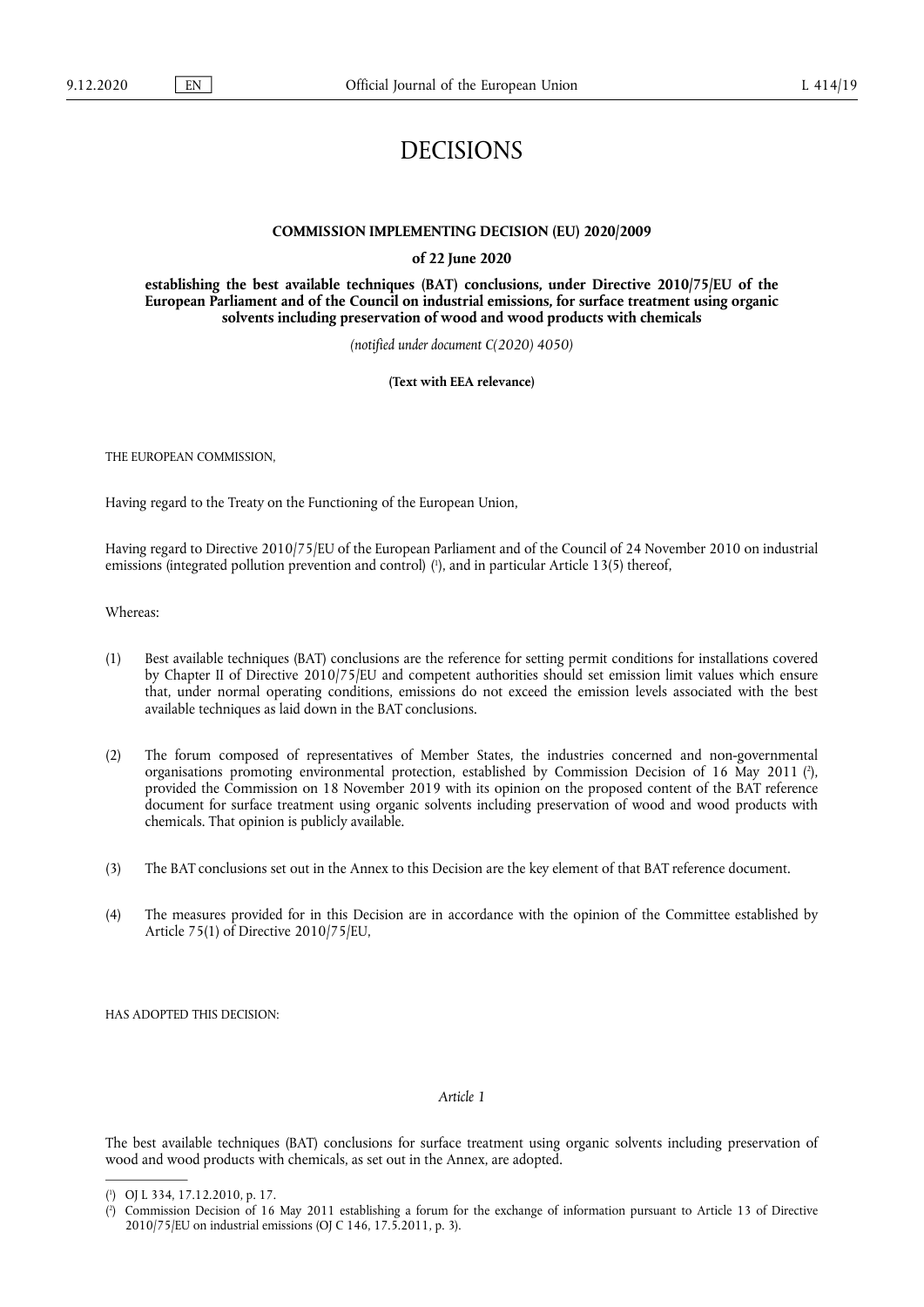# DECISIONS

## COMMISSION IMPLEMENTING DECISION (EU) 2020/2009

**of 22 June 2020**

**establishing the best available techniques (BAT) conclusions, under Directive 2010/75/EU of the European Parliament and of the Council on industrial emissions, for surface treatment using organic solvents including preservation of wood and wood products with chemicals**

*(notified under document C(2020) 4050)*

**(Text with EEA relevance)**

THE EUROPEAN COMMISSION,

Having regard to the Treaty on the Functioning of the European Union,

Having regard to Directive 2010/75/EU of the European Parliament and of the Council of 24 November 2010 on industrial emissions (integrated pollution prevention and control) ([1]), and in particular Article 13(5) thereof,

Whereas:

(1) Best available techniques (BAT) conclusions are the reference for setting permit conditions for installations covered by Chapter II of Directive 2010/75/EU and competent authorities should set emission limit values which ensure that, under normal operating conditions, emissions do not exceed the emission levels associated with the best available techniques as laid down in the BAT conclusions.

(2) The forum composed of representatives of Member States, the industries concerned and non-governmental organisations promoting environmental protection, established by Commission Decision of 16 May 2011 ([2]), provided the Commission on 18 November 2019 with its opinion on the proposed content of the BAT reference document for surface treatment using organic solvents including preservation of wood and wood products with chemicals. That opinion is publicly available.

(3) The BAT conclusions set out in the Annex to this Decision are the key element of that BAT reference document.

(4) The measures provided for in this Decision are in accordance with the opinion of the Committee established by Article 75(1) of Directive 2010/75/EU,

HAS ADOPTED THIS DECISION:

*Article 1*

The best available techniques (BAT) conclusions for surface treatment using organic solvents including preservation of wood and wood products with chemicals, as set out in the Annex, are adopted.

---

([1]) OJ L 334, 17.12.2010, p. 17.

([2]) Commission Decision of 16 May 2011 establishing a forum for the exchange of information pursuant to Article 13 of Directive 2010/75/EU on industrial emissions (OJ C 146, 17.5.2011, p. 3).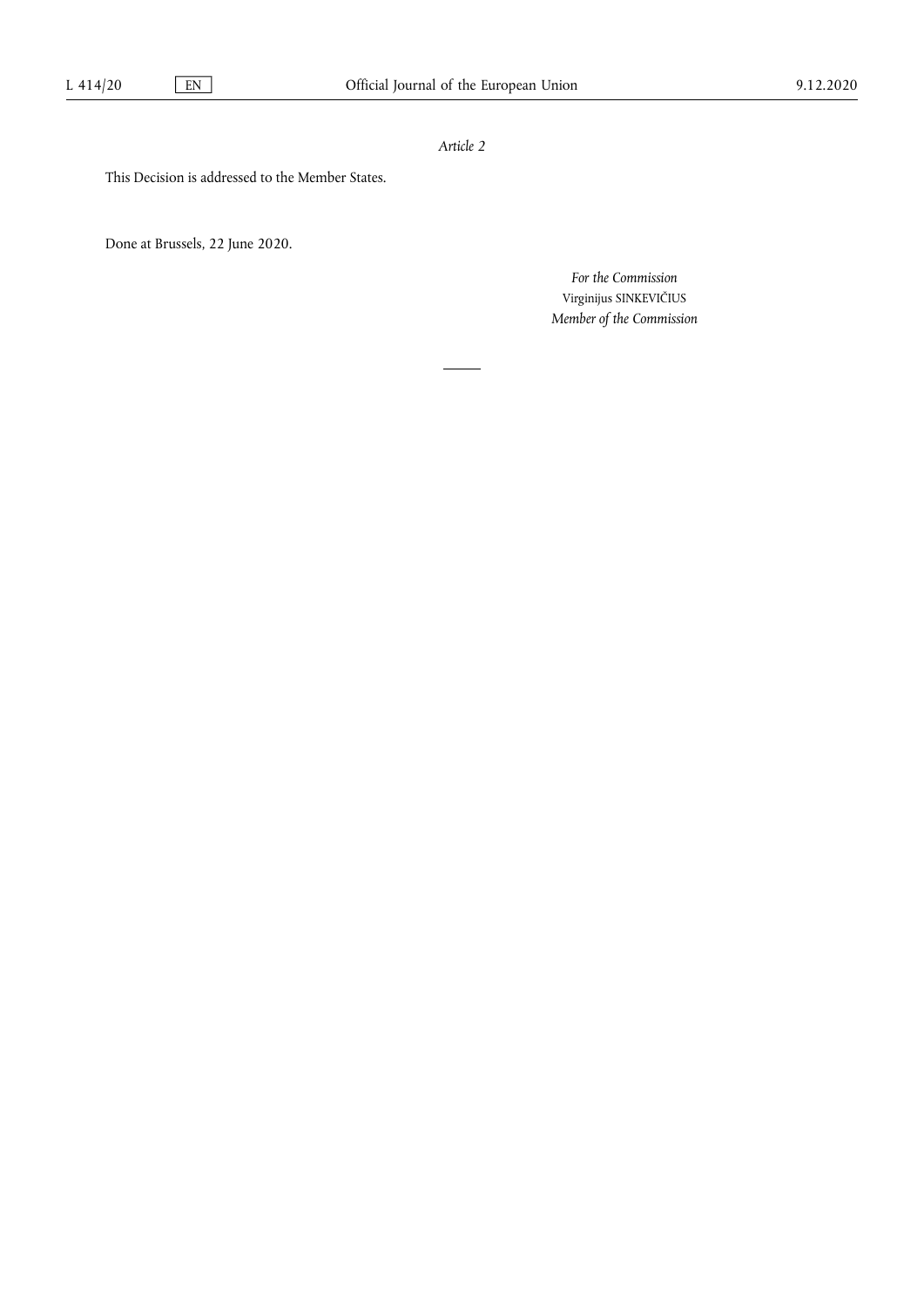*Article 2*

This Decision is addressed to the Member States.

Done at Brussels, 22 June 2020.

*For the Commission*

Virginijus SINKEVIČIUS

*Member of the Commission*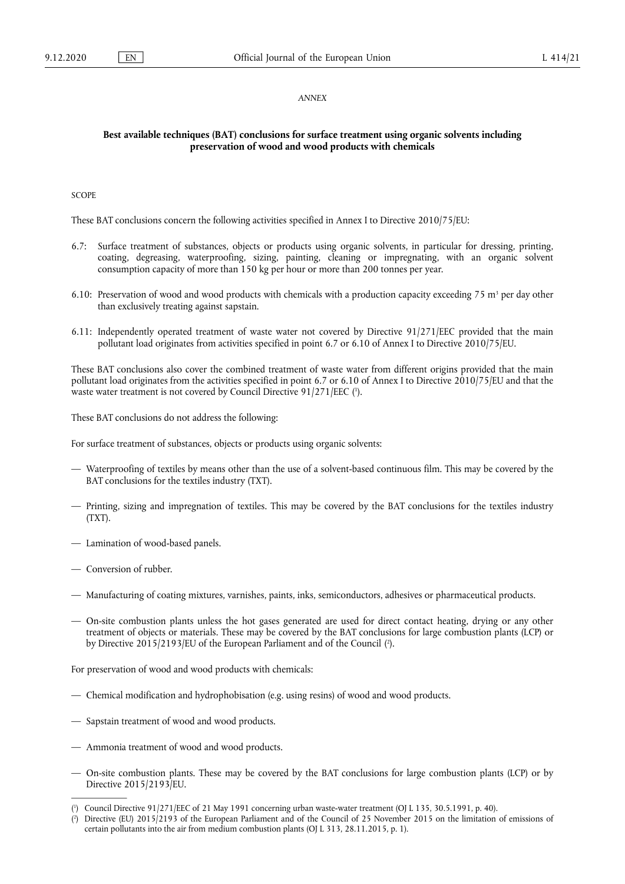*ANNEX*

## Best available techniques (BAT) conclusions for surface treatment using organic solvents including preservation of wood and wood products with chemicals

SCOPE

These BAT conclusions concern the following activities specified in Annex I to Directive 2010/75/EU:

- 6.7: Surface treatment of substances, objects or products using organic solvents, in particular for dressing, printing, coating, degreasing, waterproofing, sizing, painting, cleaning or impregnating, with an organic solvent consumption capacity of more than 150 kg per hour or more than 200 tonnes per year.
- 6.10: Preservation of wood and wood products with chemicals with a production capacity exceeding 75 $m^3$ per day other than exclusively treating against sapstain.
- 6.11: Independently operated treatment of waste water not covered by Directive 91/271/EEC provided that the main pollutant load originates from activities specified in point 6.7 or 6.10 of Annex I to Directive 2010/75/EU.

These BAT conclusions also cover the combined treatment of waste water from different origins provided that the main pollutant load originates from the activities specified in point 6.7 or 6.10 of Annex I to Directive 2010/75/EU and that the waste water treatment is not covered by Council Directive 91/271/EEC ([1]).

These BAT conclusions do not address the following:

For surface treatment of substances, objects or products using organic solvents:

- Waterproofing of textiles by means other than the use of a solvent-based continuous film. This may be covered by the BAT conclusions for the textiles industry (TXT).
- Printing, sizing and impregnation of textiles. This may be covered by the BAT conclusions for the textiles industry (TXT).
- Lamination of wood-based panels.
- Conversion of rubber.
- Manufacturing of coating mixtures, varnishes, paints, inks, semiconductors, adhesives or pharmaceutical products.
- On-site combustion plants unless the hot gases generated are used for direct contact heating, drying or any other treatment of objects or materials. These may be covered by the BAT conclusions for large combustion plants (LCP) or by Directive 2015/2193/EU of the European Parliament and of the Council ([2]).

For preservation of wood and wood products with chemicals:

- Chemical modification and hydrophobisation (e.g. using resins) of wood and wood products.
- Sapstain treatment of wood and wood products.
- Ammonia treatment of wood and wood products.
- On-site combustion plants. These may be covered by the BAT conclusions for large combustion plants (LCP) or by Directive 2015/2193/EU.

---

([1]) Council Directive 91/271/EEC of 21 May 1991 concerning urban waste-water treatment (OJ L 135, 30.5.1991, p. 40).

([2]) Directive (EU) 2015/2193 of the European Parliament and of the Council of 25 November 2015 on the limitation of emissions of certain pollutants into the air from medium combustion plants (OJ L 313, 28.11.2015, p. 1).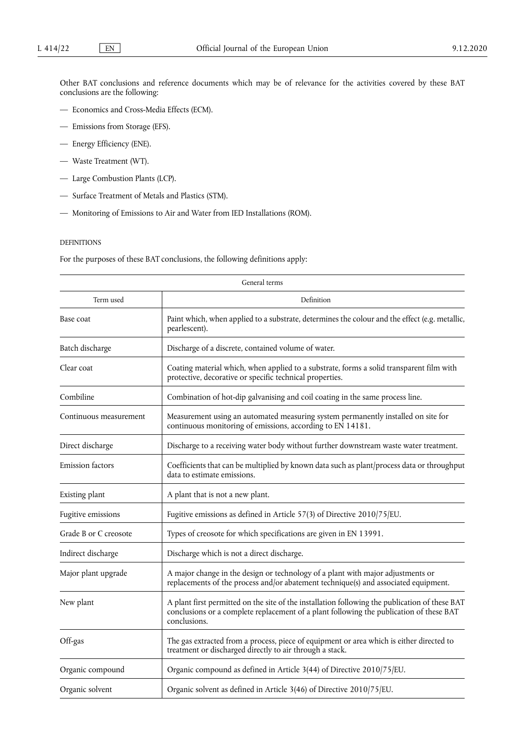Other BAT conclusions and reference documents which may be of relevance for the activities covered by these BAT conclusions are the following:

— Economics and Cross-Media Effects (ECM).

— Emissions from Storage (EFS).

— Energy Efficiency (ENE).

— Waste Treatment (WT).

— Large Combustion Plants (LCP).

— Surface Treatment of Metals and Plastics (STM).

— Monitoring of Emissions to Air and Water from IED Installations (ROM).

DEFINITIONS

For the purposes of these BAT conclusions, the following definitions apply:

| General terms | |
|---|---|
| Term used | Definition |
| Base coat | Paint which, when applied to a substrate, determines the colour and the effect (e.g. metallic, pearlescent). |
| Batch discharge | Discharge of a discrete, contained volume of water. |
| Clear coat | Coating material which, when applied to a substrate, forms a solid transparent film with protective, decorative or specific technical properties. |
| Combiline | Combination of hot-dip galvanising and coil coating in the same process line. |
| Continuous measurement | Measurement using an automated measuring system permanently installed on site for continuous monitoring of emissions, according to EN 14181. |
| Direct discharge | Discharge to a receiving water body without further downstream waste water treatment. |
| Emission factors | Coefficients that can be multiplied by known data such as plant/process data or throughput data to estimate emissions. |
| Existing plant | A plant that is not a new plant. |
| Fugitive emissions | Fugitive emissions as defined in Article 57(3) of Directive 2010/75/EU. |
| Grade B or C creosote | Types of creosote for which specifications are given in EN 13991. |
| Indirect discharge | Discharge which is not a direct discharge. |
| Major plant upgrade | A major change in the design or technology of a plant with major adjustments or replacements of the process and/or abatement technique(s) and associated equipment. |
| New plant | A plant first permitted on the site of the installation following the publication of these BAT conclusions or a complete replacement of a plant following the publication of these BAT conclusions. |
| Off-gas | The gas extracted from a process, piece of equipment or area which is either directed to treatment or discharged directly to air through a stack. |
| Organic compound | Organic compound as defined in Article 3(44) of Directive 2010/75/EU. |
| Organic solvent | Organic solvent as defined in Article 3(46) of Directive 2010/75/EU. |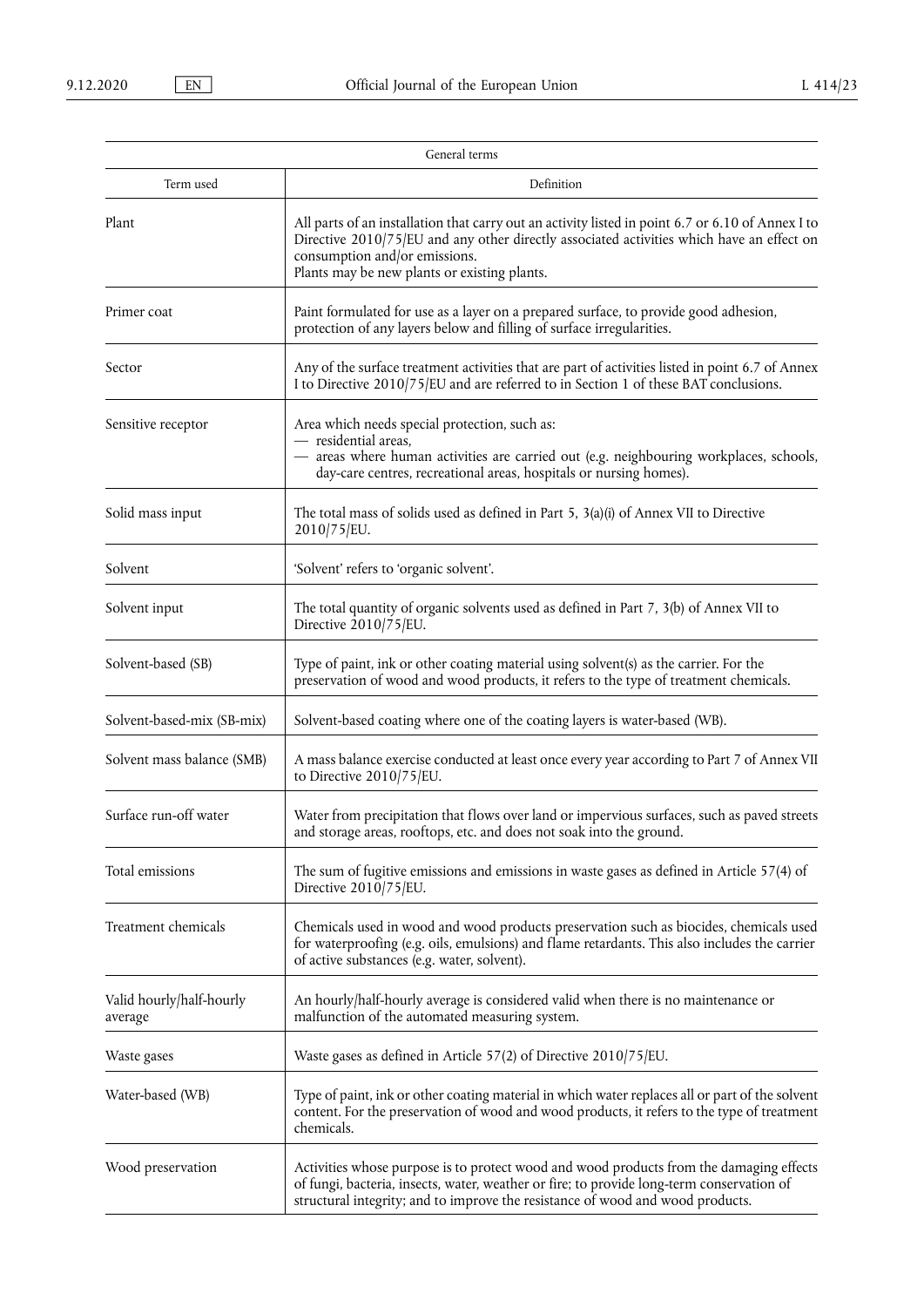| General terms | |
|---|---|
| Term used | Definition |
| Plant | All parts of an installation that carry out an activity listed in point 6.7 or 6.10 of Annex I to Directive 2010/75/EU and any other directly associated activities which have an effect on consumption and/or emissions.<br>Plants may be new plants or existing plants. |
| Primer coat | Paint formulated for use as a layer on a prepared surface, to provide good adhesion, protection of any layers below and filling of surface irregularities. |
| Sector | Any of the surface treatment activities that are part of activities listed in point 6.7 of Annex I to Directive 2010/75/EU and are referred to in Section 1 of these BAT conclusions. |
| Sensitive receptor | Area which needs special protection, such as:<br>— residential areas,<br>— areas where human activities are carried out (e.g. neighbouring workplaces, schools, day-care centres, recreational areas, hospitals or nursing homes). |
| Solid mass input | The total mass of solids used as defined in Part 5, 3(a)(i) of Annex VII to Directive 2010/75/EU. |
| Solvent | 'Solvent' refers to 'organic solvent'. |
| Solvent input | The total quantity of organic solvents used as defined in Part 7, 3(b) of Annex VII to Directive 2010/75/EU. |
| Solvent-based (SB) | Type of paint, ink or other coating material using solvent(s) as the carrier. For the preservation of wood and wood products, it refers to the type of treatment chemicals. |
| Solvent-based-mix (SB-mix) | Solvent-based coating where one of the coating layers is water-based (WB). |
| Solvent mass balance (SMB) | A mass balance exercise conducted at least once every year according to Part 7 of Annex VII to Directive 2010/75/EU. |
| Surface run-off water | Water from precipitation that flows over land or impervious surfaces, such as paved streets and storage areas, rooftops, etc. and does not soak into the ground. |
| Total emissions | The sum of fugitive emissions and emissions in waste gases as defined in Article 57(4) of Directive 2010/75/EU. |
| Treatment chemicals | Chemicals used in wood and wood products preservation such as biocides, chemicals used for waterproofing (e.g. oils, emulsions) and flame retardants. This also includes the carrier of active substances (e.g. water, solvent). |
| Valid hourly/half-hourly average | An hourly/half-hourly average is considered valid when there is no maintenance or malfunction of the automated measuring system. |
| Waste gases | Waste gases as defined in Article 57(2) of Directive 2010/75/EU. |
| Water-based (WB) | Type of paint, ink or other coating material in which water replaces all or part of the solvent content. For the preservation of wood and wood products, it refers to the type of treatment chemicals. |
| Wood preservation | Activities whose purpose is to protect wood and wood products from the damaging effects of fungi, bacteria, insects, water, weather or fire; to provide long-term conservation of structural integrity; and to improve the resistance of wood and wood products. |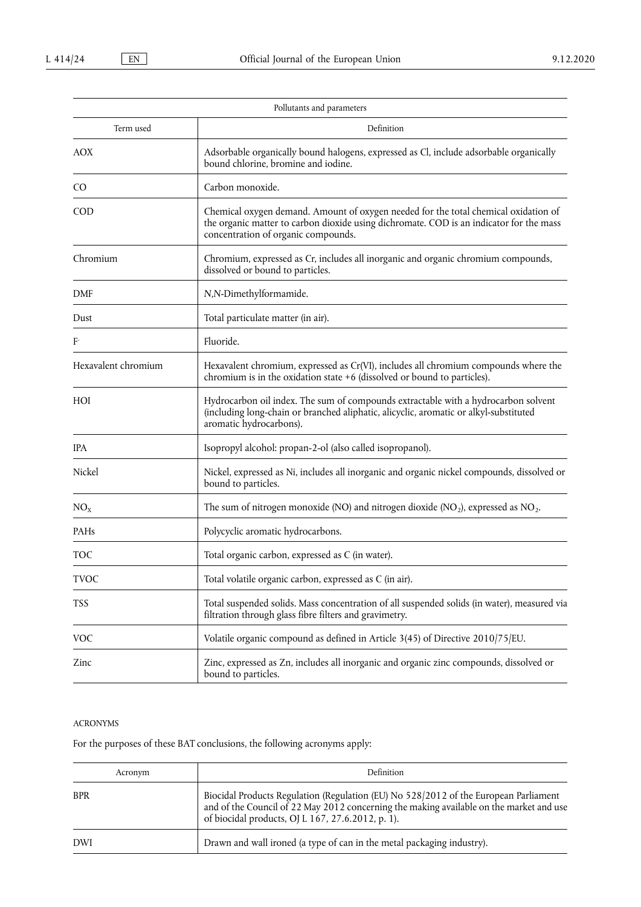| Pollutants and parameters | |
|---|---|
| Term used | Definition |
| AOX | Adsorbable organically bound halogens, expressed as Cl, include adsorbable organically bound chlorine, bromine and iodine. |
| CO | Carbon monoxide. |
| COD | Chemical oxygen demand. Amount of oxygen needed for the total chemical oxidation of the organic matter to carbon dioxide using dichromate. COD is an indicator for the mass concentration of organic compounds. |
| Chromium | Chromium, expressed as Cr, includes all inorganic and organic chromium compounds, dissolved or bound to particles. |
| DMF | *N,N*-Dimethylformamide. |
| Dust | Total particulate matter (in air). |
| $F^-$ | Fluoride. |
| Hexavalent chromium | Hexavalent chromium, expressed as Cr(VI), includes all chromium compounds where the chromium is in the oxidation state +6 (dissolved or bound to particles). |
| HOI | Hydrocarbon oil index. The sum of compounds extractable with a hydrocarbon solvent (including long-chain or branched aliphatic, alicyclic, aromatic or alkyl-substituted aromatic hydrocarbons). |
| IPA | Isopropyl alcohol: propan-2-ol (also called isopropanol). |
| Nickel | Nickel, expressed as Ni, includes all inorganic and organic nickel compounds, dissolved or bound to particles. |
| $NO_X$ | The sum of nitrogen monoxide (NO) and nitrogen dioxide ($NO_2$), expressed as $NO_2$. |
| PAHs | Polycyclic aromatic hydrocarbons. |
| TOC | Total organic carbon, expressed as C (in water). |
| TVOC | Total volatile organic carbon, expressed as C (in air). |
| TSS | Total suspended solids. Mass concentration of all suspended solids (in water), measured via filtration through glass fibre filters and gravimetry. |
| VOC | Volatile organic compound as defined in Article 3(45) of Directive 2010/75/EU. |
| Zinc | Zinc, expressed as Zn, includes all inorganic and organic zinc compounds, dissolved or bound to particles. |

ACRONYMS

For the purposes of these BAT conclusions, the following acronyms apply:

| Acronym | Definition |
|---|---|
| BPR | Biocidal Products Regulation (Regulation (EU) No 528/2012 of the European Parliament and of the Council of 22 May 2012 concerning the making available on the market and use of biocidal products, OJ L 167, 27.6.2012, p. 1). |
| DWI | Drawn and wall ironed (a type of can in the metal packaging industry). |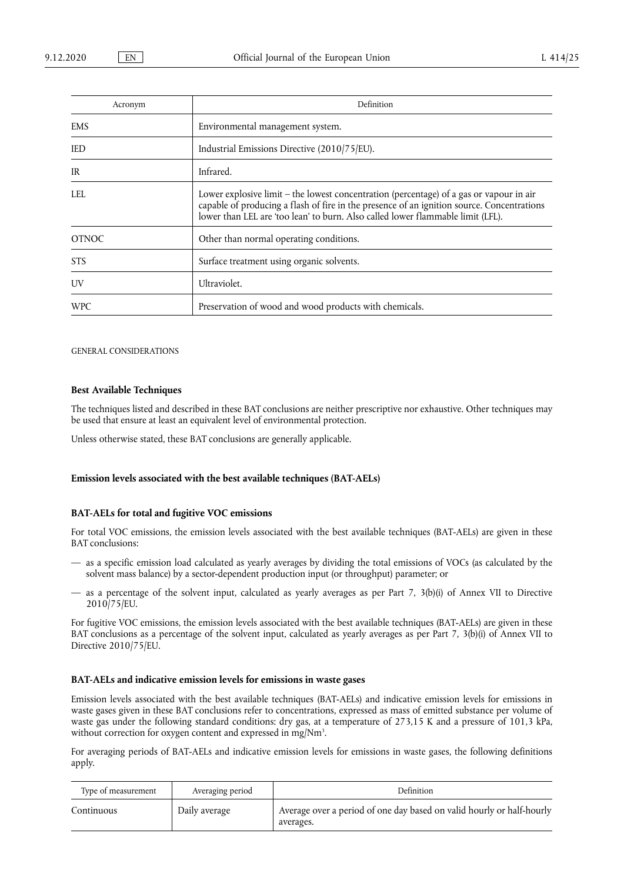| Acronym | Definition |
|---|---|
| EMS | Environmental management system. |
| IED | Industrial Emissions Directive (2010/75/EU). |
| IR | Infrared. |
| LEL | Lower explosive limit – the lowest concentration (percentage) of a gas or vapour in air capable of producing a flash of fire in the presence of an ignition source. Concentrations lower than LEL are 'too lean' to burn. Also called lower flammable limit (LFL). |
| OTNOC | Other than normal operating conditions. |
| STS | Surface treatment using organic solvents. |
| UV | Ultraviolet. |
| WPC | Preservation of wood and wood products with chemicals. |

GENERAL CONSIDERATIONS

**Best Available Techniques**

The techniques listed and described in these BAT conclusions are neither prescriptive nor exhaustive. Other techniques may be used that ensure at least an equivalent level of environmental protection.

Unless otherwise stated, these BAT conclusions are generally applicable.

**Emission levels associated with the best available techniques (BAT-AELs)**

**BAT-AELs for total and fugitive VOC emissions**

For total VOC emissions, the emission levels associated with the best available techniques (BAT-AELs) are given in these BAT conclusions:

— as a specific emission load calculated as yearly averages by dividing the total emissions of VOCs (as calculated by the solvent mass balance) by a sector-dependent production input (or throughput) parameter; or

— as a percentage of the solvent input, calculated as yearly averages as per Part 7, 3(b)(i) of Annex VII to Directive 2010/75/EU.

For fugitive VOC emissions, the emission levels associated with the best available techniques (BAT-AELs) are given in these BAT conclusions as a percentage of the solvent input, calculated as yearly averages as per Part 7, 3(b)(i) of Annex VII to Directive 2010/75/EU.

**BAT-AELs and indicative emission levels for emissions in waste gases**

Emission levels associated with the best available techniques (BAT-AELs) and indicative emission levels for emissions in waste gases given in these BAT conclusions refer to concentrations, expressed as mass of emitted substance per volume of waste gas under the following standard conditions: dry gas, at a temperature of 273,15 K and a pressure of 101,3 kPa, without correction for oxygen content and expressed in mg/Nm$^3$.

For averaging periods of BAT-AELs and indicative emission levels for emissions in waste gases, the following definitions apply.

| Type of measurement | Averaging period | Definition |
|---|---|---|
| Continuous | Daily average | Average over a period of one day based on valid hourly or half-hourly averages. |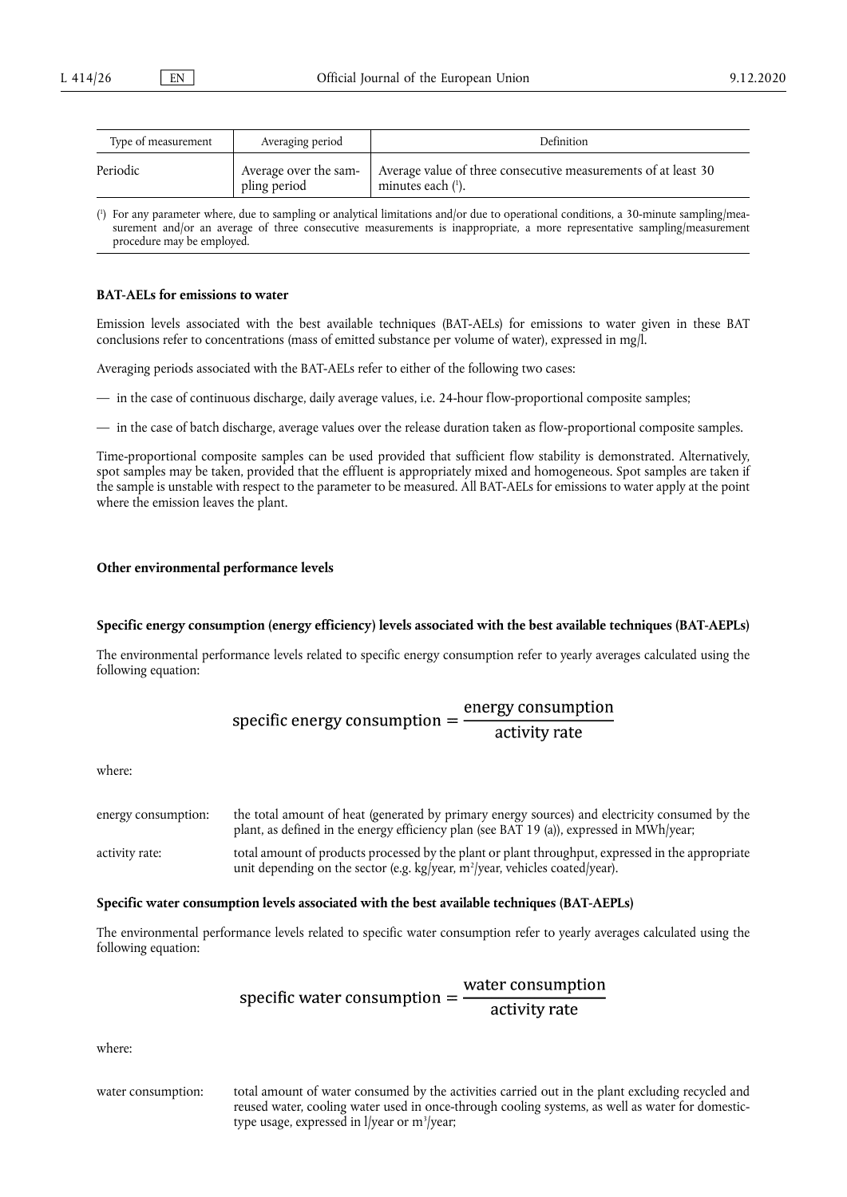| Type of measurement | Averaging period | Definition |
| --- | --- | --- |
| Periodic | Average over the sampling period | Average value of three consecutive measurements of at least 30 minutes each [1]. |

[1] For any parameter where, due to sampling or analytical limitations and/or due to operational conditions, a 30-minute sampling/measurement and/or an average of three consecutive measurements is inappropriate, a more representative sampling/measurement procedure may be employed.

**BAT-AELs for emissions to water**

Emission levels associated with the best available techniques (BAT-AELs) for emissions to water given in these BAT conclusions refer to concentrations (mass of emitted substance per volume of water), expressed in mg/l.

Averaging periods associated with the BAT-AELs refer to either of the following two cases:

— in the case of continuous discharge, daily average values, i.e. 24-hour flow-proportional composite samples;

— in the case of batch discharge, average values over the release duration taken as flow-proportional composite samples.

Time-proportional composite samples can be used provided that sufficient flow stability is demonstrated. Alternatively, spot samples may be taken, provided that the effluent is appropriately mixed and homogeneous. Spot samples are taken if the sample is unstable with respect to the parameter to be measured. All BAT-AELs for emissions to water apply at the point where the emission leaves the plant.

**Other environmental performance levels**

**Specific energy consumption (energy efficiency) levels associated with the best available techniques (BAT-AEPLs)**

The environmental performance levels related to specific energy consumption refer to yearly averages calculated using the following equation:

$$\text{specific energy consumption} = \frac{\text{energy consumption}}{\text{activity rate}}$$

where:

energy consumption: the total amount of heat (generated by primary energy sources) and electricity consumed by the plant, as defined in the energy efficiency plan (see BAT 19 (a)), expressed in MWh/year;

activity rate: total amount of products processed by the plant or plant throughput, expressed in the appropriate unit depending on the sector (e.g. kg/year, $m^2$/year, vehicles coated/year).

**Specific water consumption levels associated with the best available techniques (BAT-AEPLs)**

The environmental performance levels related to specific water consumption refer to yearly averages calculated using the following equation:

$$\text{specific water consumption} = \frac{\text{water consumption}}{\text{activity rate}}$$

where:

water consumption: total amount of water consumed by the activities carried out in the plant excluding recycled and reused water, cooling water used in once-through cooling systems, as well as water for domestic-type usage, expressed in l/year or $m^3$/year;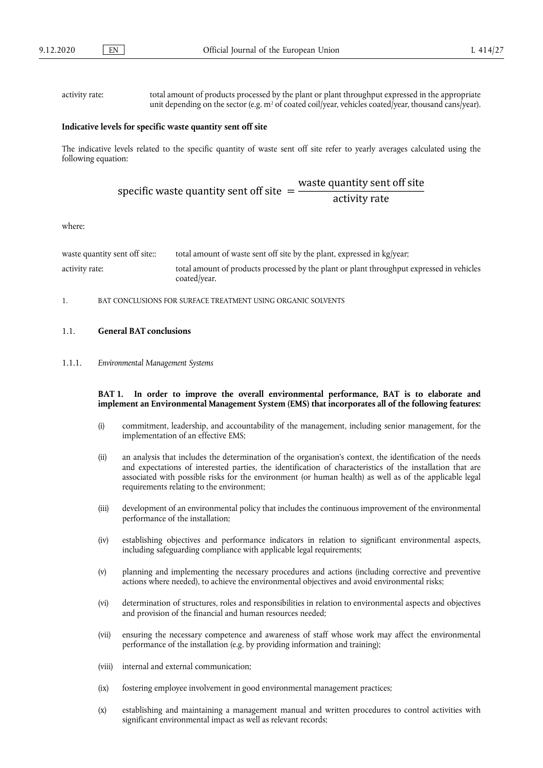activity rate: total amount of products processed by the plant or plant throughput expressed in the appropriate unit depending on the sector (e.g. $m^2$ of coated coil/year, vehicles coated/year, thousand cans/year).

**Indicative levels for specific waste quantity sent off site**

The indicative levels related to the specific quantity of waste sent off site refer to yearly averages calculated using the following equation:

$$\text{specific waste quantity sent off site} = \frac{\text{waste quantity sent off site}}{\text{activity rate}}$$

where:

waste quantity sent off site:: total amount of waste sent off site by the plant, expressed in kg/year;

activity rate: total amount of products processed by the plant or plant throughput expressed in vehicles coated/year.

1. BAT CONCLUSIONS FOR SURFACE TREATMENT USING ORGANIC SOLVENTS

## 1.1. General BAT conclusions

### 1.1.1. *Environmental Management Systems*

**BAT 1. In order to improve the overall environmental performance, BAT is to elaborate and implement an Environmental Management System (EMS) that incorporates all of the following features:**

(i) commitment, leadership, and accountability of the management, including senior management, for the implementation of an effective EMS;

(ii) an analysis that includes the determination of the organisation's context, the identification of the needs and expectations of interested parties, the identification of characteristics of the installation that are associated with possible risks for the environment (or human health) as well as of the applicable legal requirements relating to the environment;

(iii) development of an environmental policy that includes the continuous improvement of the environmental performance of the installation;

(iv) establishing objectives and performance indicators in relation to significant environmental aspects, including safeguarding compliance with applicable legal requirements;

(v) planning and implementing the necessary procedures and actions (including corrective and preventive actions where needed), to achieve the environmental objectives and avoid environmental risks;

(vi) determination of structures, roles and responsibilities in relation to environmental aspects and objectives and provision of the financial and human resources needed;

(vii) ensuring the necessary competence and awareness of staff whose work may affect the environmental performance of the installation (e.g. by providing information and training);

(viii) internal and external communication;

(ix) fostering employee involvement in good environmental management practices;

(x) establishing and maintaining a management manual and written procedures to control activities with significant environmental impact as well as relevant records;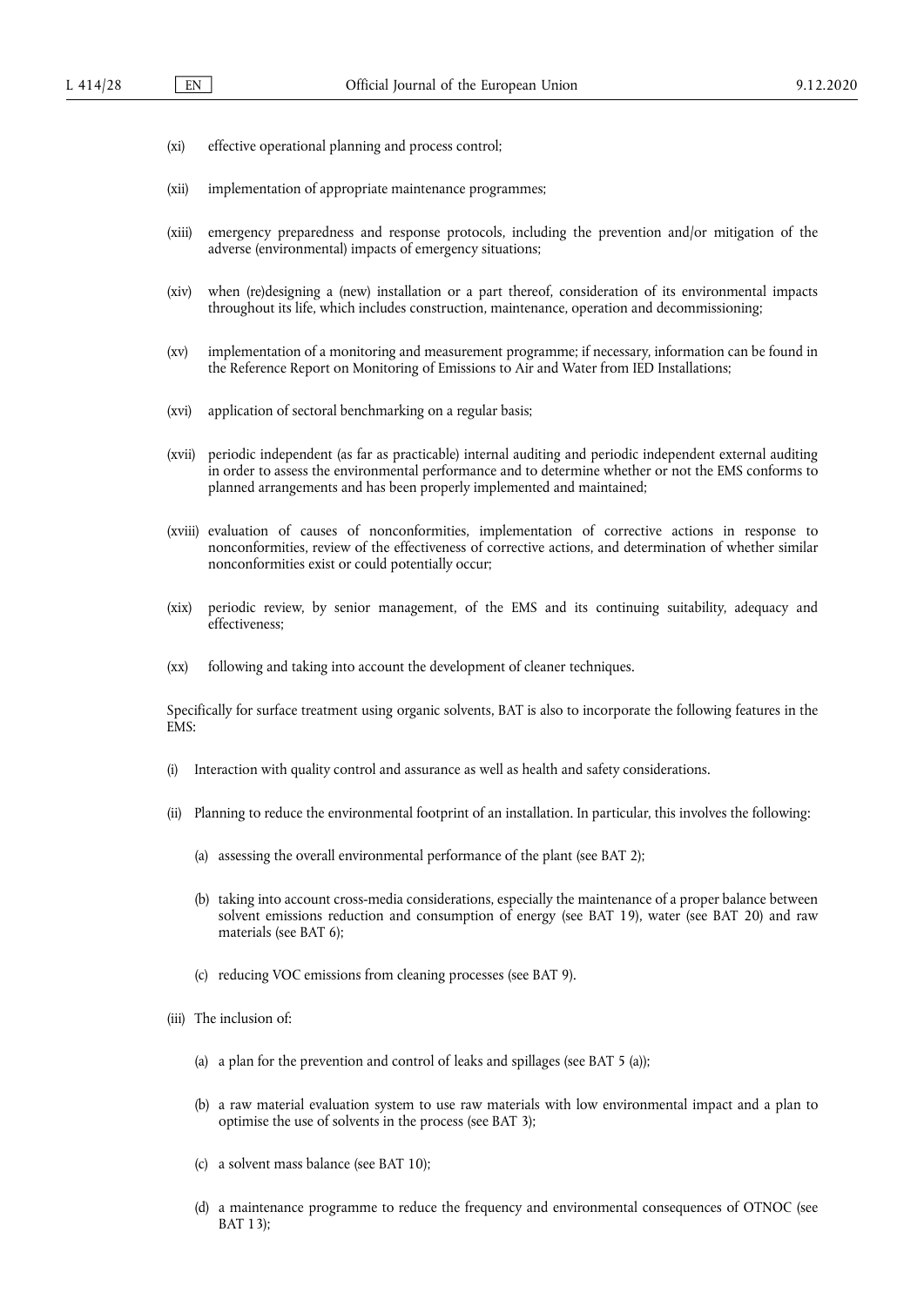(xi) effective operational planning and process control;

(xii) implementation of appropriate maintenance programmes;

(xiii) emergency preparedness and response protocols, including the prevention and/or mitigation of the adverse (environmental) impacts of emergency situations;

(xiv) when (re)designing a (new) installation or a part thereof, consideration of its environmental impacts throughout its life, which includes construction, maintenance, operation and decommissioning;

(xv) implementation of a monitoring and measurement programme; if necessary, information can be found in the Reference Report on Monitoring of Emissions to Air and Water from IED Installations;

(xvi) application of sectoral benchmarking on a regular basis;

(xvii) periodic independent (as far as practicable) internal auditing and periodic independent external auditing in order to assess the environmental performance and to determine whether or not the EMS conforms to planned arrangements and has been properly implemented and maintained;

(xviii) evaluation of causes of nonconformities, implementation of corrective actions in response to nonconformities, review of the effectiveness of corrective actions, and determination of whether similar nonconformities exist or could potentially occur;

(xix) periodic review, by senior management, of the EMS and its continuing suitability, adequacy and effectiveness;

(xx) following and taking into account the development of cleaner techniques.

Specifically for surface treatment using organic solvents, BAT is also to incorporate the following features in the EMS:

(i) Interaction with quality control and assurance as well as health and safety considerations.

(ii) Planning to reduce the environmental footprint of an installation. In particular, this involves the following:

(a) assessing the overall environmental performance of the plant (see BAT 2);

(b) taking into account cross-media considerations, especially the maintenance of a proper balance between solvent emissions reduction and consumption of energy (see BAT 19), water (see BAT 20) and raw materials (see BAT 6);

(c) reducing VOC emissions from cleaning processes (see BAT 9).

(iii) The inclusion of:

(a) a plan for the prevention and control of leaks and spillages (see BAT 5 (a));

(b) a raw material evaluation system to use raw materials with low environmental impact and a plan to optimise the use of solvents in the process (see BAT 3);

(c) a solvent mass balance (see BAT 10);

(d) a maintenance programme to reduce the frequency and environmental consequences of OTNOC (see BAT 13);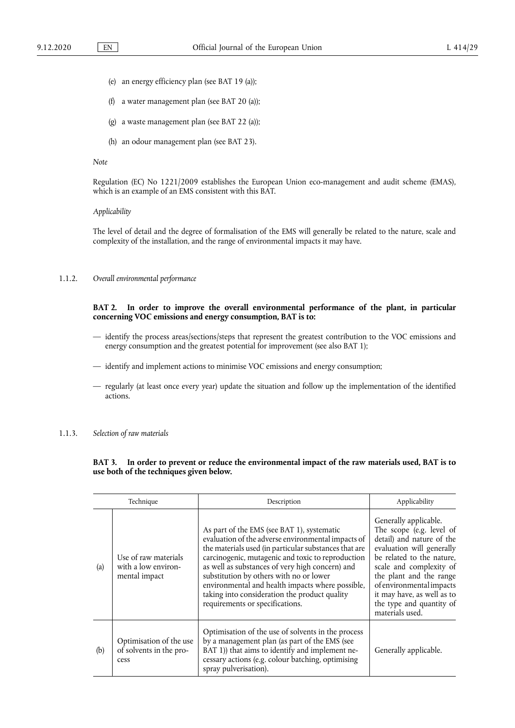(e) an energy efficiency plan (see BAT 19 (a));

(f) a water management plan (see BAT 20 (a));

(g) a waste management plan (see BAT 22 (a));

(h) an odour management plan (see BAT 23).

*Note*

Regulation (EC) No 1221/2009 establishes the European Union eco-management and audit scheme (EMAS), which is an example of an EMS consistent with this BAT.

*Applicability*

The level of detail and the degree of formalisation of the EMS will generally be related to the nature, scale and complexity of the installation, and the range of environmental impacts it may have.

### 1.1.2. *Overall environmental performance*

**BAT 2. In order to improve the overall environmental performance of the plant, in particular concerning VOC emissions and energy consumption, BAT is to:**

— identify the process areas/sections/steps that represent the greatest contribution to the VOC emissions and energy consumption and the greatest potential for improvement (see also BAT 1);

— identify and implement actions to minimise VOC emissions and energy consumption;

— regularly (at least once every year) update the situation and follow up the implementation of the identified actions.

### 1.1.3. *Selection of raw materials*

**BAT 3. In order to prevent or reduce the environmental impact of the raw materials used, BAT is to use both of the techniques given below.**

| | Technique | Description | Applicability |
|---|---|---|---|
| (a) | Use of raw materials with a low environmental impact | As part of the EMS (see BAT 1), systematic evaluation of the adverse environmental impacts of the materials used (in particular substances that are carcinogenic, mutagenic and toxic to reproduction as well as substances of very high concern) and substitution by others with no or lower environmental and health impacts where possible, taking into consideration the product quality requirements or specifications. | Generally applicable. The scope (e.g. level of detail) and nature of the evaluation will generally be related to the nature, scale and complexity of the plant and the range of environmental impacts it may have, as well as to the type and quantity of materials used. |
| (b) | Optimisation of the use of solvents in the process | Optimisation of the use of solvents in the process by a management plan (as part of the EMS (see BAT 1)) that aims to identify and implement necessary actions (e.g. colour batching, optimising spray pulverisation). | Generally applicable. |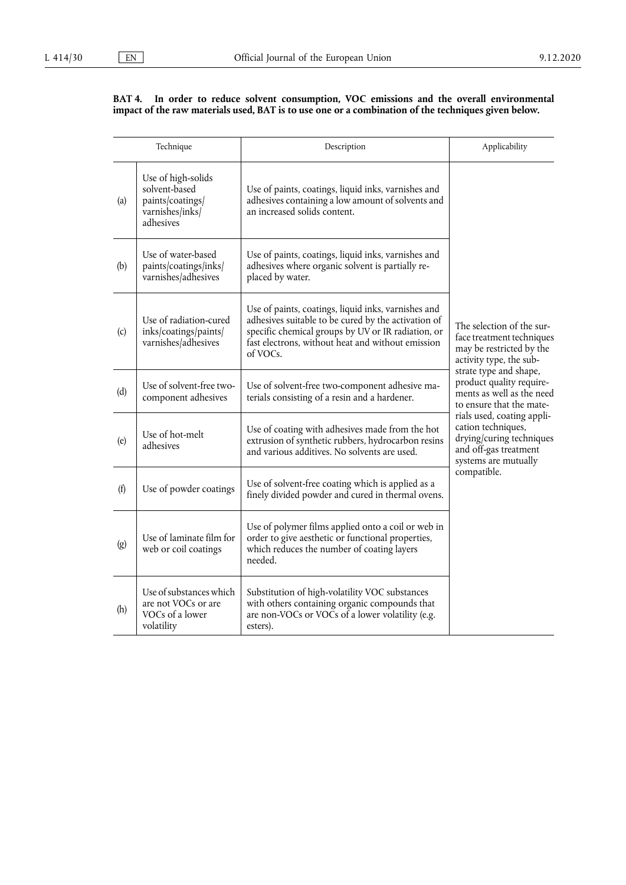**BAT 4. In order to reduce solvent consumption, VOC emissions and the overall environmental impact of the raw materials used, BAT is to use one or a combination of the techniques given below.**

| | Technique | Description | Applicability |
|---|---|---|---|
| (a) | Use of high-solids solvent-based paints/coatings/varnishes/inks/adhesives | Use of paints, coatings, liquid inks, varnishes and adhesives containing a low amount of solvents and an increased solids content. | The selection of the surface treatment techniques may be restricted by the activity type, the substrate type and shape, product quality requirements as well as the need to ensure that the materials used, coating application techniques, drying/curing techniques and off-gas treatment systems are mutually compatible. |
| (b) | Use of water-based paints/coatings/inks/varnishes/adhesives | Use of paints, coatings, liquid inks, varnishes and adhesives where organic solvent is partially replaced by water. | |
| (c) | Use of radiation-cured inks/coatings/paints/varnishes/adhesives | Use of paints, coatings, liquid inks, varnishes and adhesives suitable to be cured by the activation of specific chemical groups by UV or IR radiation, or fast electrons, without heat and without emission of VOCs. | |
| (d) | Use of solvent-free two-component adhesives | Use of solvent-free two-component adhesive materials consisting of a resin and a hardener. | |
| (e) | Use of hot-melt adhesives | Use of coating with adhesives made from the hot extrusion of synthetic rubbers, hydrocarbon resins and various additives. No solvents are used. | |
| (f) | Use of powder coatings | Use of solvent-free coating which is applied as a finely divided powder and cured in thermal ovens. | |
| (g) | Use of laminate film for web or coil coatings | Use of polymer films applied onto a coil or web in order to give aesthetic or functional properties, which reduces the number of coating layers needed. | |
| (h) | Use of substances which are not VOCs or are VOCs of a lower volatility | Substitution of high-volatility VOC substances with others containing organic compounds that are non-VOCs or VOCs of a lower volatility (e.g. esters). | |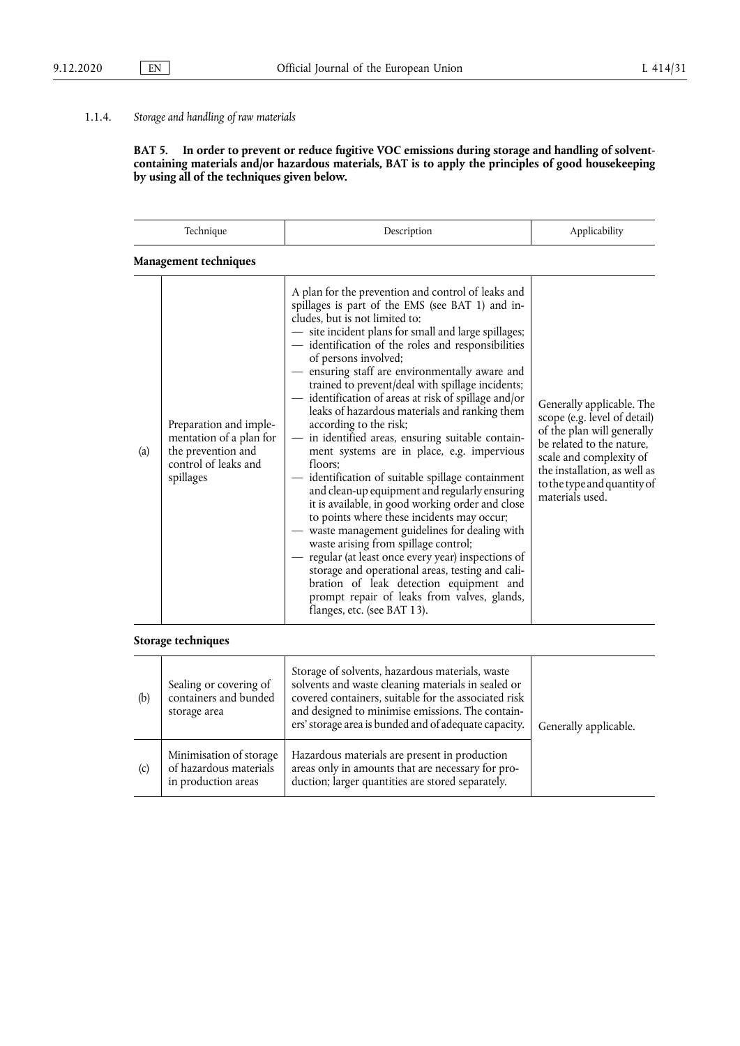### 1.1.4. *Storage and handling of raw materials*

**BAT 5. In order to prevent or reduce fugitive VOC emissions during storage and handling of solvent-containing materials and/or hazardous materials, BAT is to apply the principles of good housekeeping by using all of the techniques given below.**

| | Technique | Description | Applicability |
|---|---|---|---|
| **Management techniques** | | | |
| (a) | Preparation and implementation of a plan for the prevention and control of leaks and spillages | A plan for the prevention and control of leaks and spillages is part of the EMS (see BAT 1) and includes, but is not limited to:<br>— site incident plans for small and large spillages;<br>— identification of the roles and responsibilities of persons involved;<br>— ensuring staff are environmentally aware and trained to prevent/deal with spillage incidents;<br>— identification of areas at risk of spillage and/or leaks of hazardous materials and ranking them according to the risk;<br>— in identified areas, ensuring suitable containment systems are in place, e.g. impervious floors;<br>— identification of suitable spillage containment and clean-up equipment and regularly ensuring it is available, in good working order and close to points where these incidents may occur;<br>— waste management guidelines for dealing with waste arising from spillage control;<br>— regular (at least once every year) inspections of storage and operational areas, testing and calibration of leak detection equipment and prompt repair of leaks from valves, glands, flanges, etc. (see BAT 13). | Generally applicable. The scope (e.g. level of detail) of the plan will generally be related to the nature, scale and complexity of the installation, as well as to the type and quantity of materials used. |
| **Storage techniques** | | | |
| (b) | Sealing or covering of containers and bunded storage area | Storage of solvents, hazardous materials, waste solvents and waste cleaning materials in sealed or covered containers, suitable for the associated risk and designed to minimise emissions. The containers' storage area is bunded and of adequate capacity. | Generally applicable. |
| (c) | Minimisation of storage of hazardous materials in production areas | Hazardous materials are present in production areas only in amounts that are necessary for production; larger quantities are stored separately. | Generally applicable. |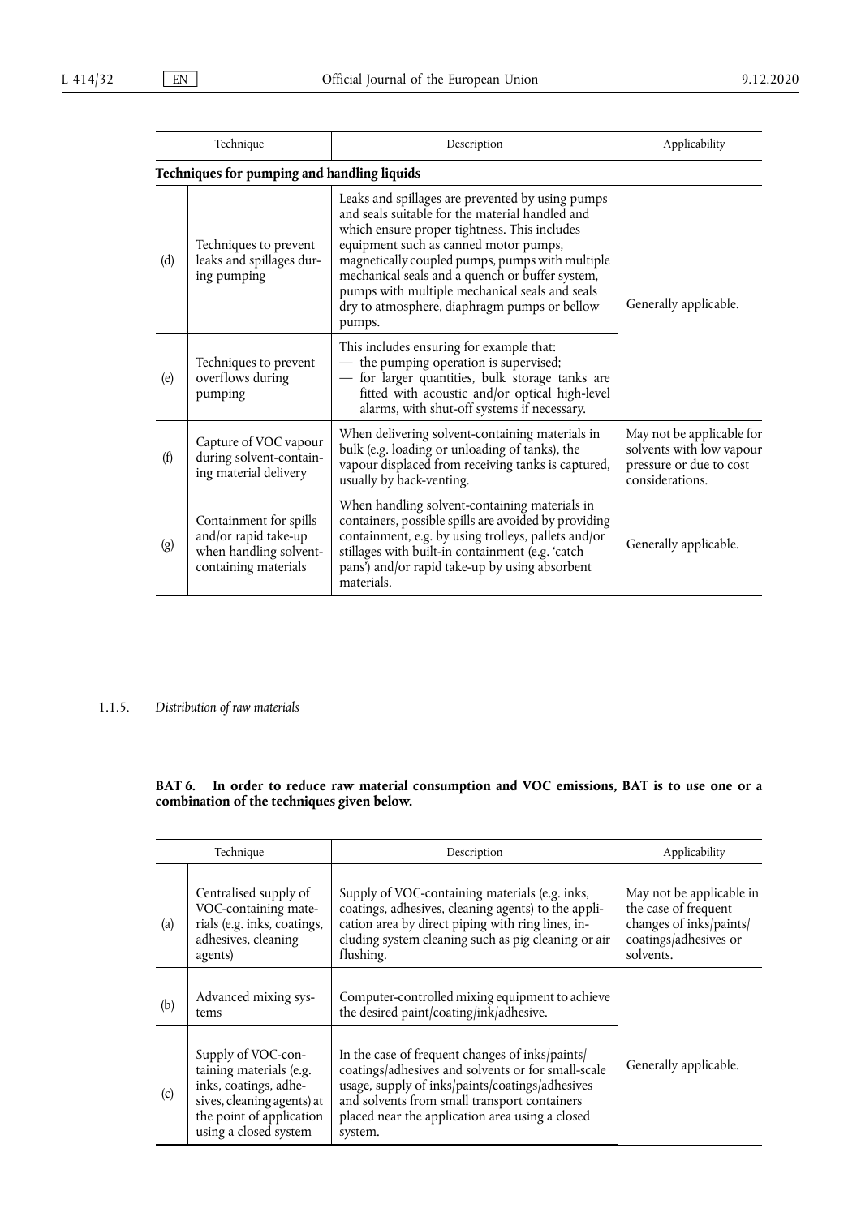| Technique | | Description | Applicability |
|---|---|---|---|
| **Techniques for pumping and handling liquids** | | | |
| (d) | Techniques to prevent leaks and spillages during pumping | Leaks and spillages are prevented by using pumps and seals suitable for the material handled and which ensure proper tightness. This includes equipment such as canned motor pumps, magnetically coupled pumps, pumps with multiple mechanical seals and a quench or buffer system, pumps with multiple mechanical seals and seals dry to atmosphere, diaphragm pumps or bellow pumps. | Generally applicable. |
| (e) | Techniques to prevent overflows during pumping | This includes ensuring for example that:<br>— the pumping operation is supervised;<br>— for larger quantities, bulk storage tanks are fitted with acoustic and/or optical high-level alarms, with shut-off systems if necessary. | |
| (f) | Capture of VOC vapour during solvent-containing material delivery | When delivering solvent-containing materials in bulk (e.g. loading or unloading of tanks), the vapour displaced from receiving tanks is captured, usually by back-venting. | May not be applicable for solvents with low vapour pressure or due to cost considerations. |
| (g) | Containment for spills and/or rapid take-up when handling solvent-containing materials | When handling solvent-containing materials in containers, possible spills are avoided by providing containment, e.g. by using trolleys, pallets and/or stillages with built-in containment (e.g. 'catch pans') and/or rapid take-up by using absorbent materials. | Generally applicable. |

1.1.5. *Distribution of raw materials*

**BAT 6. In order to reduce raw material consumption and VOC emissions, BAT is to use one or a combination of the techniques given below.**

| Technique | | Description | Applicability |
|---|---|---|---|
| (a) | Centralised supply of VOC-containing materials (e.g. inks, coatings, adhesives, cleaning agents) | Supply of VOC-containing materials (e.g. inks, coatings, adhesives, cleaning agents) to the application area by direct piping with ring lines, including system cleaning such as pig cleaning or air flushing. | May not be applicable in the case of frequent changes of inks/paints/coatings/adhesives or solvents. |
| (b) | Advanced mixing systems | Computer-controlled mixing equipment to achieve the desired paint/coating/ink/adhesive. | Generally applicable. |
| (c) | Supply of VOC-containing materials (e.g. inks, coatings, adhesives, cleaning agents) at the point of application using a closed system | In the case of frequent changes of inks/paints/coatings/adhesives and solvents or for small-scale usage, supply of inks/paints/coatings/adhesives and solvents from small transport containers placed near the application area using a closed system. | |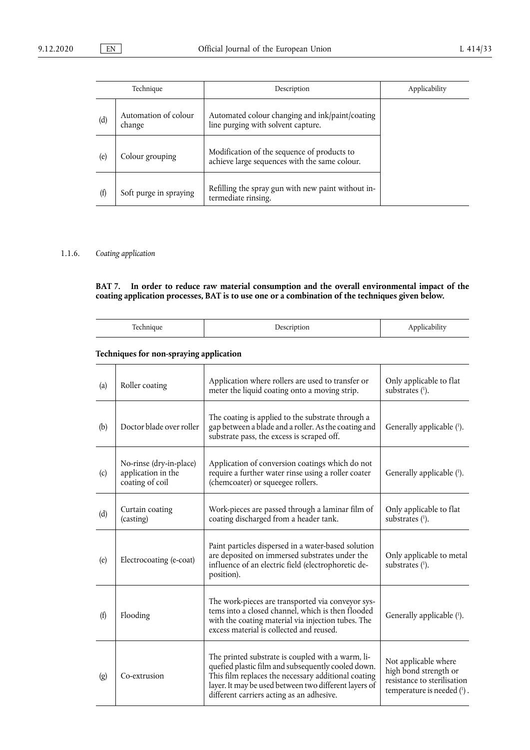| | Technique | Description | Applicability |
|---|---|---|---|
| (d) | Automation of colour change | Automated colour changing and ink/paint/coating line purging with solvent capture. | |
| (e) | Colour grouping | Modification of the sequence of products to achieve large sequences with the same colour. | |
| (f) | Soft purge in spraying | Refilling the spray gun with new paint without intermediate rinsing. | |

1.1.6. *Coating application*

**BAT 7. In order to reduce raw material consumption and the overall environmental impact of the coating application processes, BAT is to use one or a combination of the techniques given below.**

| | Technique | Description | Applicability |
|---|---|---|---|
| | **Techniques for non-spraying application** | | |
| (a) | Roller coating | Application where rollers are used to transfer or meter the liquid coating onto a moving strip. | Only applicable to flat substrates [1]. |
| (b) | Doctor blade over roller | The coating is applied to the substrate through a gap between a blade and a roller. As the coating and substrate pass, the excess is scraped off. | Generally applicable [1]. |
| (c) | No-rinse (dry-in-place) application in the coating of coil | Application of conversion coatings which do not require a further water rinse using a roller coater (chemcoater) or squeegee rollers. | Generally applicable [1]. |
| (d) | Curtain coating (casting) | Work-pieces are passed through a laminar film of coating discharged from a header tank. | Only applicable to flat substrates [1]. |
| (e) | Electrocoating (e-coat) | Paint particles dispersed in a water-based solution are deposited on immersed substrates under the influence of an electric field (electrophoretic deposition). | Only applicable to metal substrates [1]. |
| (f) | Flooding | The work-pieces are transported via conveyor systems into a closed channel, which is then flooded with the coating material via injection tubes. The excess material is collected and reused. | Generally applicable [1]. |
| (g) | Co-extrusion | The printed substrate is coupled with a warm, liquefied plastic film and subsequently cooled down. This film replaces the necessary additional coating layer. It may be used between two different layers of different carriers acting as an adhesive. | Not applicable where high bond strength or resistance to sterilisation temperature is needed [1]. |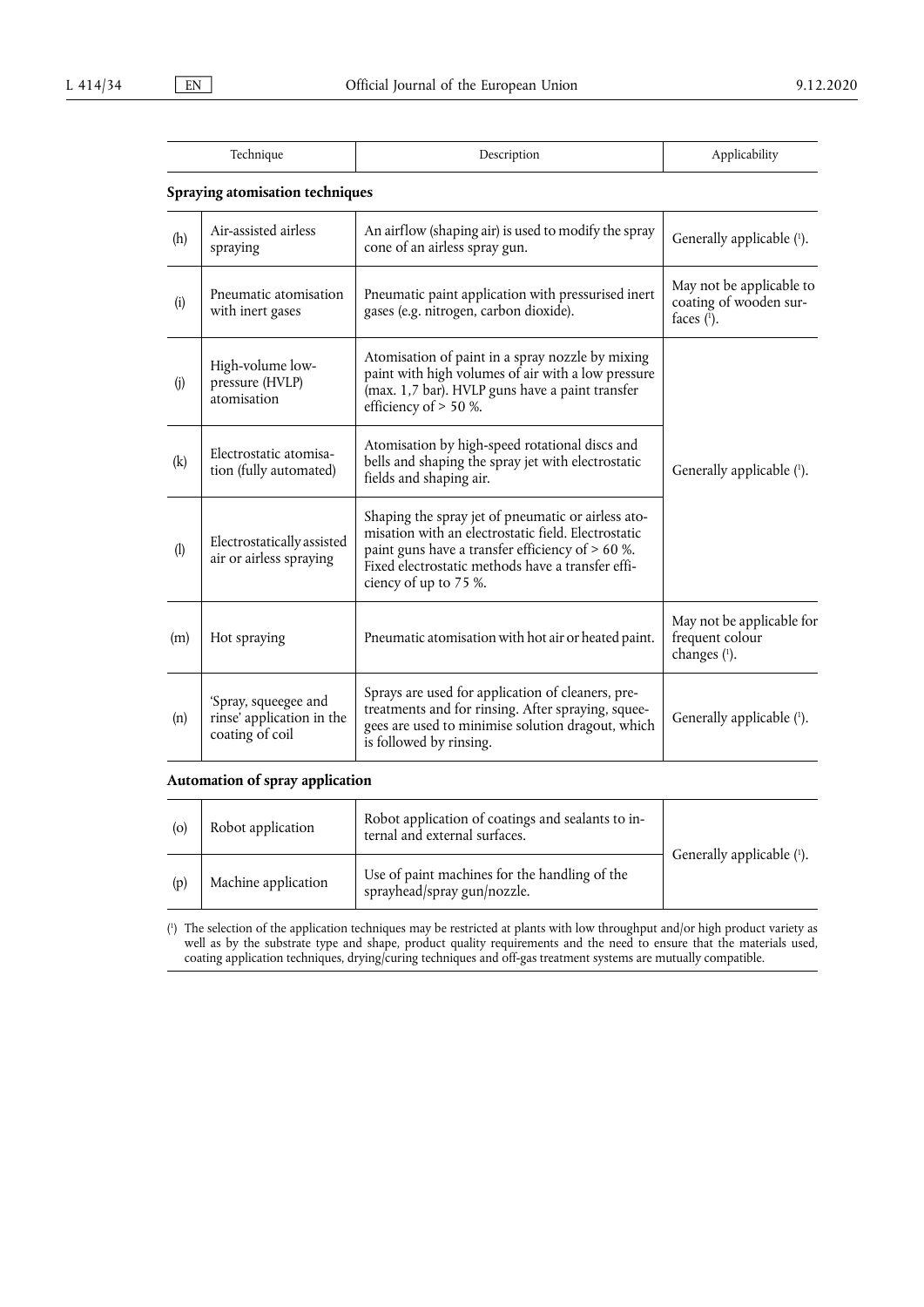| | Technique | Description | Applicability |
|---|---|---|---|
| **Spraying atomisation techniques** | | | |
| (h) | Air-assisted airless spraying | An airflow (shaping air) is used to modify the spray cone of an airless spray gun. | Generally applicable [1]. |
| (i) | Pneumatic atomisation with inert gases | Pneumatic paint application with pressurised inert gases (e.g. nitrogen, carbon dioxide). | May not be applicable to coating of wooden surfaces [1]. |
| (j) | High-volume low-pressure (HVLP) atomisation | Atomisation of paint in a spray nozzle by mixing paint with high volumes of air with a low pressure (max. 1,7 bar). HVLP guns have a paint transfer efficiency of > 50 %. | Generally applicable [1]. |
| (k) | Electrostatic atomisation (fully automated) | Atomisation by high-speed rotational discs and bells and shaping the spray jet with electrostatic fields and shaping air. | |
| (l) | Electrostatically assisted air or airless spraying | Shaping the spray jet of pneumatic or airless atomisation with an electrostatic field. Electrostatic paint guns have a transfer efficiency of > 60 %. Fixed electrostatic methods have a transfer efficiency of up to 75 %. | |
| (m) | Hot spraying | Pneumatic atomisation with hot air or heated paint. | May not be applicable for frequent colour changes [1]. |
| (n) | 'Spray, squeegee and rinse' application in the coating of coil | Sprays are used for application of cleaners, pre-treatments and for rinsing. After spraying, squeegees are used to minimise solution dragout, which is followed by rinsing. | Generally applicable [1]. |
| **Automation of spray application** | | | |
| (o) | Robot application | Robot application of coatings and sealants to internal and external surfaces. | Generally applicable [1]. |
| (p) | Machine application | Use of paint machines for the handling of the sprayhead/spray gun/nozzle. | |

[1] The selection of the application techniques may be restricted at plants with low throughput and/or high product variety as well as by the substrate type and shape, product quality requirements and the need to ensure that the materials used, coating application techniques, drying/curing techniques and off-gas treatment systems are mutually compatible.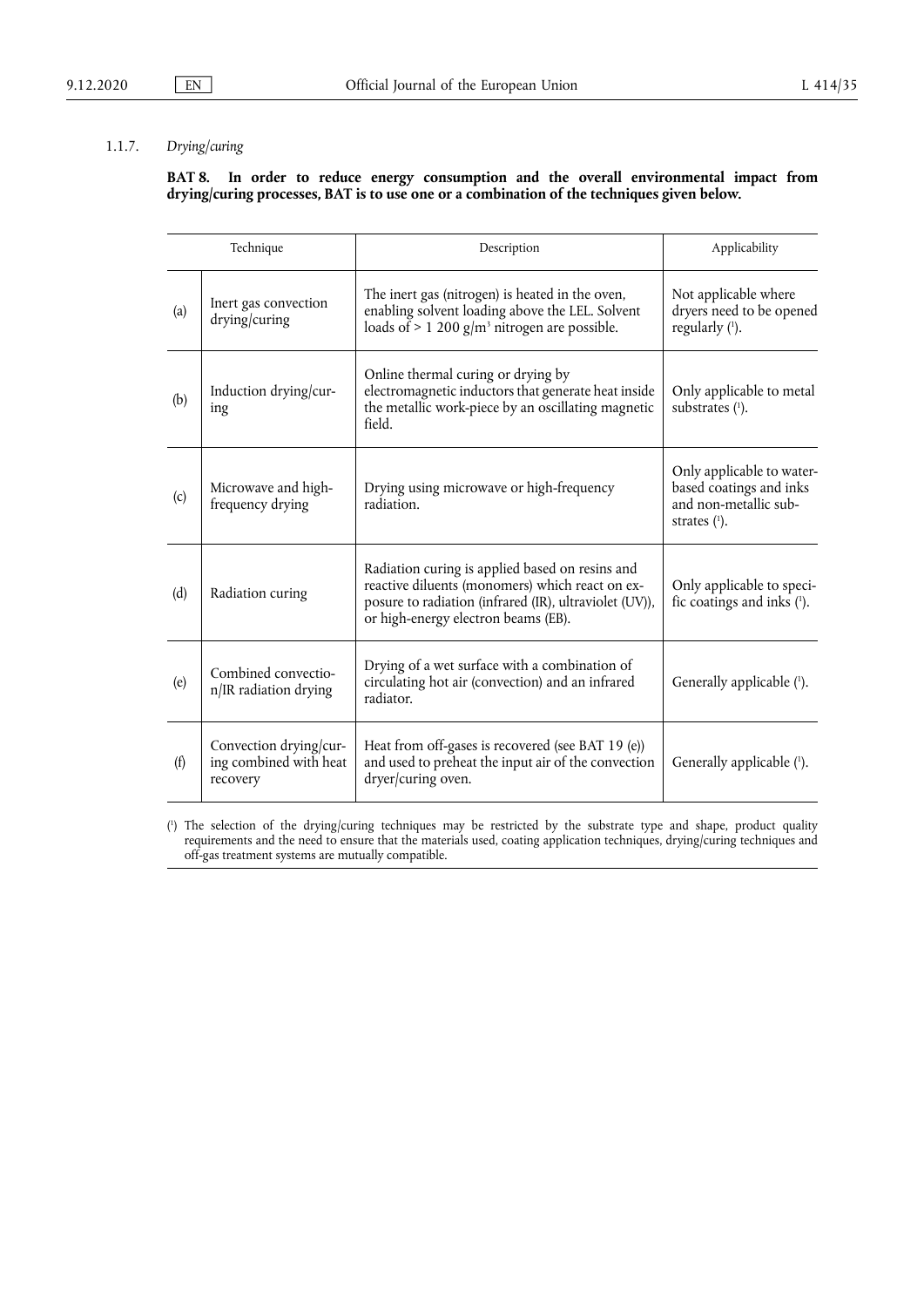1.1.7. *Drying/curing*

**BAT 8. In order to reduce energy consumption and the overall environmental impact from drying/curing processes, BAT is to use one or a combination of the techniques given below.**

| | Technique | Description | Applicability |
|---|---|---|---|
| (a) | Inert gas convection drying/curing | The inert gas (nitrogen) is heated in the oven, enabling solvent loading above the LEL. Solvent loads of > 1 200 g/m³ nitrogen are possible. | Not applicable where dryers need to be opened regularly [1]. |
| (b) | Induction drying/curing | Online thermal curing or drying by electromagnetic inductors that generate heat inside the metallic work-piece by an oscillating magnetic field. | Only applicable to metal substrates [1]. |
| (c) | Microwave and high-frequency drying | Drying using microwave or high-frequency radiation. | Only applicable to water-based coatings and inks and non-metallic substrates [1]. |
| (d) | Radiation curing | Radiation curing is applied based on resins and reactive diluents (monomers) which react on exposure to radiation (infrared (IR), ultraviolet (UV)), or high-energy electron beams (EB). | Only applicable to specific coatings and inks [1]. |
| (e) | Combined convection/IR radiation drying | Drying of a wet surface with a combination of circulating hot air (convection) and an infrared radiator. | Generally applicable [1]. |
| (f) | Convection drying/curing combined with heat recovery | Heat from off-gases is recovered (see BAT 19 (e)) and used to preheat the input air of the convection dryer/curing oven. | Generally applicable [1]. |

[1] The selection of the drying/curing techniques may be restricted by the substrate type and shape, product quality requirements and the need to ensure that the materials used, coating application techniques, drying/curing techniques and off-gas treatment systems are mutually compatible.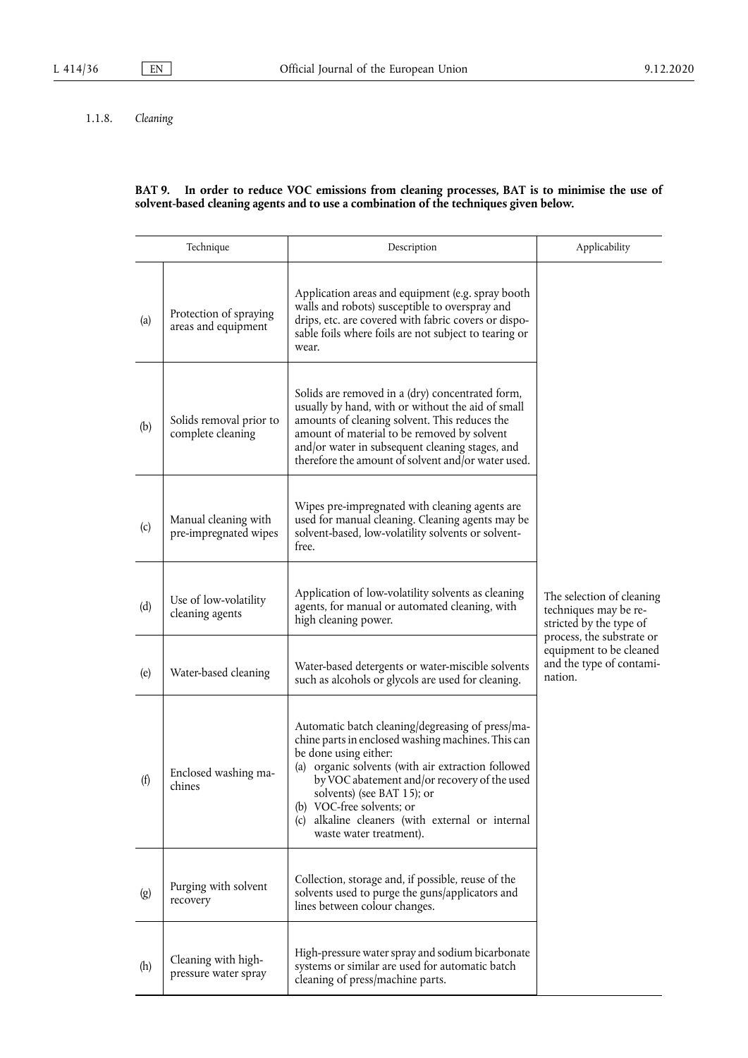1.1.8. *Cleaning*

**BAT 9. In order to reduce VOC emissions from cleaning processes, BAT is to minimise the use of solvent-based cleaning agents and to use a combination of the techniques given below.**

| | Technique | Description | Applicability |
|---|---|---|---|
| (a) | Protection of spraying areas and equipment | Application areas and equipment (e.g. spray booth walls and robots) susceptible to overspray and drips, etc. are covered with fabric covers or disposable foils where foils are not subject to tearing or wear. | The selection of cleaning techniques may be restricted by the type of process, the substrate or equipment to be cleaned and the type of contamination. |
| (b) | Solids removal prior to complete cleaning | Solids are removed in a (dry) concentrated form, usually by hand, with or without the aid of small amounts of cleaning solvent. This reduces the amount of material to be removed by solvent and/or water in subsequent cleaning stages, and therefore the amount of solvent and/or water used. | |
| (c) | Manual cleaning with pre-impregnated wipes | Wipes pre-impregnated with cleaning agents are used for manual cleaning. Cleaning agents may be solvent-based, low-volatility solvents or solvent-free. | |
| (d) | Use of low-volatility cleaning agents | Application of low-volatility solvents as cleaning agents, for manual or automated cleaning, with high cleaning power. | |
| (e) | Water-based cleaning | Water-based detergents or water-miscible solvents such as alcohols or glycols are used for cleaning. | |
| (f) | Enclosed washing machines | Automatic batch cleaning/degreasing of press/machine parts in enclosed washing machines. This can be done using either:<br>(a) organic solvents (with air extraction followed by VOC abatement and/or recovery of the used solvents) (see BAT 15); or<br>(b) VOC-free solvents; or<br>(c) alkaline cleaners (with external or internal waste water treatment). | |
| (g) | Purging with solvent recovery | Collection, storage and, if possible, reuse of the solvents used to purge the guns/applicators and lines between colour changes. | |
| (h) | Cleaning with high-pressure water spray | High-pressure water spray and sodium bicarbonate systems or similar are used for automatic batch cleaning of press/machine parts. | |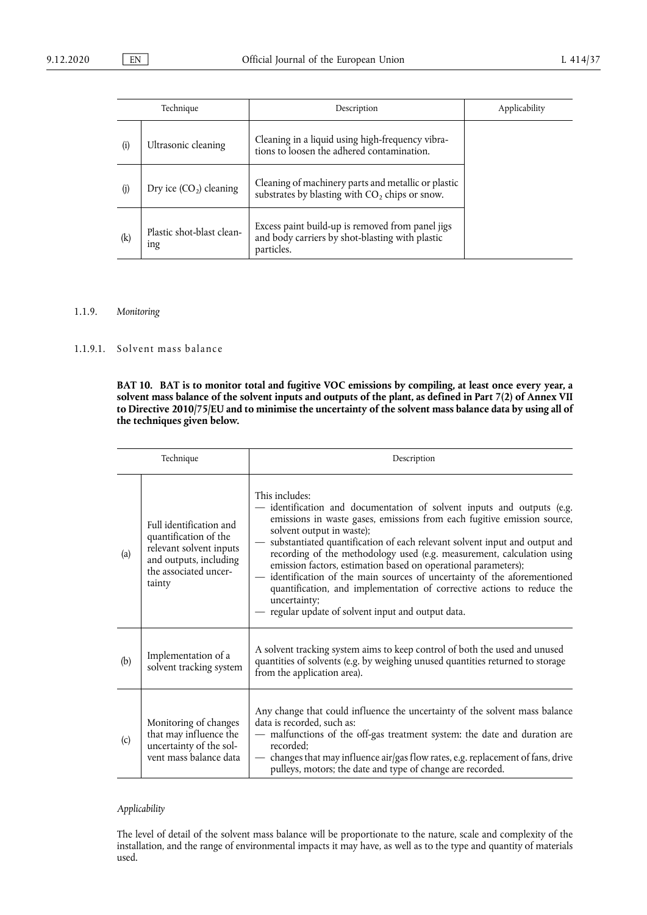| Technique | | Description | Applicability |
|---|---|---|---|
| (i) | Ultrasonic cleaning | Cleaning in a liquid using high-frequency vibrations to loosen the adhered contamination. | |
| (j) | Dry ice ($CO_2$) cleaning | Cleaning of machinery parts and metallic or plastic substrates by blasting with $CO_2$ chips or snow. | |
| (k) | Plastic shot-blast cleaning | Excess paint build-up is removed from panel jigs and body carriers by shot-blasting with plastic particles. | |

### 1.1.9. *Monitoring*

#### 1.1.9.1. Solvent mass balance

**BAT 10. BAT is to monitor total and fugitive VOC emissions by compiling, at least once every year, a solvent mass balance of the solvent inputs and outputs of the plant, as defined in Part 7(2) of Annex VII to Directive 2010/75/EU and to minimise the uncertainty of the solvent mass balance data by using all of the techniques given below.**

| Technique | | Description |
|---|---|---|
| (a) | Full identification and quantification of the relevant solvent inputs and outputs, including the associated uncertainty | This includes:<br>— identification and documentation of solvent inputs and outputs (e.g. emissions in waste gases, emissions from each fugitive emission source, solvent output in waste);<br>— substantiated quantification of each relevant solvent input and output and recording of the methodology used (e.g. measurement, calculation using emission factors, estimation based on operational parameters);<br>— identification of the main sources of uncertainty of the aforementioned quantification, and implementation of corrective actions to reduce the uncertainty;<br>— regular update of solvent input and output data. |
| (b) | Implementation of a solvent tracking system | A solvent tracking system aims to keep control of both the used and unused quantities of solvents (e.g. by weighing unused quantities returned to storage from the application area). |
| (c) | Monitoring of changes that may influence the uncertainty of the solvent mass balance data | Any change that could influence the uncertainty of the solvent mass balance data is recorded, such as:<br>— malfunctions of the off-gas treatment system: the date and duration are recorded;<br>— changes that may influence air/gas flow rates, e.g. replacement of fans, drive pulleys, motors; the date and type of change are recorded. |

*Applicability*

The level of detail of the solvent mass balance will be proportionate to the nature, scale and complexity of the installation, and the range of environmental impacts it may have, as well as to the type and quantity of materials used.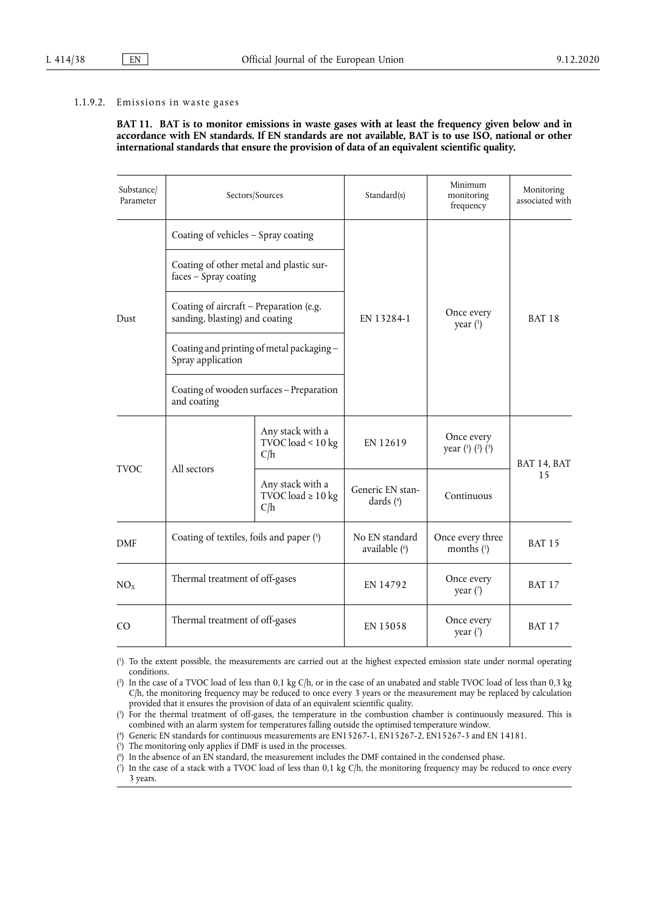#### 1.1.9.2. Emissions in waste gases

**BAT 11. BAT is to monitor emissions in waste gases with at least the frequency given below and in accordance with EN standards. If EN standards are not available, BAT is to use ISO, national or other international standards that ensure the provision of data of an equivalent scientific quality.**

| Substance/ Parameter | Sectors/Sources | | Standard(s) | Minimum monitoring frequency | Monitoring associated with |
|---|---|---|---|---|---|
| Dust | Coating of vehicles – Spray coating | | EN 13284-1 | Once every year (1) | BAT 18 |
| | Coating of other metal and plastic surfaces – Spray coating | | | | |
| | Coating of aircraft – Preparation (e.g. sanding, blasting) and coating | | | | |
| | Coating and printing of metal packaging – Spray application | | | | |
| | Coating of wooden surfaces – Preparation and coating | | | | |
| TVOC | All sectors | Any stack with a TVOC load < 10 kg C/h | EN 12619 | Once every year (1) (2) (3) | BAT 14, BAT 15 |
| | | Any stack with a TVOC load ≥ 10 kg C/h | Generic EN standards (4) | Continuous | |
| DMF | Coating of textiles, foils and paper (5) | | No EN standard available (6) | Once every three months (1) | BAT 15 |
| $NO_X$ | Thermal treatment of off-gases | | EN 14792 | Once every year (7) | BAT 17 |
| CO | Thermal treatment of off-gases | | EN 15058 | Once every year (7) | BAT 17 |

(1) To the extent possible, the measurements are carried out at the highest expected emission state under normal operating conditions.

(2) In the case of a TVOC load of less than 0,1 kg C/h, or in the case of an unabated and stable TVOC load of less than 0,3 kg C/h, the monitoring frequency may be reduced to once every 3 years or the measurement may be replaced by calculation provided that it ensures the provision of data of an equivalent scientific quality.

(3) For the thermal treatment of off-gases, the temperature in the combustion chamber is continuously measured. This is combined with an alarm system for temperatures falling outside the optimised temperature window.

(4) Generic EN standards for continuous measurements are EN15267-1, EN15267-2, EN15267-3 and EN 14181.

(5) The monitoring only applies if DMF is used in the processes.

(6) In the absence of an EN standard, the measurement includes the DMF contained in the condensed phase.

(7) In the case of a stack with a TVOC load of less than 0,1 kg C/h, the monitoring frequency may be reduced to once every 3 years.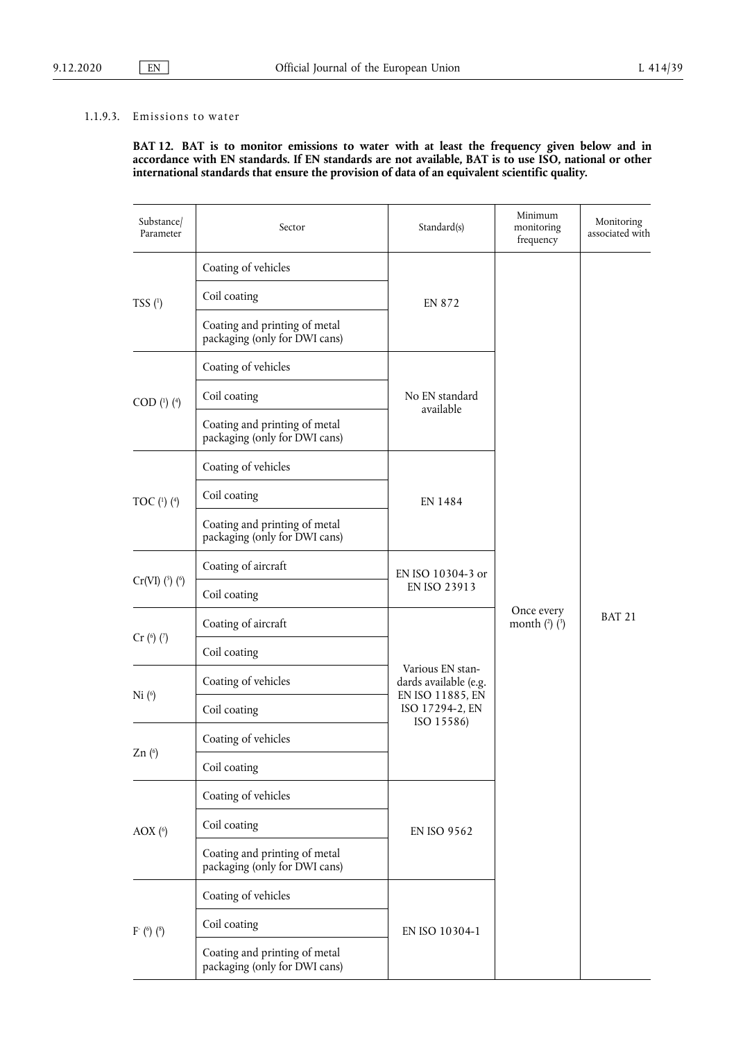### 1.1.9.3. Emissions to water

**BAT 12. BAT is to monitor emissions to water with at least the frequency given below and in accordance with EN standards. If EN standards are not available, BAT is to use ISO, national or other international standards that ensure the provision of data of an equivalent scientific quality.**

| Substance/ Parameter | Sector | Standard(s) | Minimum monitoring frequency | Monitoring associated with |
|---|---|---|---|---|
| TSS [1] | Coating of vehicles | EN 872 | Once every month [2] [3] | BAT 21 |
| | Coil coating | | | |
| | Coating and printing of metal packaging (only for DWI cans) | | | |
| COD [1] [4] | Coating of vehicles | No EN standard available | | |
| | Coil coating | | | |
| | Coating and printing of metal packaging (only for DWI cans) | | | |
| TOC [1] [4] | Coating of vehicles | EN 1484 | | |
| | Coil coating | | | |
| | Coating and printing of metal packaging (only for DWI cans) | | | |
| Cr(VI) [5] [6] | Coating of aircraft | EN ISO 10304-3 or EN ISO 23913 | | |
| | Coil coating | | | |
| Cr [6] [7] | Coating of aircraft | Various EN standards available (e.g. EN ISO 11885, EN ISO 17294-2, EN ISO 15586) | | |
| | Coil coating | | | |
| Ni [6] | Coating of vehicles | | | |
| | Coil coating | | | |
| Zn [6] | Coating of vehicles | | | |
| | Coil coating | | | |
| AOX [6] | Coating of vehicles | EN ISO 9562 | | |
| | Coil coating | | | |
| | Coating and printing of metal packaging (only for DWI cans) | | | |
| $F^-$ [6] [8] | Coating of vehicles | EN ISO 10304-1 | | |
| | Coil coating | | | |
| | Coating and printing of metal packaging (only for DWI cans) | | | |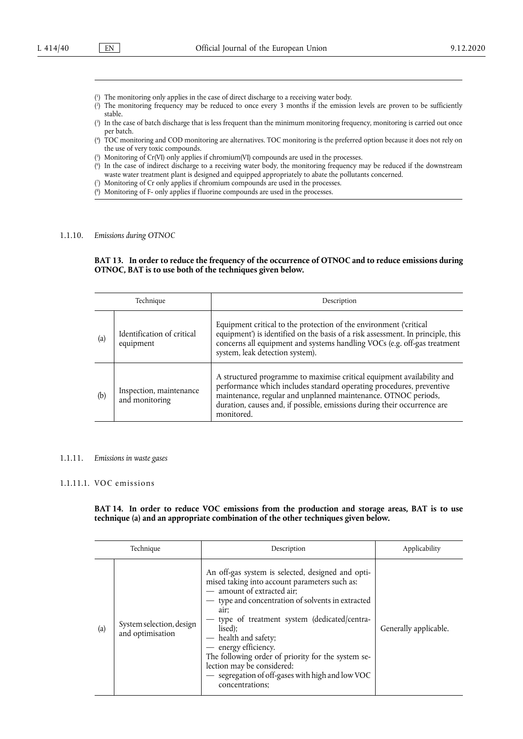([1]) The monitoring only applies in the case of direct discharge to a receiving water body.

([2]) The monitoring frequency may be reduced to once every 3 months if the emission levels are proven to be sufficiently stable.

([3]) In the case of batch discharge that is less frequent than the minimum monitoring frequency, monitoring is carried out once per batch.

([4]) TOC monitoring and COD monitoring are alternatives. TOC monitoring is the preferred option because it does not rely on the use of very toxic compounds.

([5]) Monitoring of Cr(VI) only applies if chromium(VI) compounds are used in the processes.

([6]) In the case of indirect discharge to a receiving water body, the monitoring frequency may be reduced if the downstream waste water treatment plant is designed and equipped appropriately to abate the pollutants concerned.

([7]) Monitoring of Cr only applies if chromium compounds are used in the processes.

([8]) Monitoring of F- only applies if fluorine compounds are used in the processes.

### 1.1.10. *Emissions during OTNOC*

**BAT 13. In order to reduce the frequency of the occurrence of OTNOC and to reduce emissions during OTNOC, BAT is to use both of the techniques given below.**

| | Technique | Description |
|---|---|---|
| (a) | Identification of critical equipment | Equipment critical to the protection of the environment ('critical equipment') is identified on the basis of a risk assessment. In principle, this concerns all equipment and systems handling VOCs (e.g. off-gas treatment system, leak detection system). |
| (b) | Inspection, maintenance and monitoring | A structured programme to maximise critical equipment availability and performance which includes standard operating procedures, preventive maintenance, regular and unplanned maintenance. OTNOC periods, duration, causes and, if possible, emissions during their occurrence are monitored. |

### 1.1.11. *Emissions in waste gases*

#### 1.1.11.1. VOC emissions

**BAT 14. In order to reduce VOC emissions from the production and storage areas, BAT is to use technique (a) and an appropriate combination of the other techniques given below.**

| | Technique | Description | Applicability |
|---|---|---|---|
| (a) | System selection, design and optimisation | An off-gas system is selected, designed and optimised taking into account parameters such as:<br>— amount of extracted air;<br>— type and concentration of solvents in extracted air;<br>— type of treatment system (dedicated/centralised);<br>— health and safety;<br>— energy efficiency.<br>The following order of priority for the system selection may be considered:<br>— segregation of off-gases with high and low VOC concentrations; | Generally applicable. |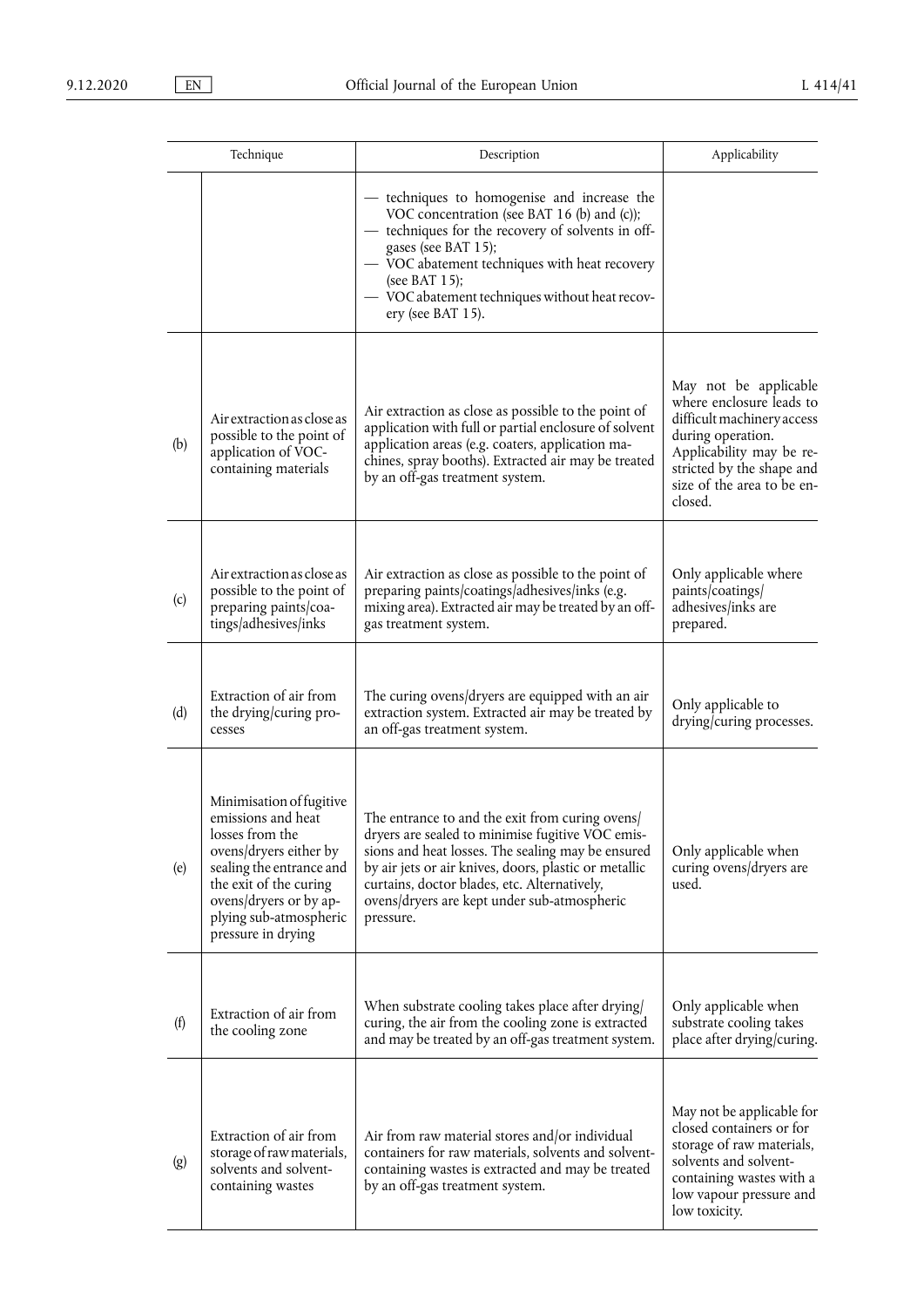| Technique | | Description | Applicability |
|---|---|---|---|
| | | — techniques to homogenise and increase the VOC concentration (see BAT 16 (b) and (c));<br>— techniques for the recovery of solvents in off-gases (see BAT 15);<br>— VOC abatement techniques with heat recovery (see BAT 15);<br>— VOC abatement techniques without heat recovery (see BAT 15). | |
| (b) | Air extraction as close as possible to the point of application of VOC-containing materials | Air extraction as close as possible to the point of application with full or partial enclosure of solvent application areas (e.g. coaters, application machines, spray booths). Extracted air may be treated by an off-gas treatment system. | May not be applicable where enclosure leads to difficult machinery access during operation. Applicability may be restricted by the shape and size of the area to be enclosed. |
| (c) | Air extraction as close as possible to the point of preparing paints/coatings/adhesives/inks | Air extraction as close as possible to the point of preparing paints/coatings/adhesives/inks (e.g. mixing area). Extracted air may be treated by an off-gas treatment system. | Only applicable where paints/coatings/adhesives/inks are prepared. |
| (d) | Extraction of air from the drying/curing processes | The curing ovens/dryers are equipped with an air extraction system. Extracted air may be treated by an off-gas treatment system. | Only applicable to drying/curing processes. |
| (e) | Minimisation of fugitive emissions and heat losses from the ovens/dryers either by sealing the entrance and the exit of the curing ovens/dryers or by applying sub-atmospheric pressure in drying | The entrance to and the exit from curing ovens/dryers are sealed to minimise fugitive VOC emissions and heat losses. The sealing may be ensured by air jets or air knives, doors, plastic or metallic curtains, doctor blades, etc. Alternatively, ovens/dryers are kept under sub-atmospheric pressure. | Only applicable when curing ovens/dryers are used. |
| (f) | Extraction of air from the cooling zone | When substrate cooling takes place after drying/curing, the air from the cooling zone is extracted and may be treated by an off-gas treatment system. | Only applicable when substrate cooling takes place after drying/curing. |
| (g) | Extraction of air from storage of raw materials, solvents and solvent-containing wastes | Air from raw material stores and/or individual containers for raw materials, solvents and solvent-containing wastes is extracted and may be treated by an off-gas treatment system. | May not be applicable for closed containers or for storage of raw materials, solvents and solvent-containing wastes with a low vapour pressure and low toxicity. |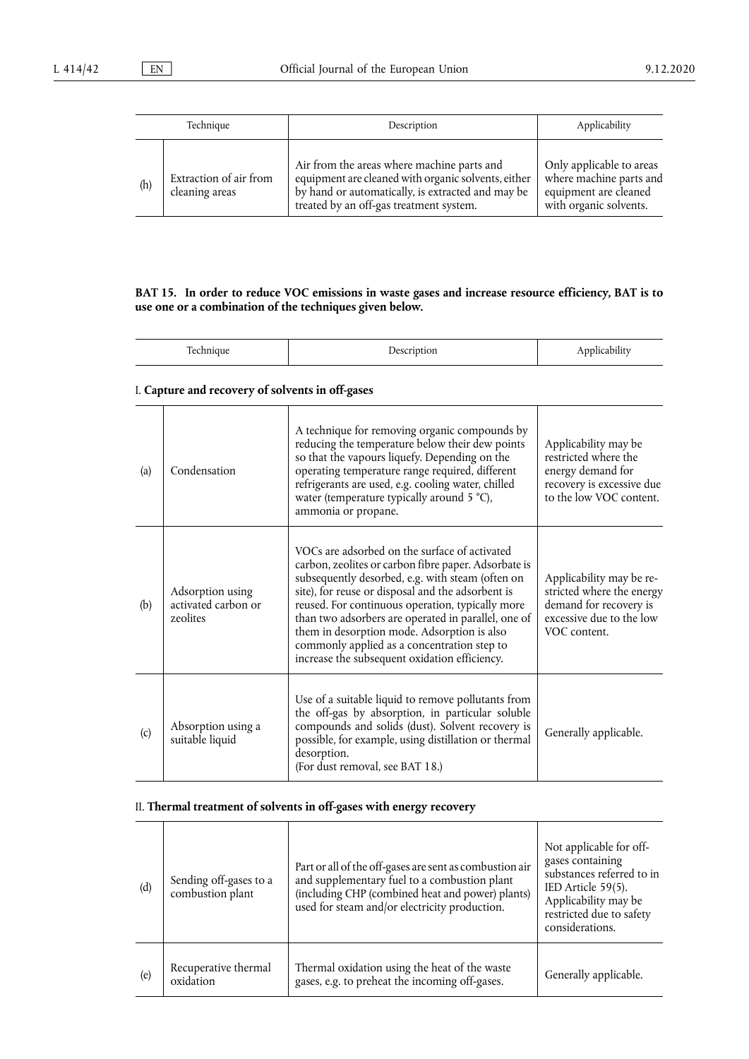| | Technique | Description | Applicability |
|---|---|---|---|
| (h) | Extraction of air from cleaning areas | Air from the areas where machine parts and equipment are cleaned with organic solvents, either by hand or automatically, is extracted and may be treated by an off-gas treatment system. | Only applicable to areas where machine parts and equipment are cleaned with organic solvents. |

**BAT 15. In order to reduce VOC emissions in waste gases and increase resource efficiency, BAT is to use one or a combination of the techniques given below.**

| | Technique | Description | Applicability |
|---|---|---|---|
| I. **Capture and recovery of solvents in off-gases** | | | |
| (a) | Condensation | A technique for removing organic compounds by reducing the temperature below their dew points so that the vapours liquefy. Depending on the operating temperature range required, different refrigerants are used, e.g. cooling water, chilled water (temperature typically around 5 °C), ammonia or propane. | Applicability may be restricted where the energy demand for recovery is excessive due to the low VOC content. |
| (b) | Adsorption using activated carbon or zeolites | VOCs are adsorbed on the surface of activated carbon, zeolites or carbon fibre paper. Adsorbate is subsequently desorbed, e.g. with steam (often on site), for reuse or disposal and the adsorbent is reused. For continuous operation, typically more than two adsorbers are operated in parallel, one of them in desorption mode. Adsorption is also commonly applied as a concentration step to increase the subsequent oxidation efficiency. | Applicability may be restricted where the energy demand for recovery is excessive due to the low VOC content. |
| (c) | Absorption using a suitable liquid | Use of a suitable liquid to remove pollutants from the off-gas by absorption, in particular soluble compounds and solids (dust). Solvent recovery is possible, for example, using distillation or thermal desorption.<br>(For dust removal, see BAT 18.) | Generally applicable. |
| II. **Thermal treatment of solvents in off-gases with energy recovery** | | | |
| (d) | Sending off-gases to a combustion plant | Part or all of the off-gases are sent as combustion air and supplementary fuel to a combustion plant (including CHP (combined heat and power) plants) used for steam and/or electricity production. | Not applicable for off-gases containing substances referred to in IED Article 59(5). Applicability may be restricted due to safety considerations. |
| (e) | Recuperative thermal oxidation | Thermal oxidation using the heat of the waste gases, e.g. to preheat the incoming off-gases. | Generally applicable. |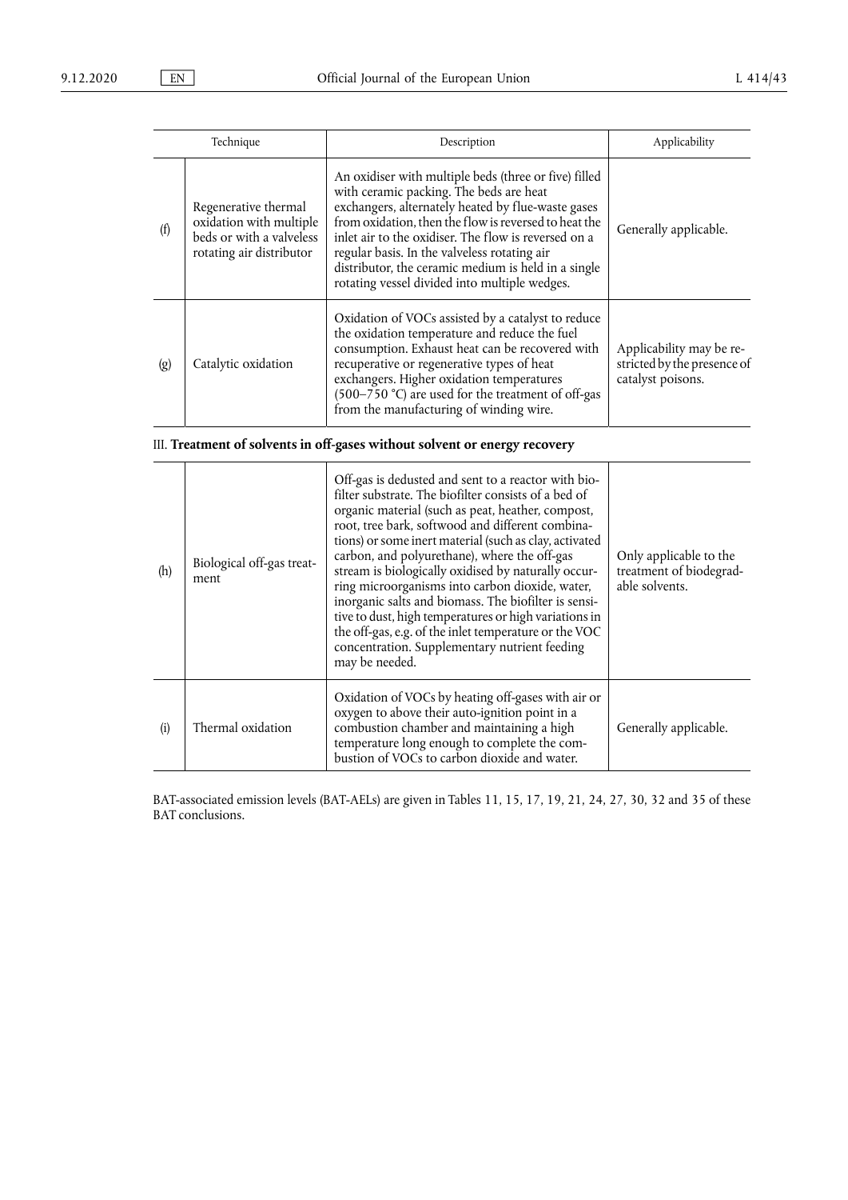| | Technique | Description | Applicability |
|---|---|---|---|
| (f) | Regenerative thermal oxidation with multiple beds or with a valveless rotating air distributor | An oxidiser with multiple beds (three or five) filled with ceramic packing. The beds are heat exchangers, alternately heated by flue-waste gases from oxidation, then the flow is reversed to heat the inlet air to the oxidiser. The flow is reversed on a regular basis. In the valveless rotating air distributor, the ceramic medium is held in a single rotating vessel divided into multiple wedges. | Generally applicable. |
| (g) | Catalytic oxidation | Oxidation of VOCs assisted by a catalyst to reduce the oxidation temperature and reduce the fuel consumption. Exhaust heat can be recovered with recuperative or regenerative types of heat exchangers. Higher oxidation temperatures (500–750 °C) are used for the treatment of off-gas from the manufacturing of winding wire. | Applicability may be restricted by the presence of catalyst poisons. |
| | **III. Treatment of solvents in off-gases without solvent or energy recovery** | | |
| (h) | Biological off-gas treatment | Off-gas is dedusted and sent to a reactor with biofilter substrate. The biofilter consists of a bed of organic material (such as peat, heather, compost, root, tree bark, softwood and different combinations) or some inert material (such as clay, activated carbon, and polyurethane), where the off-gas stream is biologically oxidised by naturally occurring microorganisms into carbon dioxide, water, inorganic salts and biomass. The biofilter is sensitive to dust, high temperatures or high variations in the off-gas, e.g. of the inlet temperature or the VOC concentration. Supplementary nutrient feeding may be needed. | Only applicable to the treatment of biodegradable solvents. |
| (i) | Thermal oxidation | Oxidation of VOCs by heating off-gases with air or oxygen to above their auto-ignition point in a combustion chamber and maintaining a high temperature long enough to complete the combustion of VOCs to carbon dioxide and water. | Generally applicable. |

BAT-associated emission levels (BAT-AELs) are given in Tables 11, 15, 17, 19, 21, 24, 27, 30, 32 and 35 of these BAT conclusions.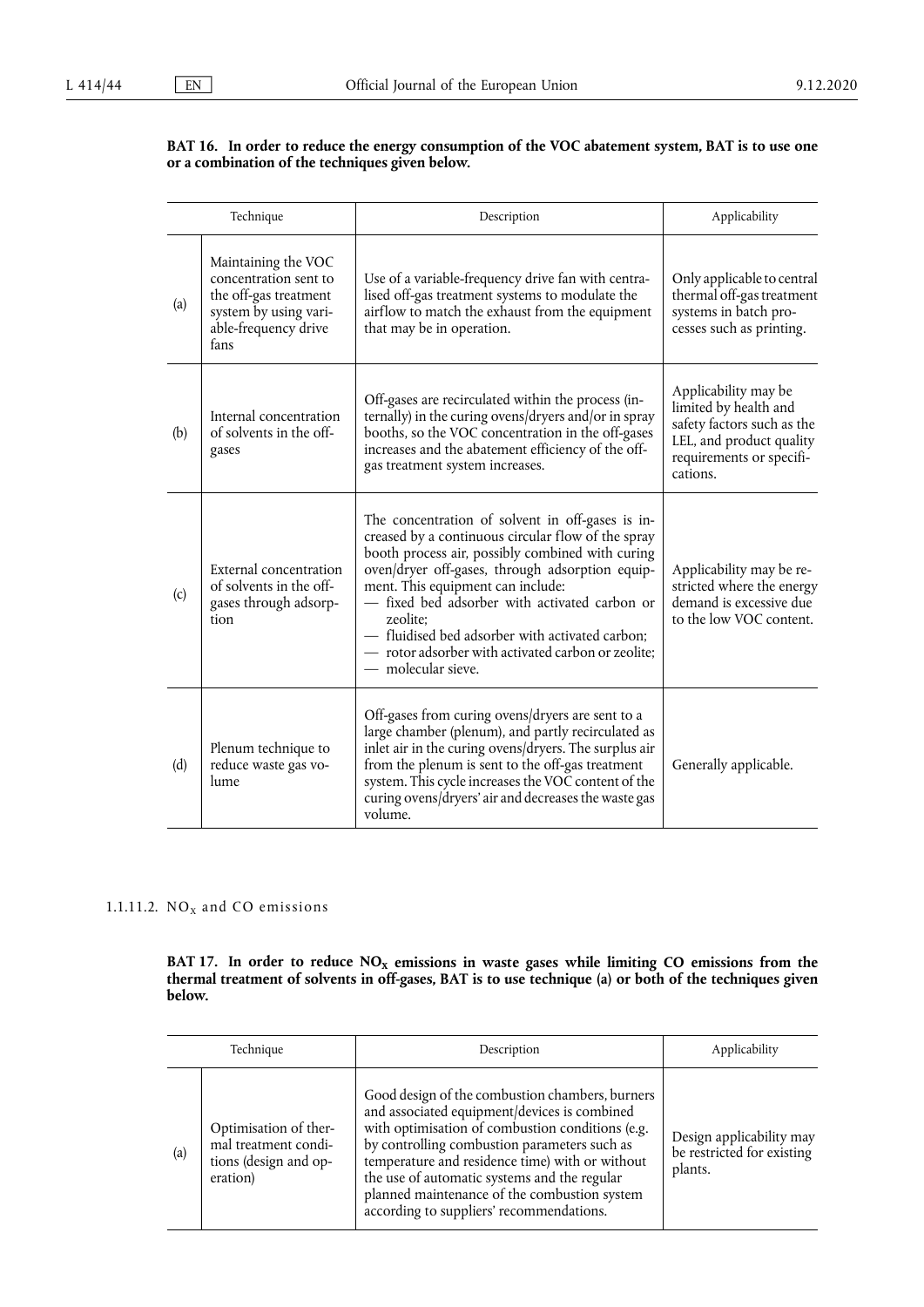**BAT 16. In order to reduce the energy consumption of the VOC abatement system, BAT is to use one or a combination of the techniques given below.**

| | Technique | Description | Applicability |
|---|---|---|---|
| (a) | Maintaining the VOC concentration sent to the off-gas treatment system by using variable-frequency drive fans | Use of a variable-frequency drive fan with centralised off-gas treatment systems to modulate the airflow to match the exhaust from the equipment that may be in operation. | Only applicable to central thermal off-gas treatment systems in batch processes such as printing. |
| (b) | Internal concentration of solvents in the off-gases | Off-gases are recirculated within the process (internally) in the curing ovens/dryers and/or in spray booths, so the VOC concentration in the off-gases increases and the abatement efficiency of the off-gas treatment system increases. | Applicability may be limited by health and safety factors such as the LEL, and product quality requirements or specifications. |
| (c) | External concentration of solvents in the off-gases through adsorption | The concentration of solvent in off-gases is increased by a continuous circular flow of the spray booth process air, possibly combined with curing oven/dryer off-gases, through adsorption equipment. This equipment can include:<br>— fixed bed adsorber with activated carbon or zeolite;<br>— fluidised bed adsorber with activated carbon;<br>— rotor adsorber with activated carbon or zeolite;<br>— molecular sieve. | Applicability may be restricted where the energy demand is excessive due to the low VOC content. |
| (d) | Plenum technique to reduce waste gas volume | Off-gases from curing ovens/dryers are sent to a large chamber (plenum), and partly recirculated as inlet air in the curing ovens/dryers. The surplus air from the plenum is sent to the off-gas treatment system. This cycle increases the VOC content of the curing ovens/dryers' air and decreases the waste gas volume. | Generally applicable. |

### 1.1.11.2. $NO_X$ and CO emissions

**BAT 17. In order to reduce $NO_X$ emissions in waste gases while limiting CO emissions from the thermal treatment of solvents in off-gases, BAT is to use technique (a) or both of the techniques given below.**

| | Technique | Description | Applicability |
|---|---|---|---|
| (a) | Optimisation of thermal treatment conditions (design and operation) | Good design of the combustion chambers, burners and associated equipment/devices is combined with optimisation of combustion conditions (e.g. by controlling combustion parameters such as temperature and residence time) with or without the use of automatic systems and the regular planned maintenance of the combustion system according to suppliers' recommendations. | Design applicability may be restricted for existing plants. |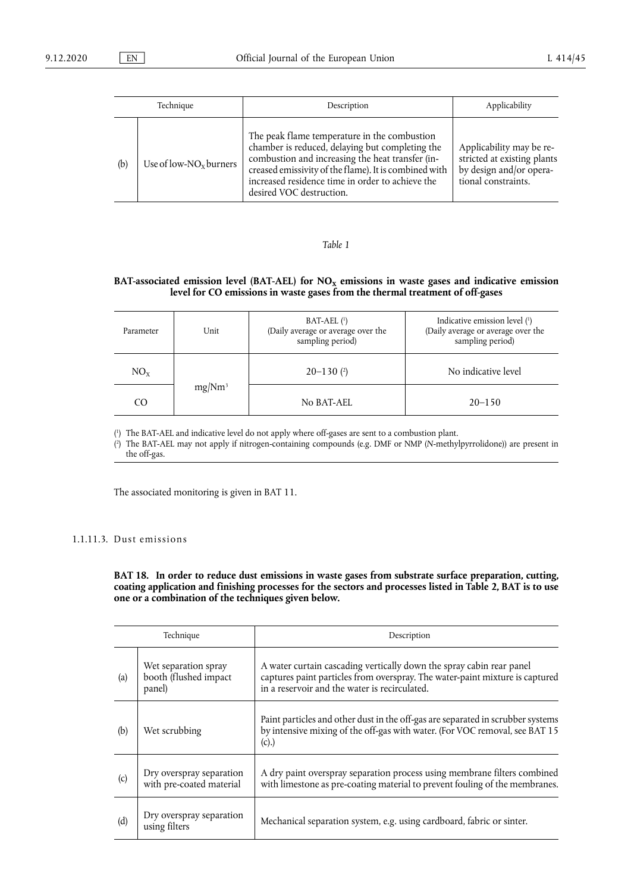| Technique | | Description | Applicability |
|---|---|---|---|
| (b) | Use of low-$NO_X$ burners | The peak flame temperature in the combustion chamber is reduced, delaying but completing the combustion and increasing the heat transfer (increased emissivity of the flame). It is combined with increased residence time in order to achieve the desired VOC destruction. | Applicability may be restricted at existing plants by design and/or operational constraints. |

*Table 1*

**BAT-associated emission level (BAT-AEL) for $NO_X$ emissions in waste gases and indicative emission level for CO emissions in waste gases from the thermal treatment of off-gases**

| Parameter | Unit | BAT-AEL [1] (Daily average or average over the sampling period) | Indicative emission level [1] (Daily average or average over the sampling period) |
|---|---|---|---|
| $NO_X$ | mg/Nm³ | 20–130 [2] | No indicative level |
| CO | | No BAT-AEL | 20–150 |

[1] The BAT-AEL and indicative level do not apply where off-gases are sent to a combustion plant.

[2] The BAT-AEL may not apply if nitrogen-containing compounds (e.g. DMF or NMP (N-methylpyrrolidone)) are present in the off-gas.

The associated monitoring is given in BAT 11.

### 1.1.11.3. Dust emissions

**BAT 18. In order to reduce dust emissions in waste gases from substrate surface preparation, cutting, coating application and finishing processes for the sectors and processes listed in Table 2, BAT is to use one or a combination of the techniques given below.**

| Technique | | Description |
|---|---|---|
| (a) | Wet separation spray booth (flushed impact panel) | A water curtain cascading vertically down the spray cabin rear panel captures paint particles from overspray. The water-paint mixture is captured in a reservoir and the water is recirculated. |
| (b) | Wet scrubbing | Paint particles and other dust in the off-gas are separated in scrubber systems by intensive mixing of the off-gas with water. (For VOC removal, see BAT 15 (c).) |
| (c) | Dry overspray separation with pre-coated material | A dry paint overspray separation process using membrane filters combined with limestone as pre-coating material to prevent fouling of the membranes. |
| (d) | Dry overspray separation using filters | Mechanical separation system, e.g. using cardboard, fabric or sinter. |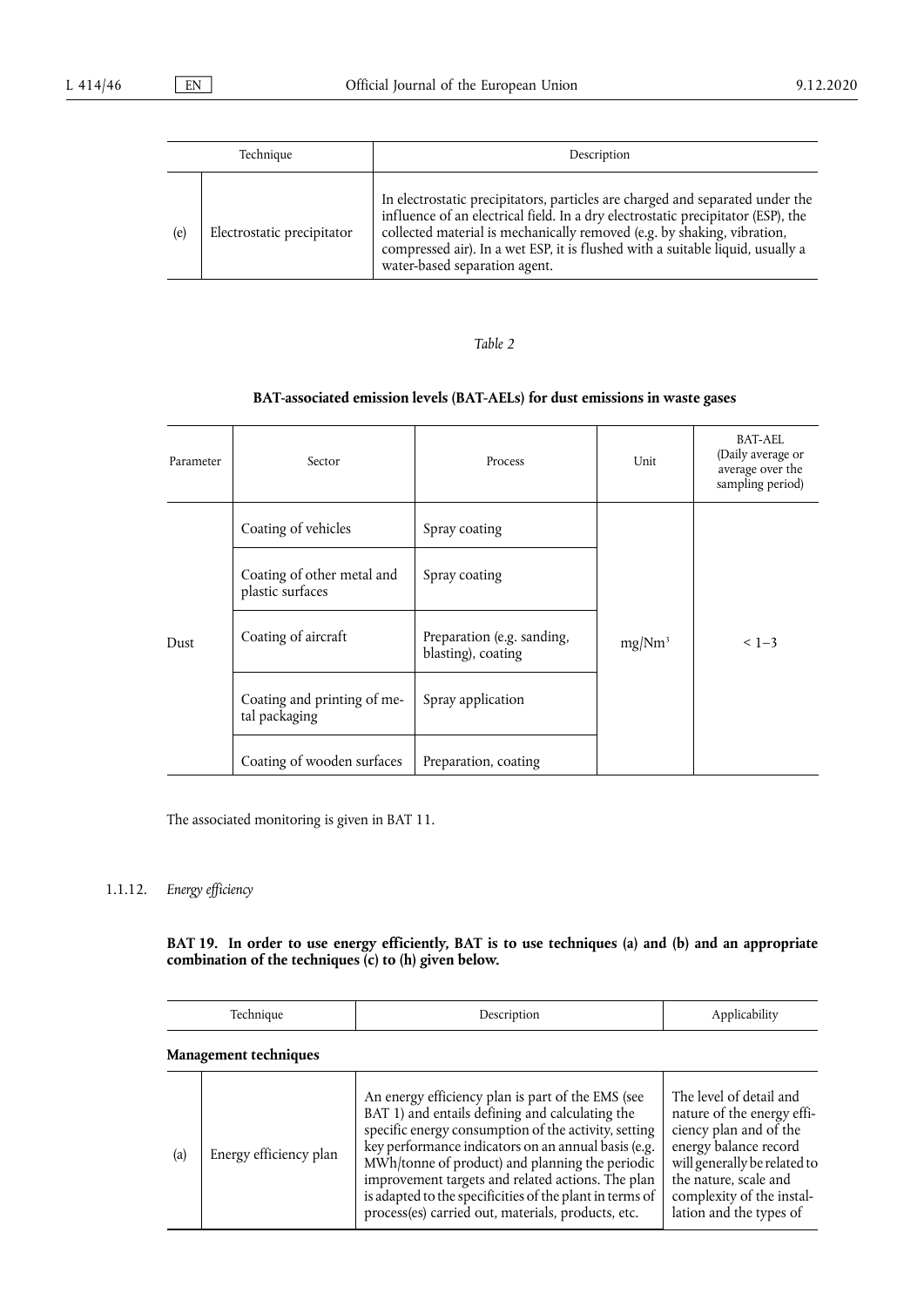| Technique | | Description |
|---|---|---|
| (e) | Electrostatic precipitator | In electrostatic precipitators, particles are charged and separated under the influence of an electrical field. In a dry electrostatic precipitator (ESP), the collected material is mechanically removed (e.g. by shaking, vibration, compressed air). In a wet ESP, it is flushed with a suitable liquid, usually a water-based separation agent. |

*Table 2*

**BAT-associated emission levels (BAT-AELs) for dust emissions in waste gases**

| Parameter | Sector | Process | Unit | BAT-AEL (Daily average or average over the sampling period) |
|---|---|---|---|---|
| Dust | Coating of vehicles | Spray coating | $mg/Nm^3$ | < 1–3 |
| | Coating of other metal and plastic surfaces | Spray coating | | |
| | Coating of aircraft | Preparation (e.g. sanding, blasting), coating | | |
| | Coating and printing of metal packaging | Spray application | | |
| | Coating of wooden surfaces | Preparation, coating | | |

The associated monitoring is given in BAT 11.

### 1.1.12. *Energy efficiency*

**BAT 19. In order to use energy efficiently, BAT is to use techniques (a) and (b) and an appropriate combination of the techniques (c) to (h) given below.**

| Technique | | Description | Applicability |
|---|---|---|---|
| **Management techniques** | | | |
| (a) | Energy efficiency plan | An energy efficiency plan is part of the EMS (see BAT 1) and entails defining and calculating the specific energy consumption of the activity, setting key performance indicators on an annual basis (e.g. MWh/tonne of product) and planning the periodic improvement targets and related actions. The plan is adapted to the specificities of the plant in terms of process(es) carried out, materials, products, etc. | The level of detail and nature of the energy efficiency plan and of the energy balance record will generally be related to the nature, scale and complexity of the installation and the types of |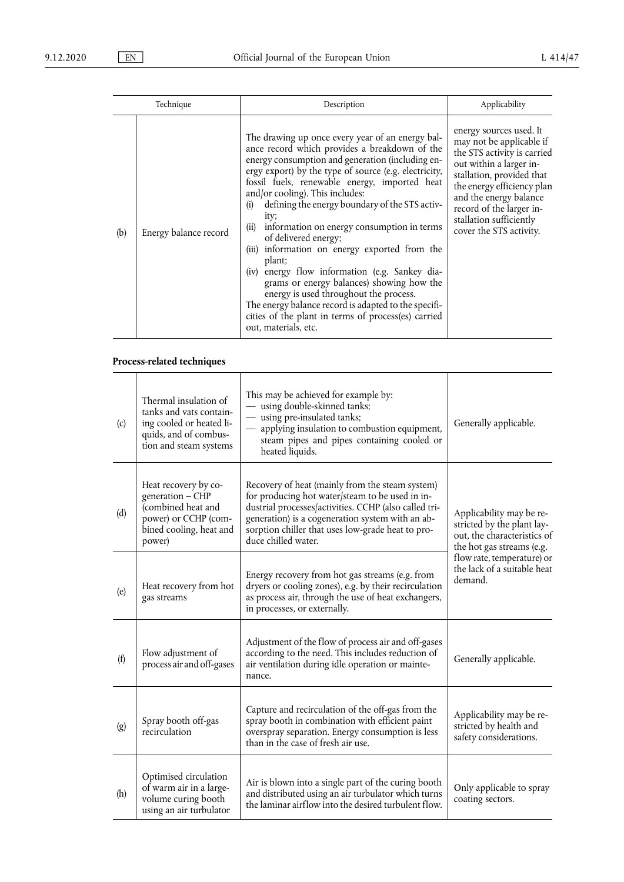| Technique | | Description | Applicability |
|---|---|---|---|
| (b) | Energy balance record | The drawing up once every year of an energy balance record which provides a breakdown of the energy consumption and generation (including energy export) by the type of source (e.g. electricity, fossil fuels, renewable energy, imported heat and/or cooling). This includes: (i) defining the energy boundary of the STS activity; (ii) information on energy consumption in terms of delivered energy; (iii) information on energy exported from the plant; (iv) energy flow information (e.g. Sankey diagrams or energy balances) showing how the energy is used throughout the process. The energy balance record is adapted to the specificities of the plant in terms of process(es) carried out, materials, etc. | energy sources used. It may not be applicable if the STS activity is carried out within a larger installation, provided that the energy efficiency plan and the energy balance record of the larger installation sufficiently cover the STS activity. |

**Process-related techniques**

| | | | |
|---|---|---|---|
| (c) | Thermal insulation of tanks and vats containing cooled or heated liquids, and of combustion and steam systems | This may be achieved for example by: — using double-skinned tanks; — using pre-insulated tanks; — applying insulation to combustion equipment, steam pipes and pipes containing cooled or heated liquids. | Generally applicable. |
| (d) | Heat recovery by co-generation – CHP (combined heat and power) or CCHP (combined cooling, heat and power) | Recovery of heat (mainly from the steam system) for producing hot water/steam to be used in industrial processes/activities. CCHP (also called tri-generation) is a cogeneration system with an absorption chiller that uses low-grade heat to produce chilled water. | Applicability may be restricted by the plant layout, the characteristics of the hot gas streams (e.g. flow rate, temperature) or the lack of a suitable heat demand. |
| (e) | Heat recovery from hot gas streams | Energy recovery from hot gas streams (e.g. from dryers or cooling zones), e.g. by their recirculation as process air, through the use of heat exchangers, in processes, or externally. | |
| (f) | Flow adjustment of process air and off-gases | Adjustment of the flow of process air and off-gases according to the need. This includes reduction of air ventilation during idle operation or maintenance. | Generally applicable. |
| (g) | Spray booth off-gas recirculation | Capture and recirculation of the off-gas from the spray booth in combination with efficient paint overspray separation. Energy consumption is less than in the case of fresh air use. | Applicability may be restricted by health and safety considerations. |
| (h) | Optimised circulation of warm air in a large-volume curing booth using an air turbulator | Air is blown into a single part of the curing booth and distributed using an air turbulator which turns the laminar airflow into the desired turbulent flow. | Only applicable to spray coating sectors. |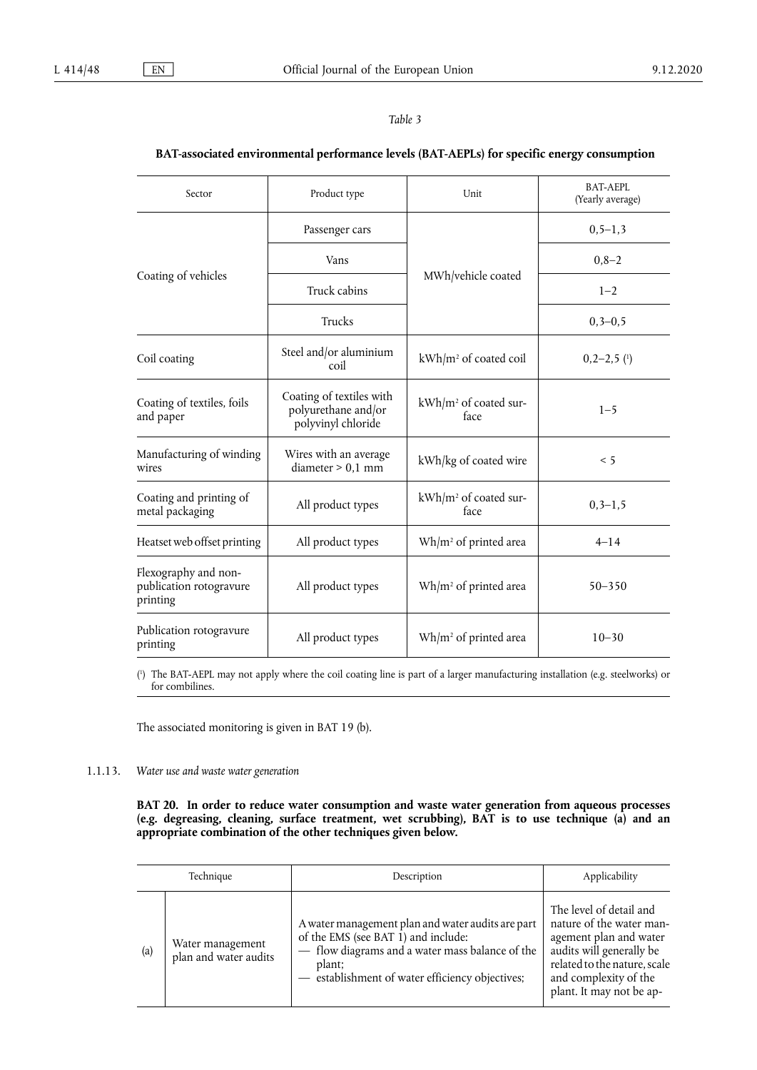*Table 3*

**BAT-associated environmental performance levels (BAT-AEPLs) for specific energy consumption**

| Sector | Product type | Unit | BAT-AEPL (Yearly average) |
|---|---|---|---|
| Coating of vehicles | Passenger cars | MWh/vehicle coated | 0,5–1,3 |
| | Vans | | 0,8–2 |
| | Truck cabins | | 1–2 |
| | Trucks | | 0,3–0,5 |
| Coil coating | Steel and/or aluminium coil | kWh/m² of coated coil | 0,2–2,5 (1) |
| Coating of textiles, foils and paper | Coating of textiles with polyurethane and/or polyvinyl chloride | kWh/m² of coated surface | 1–5 |
| Manufacturing of winding wires | Wires with an average diameter > 0,1 mm | kWh/kg of coated wire | < 5 |
| Coating and printing of metal packaging | All product types | kWh/m² of coated surface | 0,3–1,5 |
| Heatset web offset printing | All product types | Wh/m² of printed area | 4–14 |
| Flexography and non-publication rotogravure printing | All product types | Wh/m² of printed area | 50–350 |
| Publication rotogravure printing | All product types | Wh/m² of printed area | 10–30 |

(1) The BAT-AEPL may not apply where the coil coating line is part of a larger manufacturing installation (e.g. steelworks) or for combilines.

The associated monitoring is given in BAT 19 (b).

### 1.1.13. *Water use and waste water generation*

**BAT 20. In order to reduce water consumption and waste water generation from aqueous processes (e.g. degreasing, cleaning, surface treatment, wet scrubbing), BAT is to use technique (a) and an appropriate combination of the other techniques given below.**

| | Technique | Description | Applicability |
|---|---|---|---|
| (a) | Water management plan and water audits | A water management plan and water audits are part of the EMS (see BAT 1) and include:<br>— flow diagrams and a water mass balance of the plant;<br>— establishment of water efficiency objectives; | The level of detail and nature of the water management plan and water audits will generally be related to the nature, scale and complexity of the plant. It may not be ap- |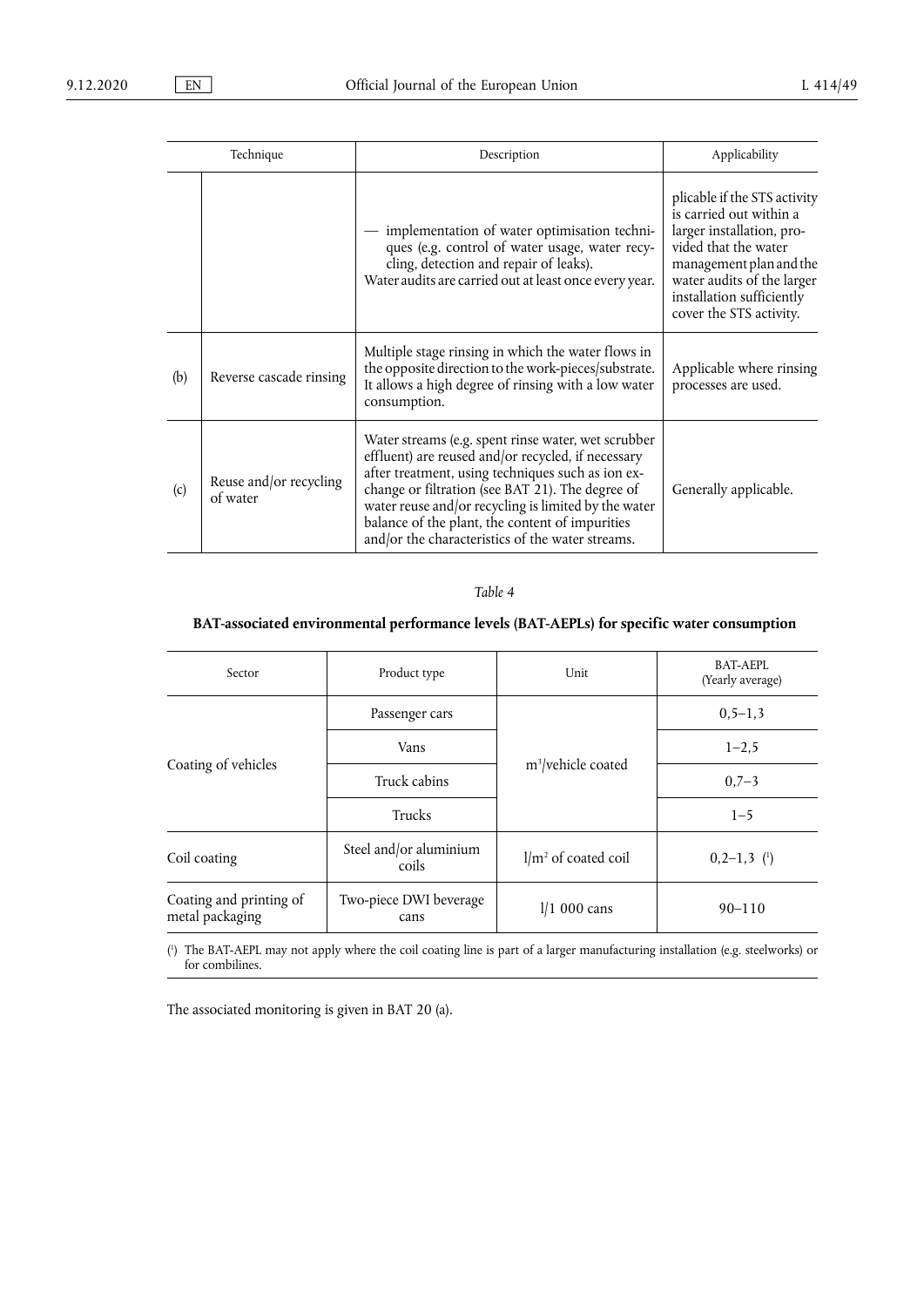| Technique | | Description | Applicability |
|---|---|---|---|
| | | — implementation of water optimisation techniques (e.g. control of water usage, water recycling, detection and repair of leaks).<br>Water audits are carried out at least once every year. | plicable if the STS activity is carried out within a larger installation, provided that the water management plan and the water audits of the larger installation sufficiently cover the STS activity. |
| (b) | Reverse cascade rinsing | Multiple stage rinsing in which the water flows in the opposite direction to the work-pieces/substrate. It allows a high degree of rinsing with a low water consumption. | Applicable where rinsing processes are used. |
| (c) | Reuse and/or recycling of water | Water streams (e.g. spent rinse water, wet scrubber effluent) are reused and/or recycled, if necessary after treatment, using techniques such as ion exchange or filtration (see BAT 21). The degree of water reuse and/or recycling is limited by the water balance of the plant, the content of impurities and/or the characteristics of the water streams. | Generally applicable. |

*Table 4*

**BAT-associated environmental performance levels (BAT-AEPLs) for specific water consumption**

| Sector | Product type | Unit | BAT-AEPL (Yearly average) |
|---|---|---|---|
| Coating of vehicles | Passenger cars | $m^3$/vehicle coated | 0,5–1,3 |
| | Vans | | 1–2,5 |
| | Truck cabins | | 0,7–3 |
| | Trucks | | 1–5 |
| Coil coating | Steel and/or aluminium coils | $l/m^2$ of coated coil | 0,2–1,3 [1] |
| Coating and printing of metal packaging | Two-piece DWI beverage cans | l/1 000 cans | 90–110 |

[1] The BAT-AEPL may not apply where the coil coating line is part of a larger manufacturing installation (e.g. steelworks) or for combilines.

The associated monitoring is given in BAT 20 (a).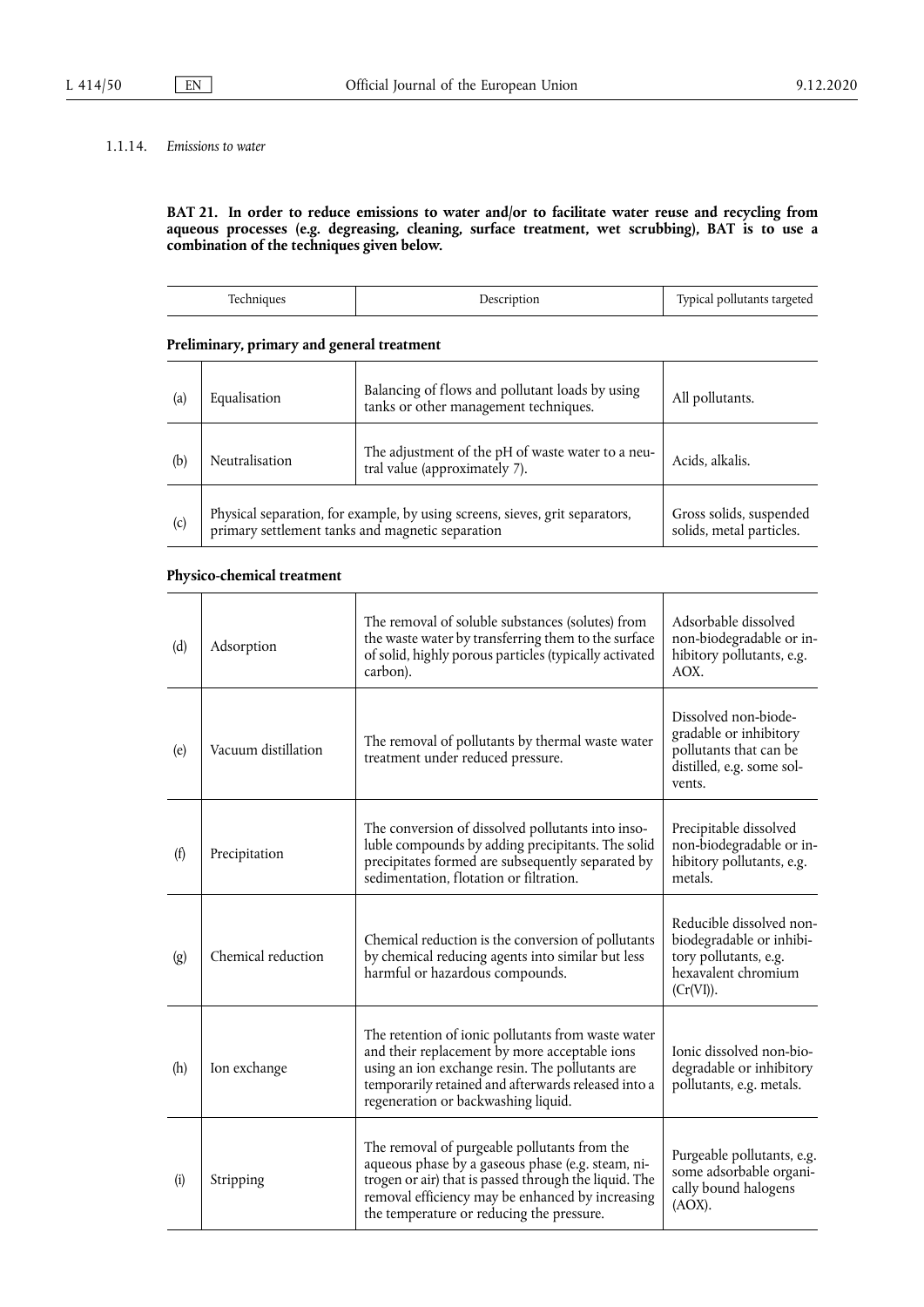1.1.14. *Emissions to water*

**BAT 21. In order to reduce emissions to water and/or to facilitate water reuse and recycling from aqueous processes (e.g. degreasing, cleaning, surface treatment, wet scrubbing), BAT is to use a combination of the techniques given below.**

| | Techniques | Description | Typical pollutants targeted |
|---|---|---|---|
| **Preliminary, primary and general treatment** | | | |
| (a) | Equalisation | Balancing of flows and pollutant loads by using tanks or other management techniques. | All pollutants. |
| (b) | Neutralisation | The adjustment of the pH of waste water to a neutral value (approximately 7). | Acids, alkalis. |
| (c) | Physical separation, for example, by using screens, sieves, grit separators, primary settlement tanks and magnetic separation | | Gross solids, suspended solids, metal particles. |
| **Physico-chemical treatment** | | | |
| (d) | Adsorption | The removal of soluble substances (solutes) from the waste water by transferring them to the surface of solid, highly porous particles (typically activated carbon). | Adsorbable dissolved non-biodegradable or inhibitory pollutants, e.g. AOX. |
| (e) | Vacuum distillation | The removal of pollutants by thermal waste water treatment under reduced pressure. | Dissolved non-biodegradable or inhibitory pollutants that can be distilled, e.g. some solvents. |
| (f) | Precipitation | The conversion of dissolved pollutants into insoluble compounds by adding precipitants. The solid precipitates formed are subsequently separated by sedimentation, flotation or filtration. | Precipitable dissolved non-biodegradable or inhibitory pollutants, e.g. metals. |
| (g) | Chemical reduction | Chemical reduction is the conversion of pollutants by chemical reducing agents into similar but less harmful or hazardous compounds. | Reducible dissolved non-biodegradable or inhibitory pollutants, e.g. hexavalent chromium (Cr(VI)). |
| (h) | Ion exchange | The retention of ionic pollutants from waste water and their replacement by more acceptable ions using an ion exchange resin. The pollutants are temporarily retained and afterwards released into a regeneration or backwashing liquid. | Ionic dissolved non-biodegradable or inhibitory pollutants, e.g. metals. |
| (i) | Stripping | The removal of purgeable pollutants from the aqueous phase by a gaseous phase (e.g. steam, nitrogen or air) that is passed through the liquid. The removal efficiency may be enhanced by increasing the temperature or reducing the pressure. | Purgeable pollutants, e.g. some adsorbable organically bound halogens (AOX). |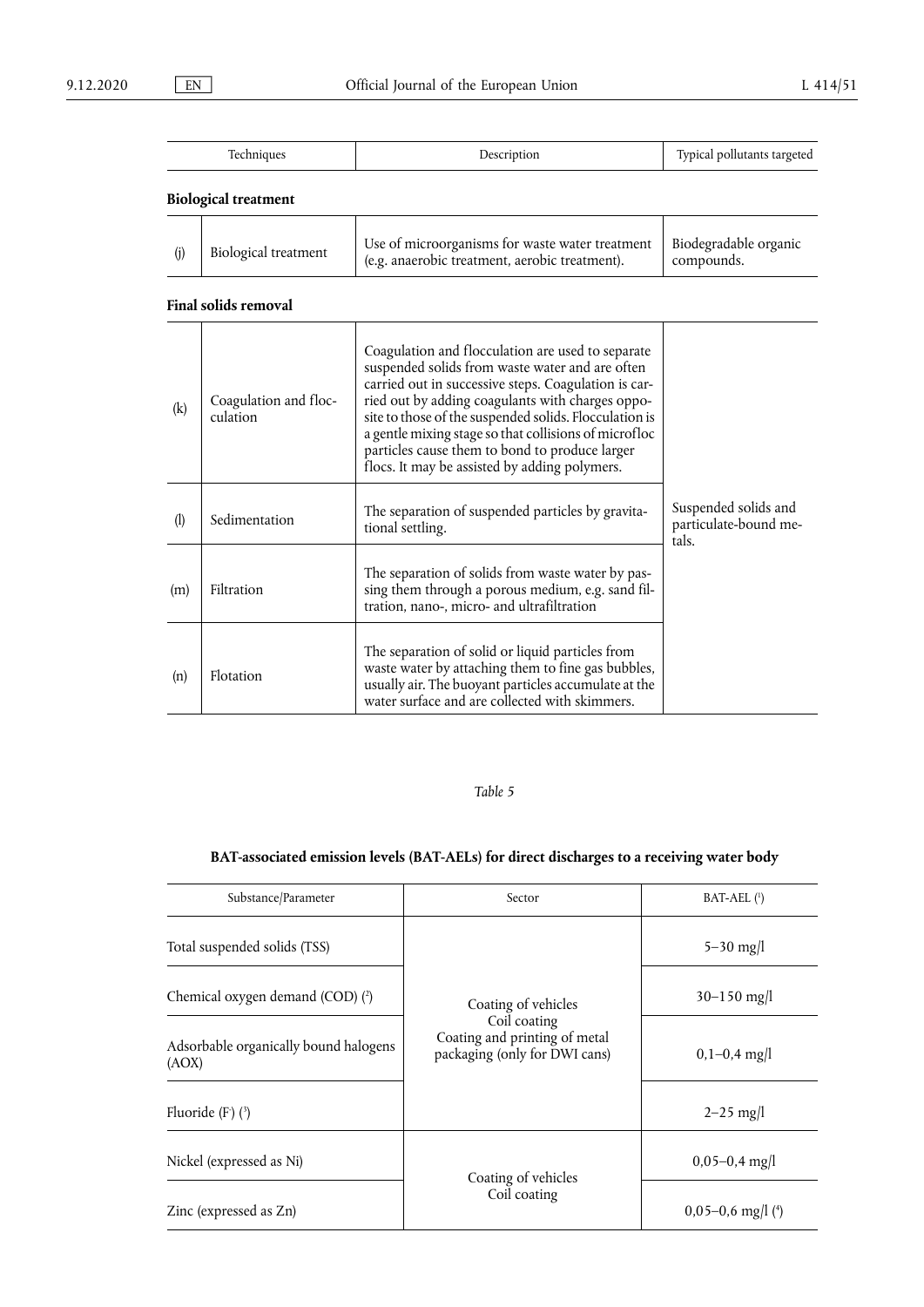| | Techniques | Description | Typical pollutants targeted |
|---|---|---|---|
| **Biological treatment** | | | |
| (j) | Biological treatment | Use of microorganisms for waste water treatment (e.g. anaerobic treatment, aerobic treatment). | Biodegradable organic compounds. |
| **Final solids removal** | | | |
| (k) | Coagulation and flocculation | Coagulation and flocculation are used to separate suspended solids from waste water and are often carried out in successive steps. Coagulation is carried out by adding coagulants with charges opposite to those of the suspended solids. Flocculation is a gentle mixing stage so that collisions of microfloc particles cause them to bond to produce larger flocs. It may be assisted by adding polymers. | Suspended solids and particulate-bound metals. |
| (l) | Sedimentation | The separation of suspended particles by gravitational settling. | |
| (m) | Filtration | The separation of solids from waste water by passing them through a porous medium, e.g. sand filtration, nano-, micro- and ultrafiltration | |
| (n) | Flotation | The separation of solid or liquid particles from waste water by attaching them to fine gas bubbles, usually air. The buoyant particles accumulate at the water surface and are collected with skimmers. | |

*Table 5*

**BAT-associated emission levels (BAT-AELs) for direct discharges to a receiving water body**

| Substance/Parameter | Sector | BAT-AEL [1] |
|---|---|---|
| Total suspended solids (TSS) | Coating of vehicles<br>Coil coating<br>Coating and printing of metal packaging (only for DWI cans) | 5–30 mg/l |
| Chemical oxygen demand (COD) [2] | | 30–150 mg/l |
| Adsorbable organically bound halogens (AOX) | | 0,1–0,4 mg/l |
| Fluoride ($F^-$) [3] | | 2–25 mg/l |
| Nickel (expressed as Ni) | Coating of vehicles<br>Coil coating | 0,05–0,4 mg/l |
| Zinc (expressed as Zn) | | 0,05–0,6 mg/l [4] |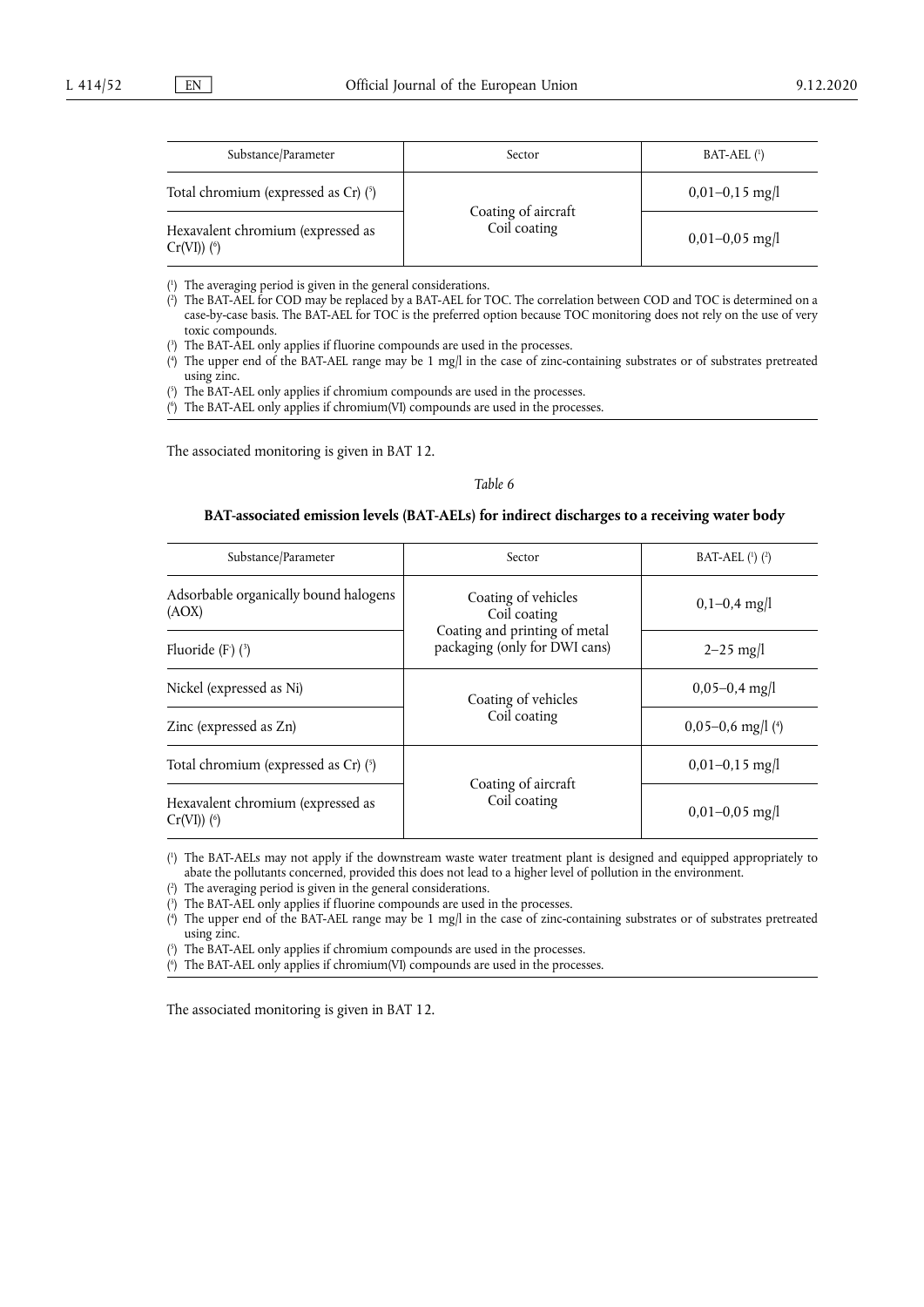| Substance/Parameter | Sector | BAT-AEL [1] |
|---|---|---|
| Total chromium (expressed as Cr) [5] | Coating of aircraft<br>Coil coating | 0,01–0,15 mg/l |
| Hexavalent chromium (expressed as Cr(VI)) [6] | | 0,01–0,05 mg/l |

[1] The averaging period is given in the general considerations.

[2] The BAT-AEL for COD may be replaced by a BAT-AEL for TOC. The correlation between COD and TOC is determined on a case-by-case basis. The BAT-AEL for TOC is the preferred option because TOC monitoring does not rely on the use of very toxic compounds.

[3] The BAT-AEL only applies if fluorine compounds are used in the processes.

[4] The upper end of the BAT-AEL range may be 1 mg/l in the case of zinc-containing substrates or of substrates pretreated using zinc.

[5] The BAT-AEL only applies if chromium compounds are used in the processes.

[6] The BAT-AEL only applies if chromium(VI) compounds are used in the processes.

The associated monitoring is given in BAT 12.

*Table 6*

**BAT-associated emission levels (BAT-AELs) for indirect discharges to a receiving water body**

| Substance/Parameter | Sector | BAT-AEL [1] [2] |
|---|---|---|
| Adsorbable organically bound halogens (AOX) | Coating of vehicles<br>Coil coating<br>Coating and printing of metal packaging (only for DWI cans) | 0,1–0,4 mg/l |
| Fluoride ($F^-$) [3] | | 2–25 mg/l |
| Nickel (expressed as Ni) | Coating of vehicles<br>Coil coating | 0,05–0,4 mg/l |
| Zinc (expressed as Zn) | | 0,05–0,6 mg/l [4] |
| Total chromium (expressed as Cr) [5] | Coating of aircraft<br>Coil coating | 0,01–0,15 mg/l |
| Hexavalent chromium (expressed as Cr(VI)) [6] | | 0,01–0,05 mg/l |

[1] The BAT-AELs may not apply if the downstream waste water treatment plant is designed and equipped appropriately to abate the pollutants concerned, provided this does not lead to a higher level of pollution in the environment.

[2] The averaging period is given in the general considerations.

[3] The BAT-AEL only applies if fluorine compounds are used in the processes.

[4] The upper end of the BAT-AEL range may be 1 mg/l in the case of zinc-containing substrates or of substrates pretreated using zinc.

[5] The BAT-AEL only applies if chromium compounds are used in the processes.

[6] The BAT-AEL only applies if chromium(VI) compounds are used in the processes.

The associated monitoring is given in BAT 12.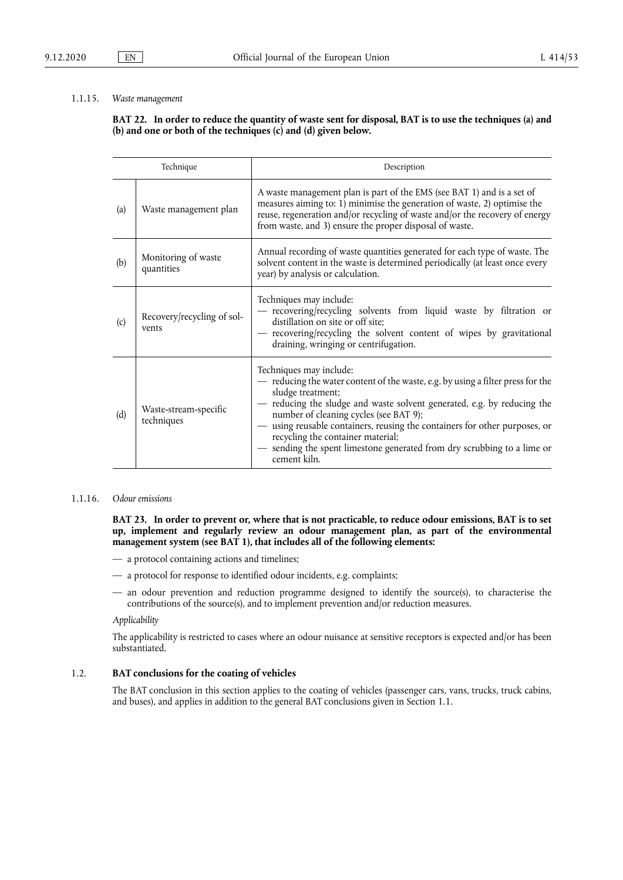### 1.1.15. *Waste management*

**BAT 22. In order to reduce the quantity of waste sent for disposal, BAT is to use the techniques (a) and (b) and one or both of the techniques (c) and (d) given below.**

| | Technique | Description |
|---|---|---|
| (a) | Waste management plan | A waste management plan is part of the EMS (see BAT 1) and is a set of measures aiming to: 1) minimise the generation of waste, 2) optimise the reuse, regeneration and/or recycling of waste and/or the recovery of energy from waste, and 3) ensure the proper disposal of waste. |
| (b) | Monitoring of waste quantities | Annual recording of waste quantities generated for each type of waste. The solvent content in the waste is determined periodically (at least once every year) by analysis or calculation. |
| (c) | Recovery/recycling of solvents | Techniques may include:<br>— recovering/recycling solvents from liquid waste by filtration or distillation on site or off site;<br>— recovering/recycling the solvent content of wipes by gravitational draining, wringing or centrifugation. |
| (d) | Waste-stream-specific techniques | Techniques may include:<br>— reducing the water content of the waste, e.g. by using a filter press for the sludge treatment;<br>— reducing the sludge and waste solvent generated, e.g. by reducing the number of cleaning cycles (see BAT 9);<br>— using reusable containers, reusing the containers for other purposes, or recycling the container material;<br>— sending the spent limestone generated from dry scrubbing to a lime or cement kiln. |

### 1.1.16. *Odour emissions*

**BAT 23. In order to prevent or, where that is not practicable, to reduce odour emissions, BAT is to set up, implement and regularly review an odour management plan, as part of the environmental management system (see BAT 1), that includes all of the following elements:**

— a protocol containing actions and timelines;

— a protocol for response to identified odour incidents, e.g. complaints;

— an odour prevention and reduction programme designed to identify the source(s), to characterise the contributions of the source(s), and to implement prevention and/or reduction measures.

*Applicability*

The applicability is restricted to cases where an odour nuisance at sensitive receptors is expected and/or has been substantiated.

## 1.2. BAT conclusions for the coating of vehicles

The BAT conclusion in this section applies to the coating of vehicles (passenger cars, vans, trucks, truck cabins, and buses), and applies in addition to the general BAT conclusions given in Section 1.1.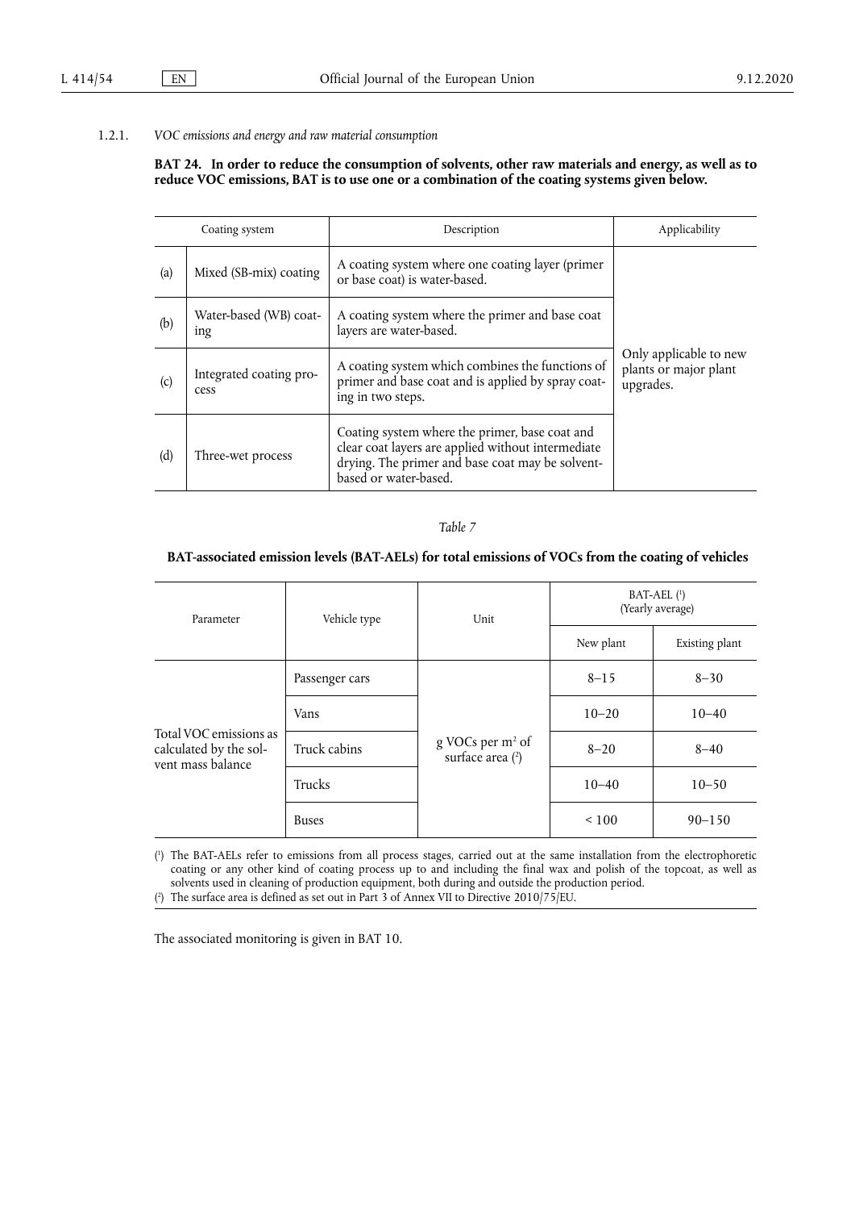### 1.2.1. *VOC emissions and energy and raw material consumption*

**BAT 24. In order to reduce the consumption of solvents, other raw materials and energy, as well as to reduce VOC emissions, BAT is to use one or a combination of the coating systems given below.**

| | Coating system | Description | Applicability |
|---|---|---|---|
| (a) | Mixed (SB-mix) coating | A coating system where one coating layer (primer or base coat) is water-based. | Only applicable to new plants or major plant upgrades. |
| (b) | Water-based (WB) coating | A coating system where the primer and base coat layers are water-based. | |
| (c) | Integrated coating process | A coating system which combines the functions of primer and base coat and is applied by spray coating in two steps. | |
| (d) | Three-wet process | Coating system where the primer, base coat and clear coat layers are applied without intermediate drying. The primer and base coat may be solvent-based or water-based. | |

*Table 7*

**BAT-associated emission levels (BAT-AELs) for total emissions of VOCs from the coating of vehicles**

| Parameter | Vehicle type | Unit | BAT-AEL [1] (Yearly average) | |
|---|---|---|---|---|
| | | | New plant | Existing plant |
| Total VOC emissions as calculated by the solvent mass balance | Passenger cars | g VOCs per $m^2$ of surface area [2] | 8–15 | 8–30 |
| | Vans | | 10–20 | 10–40 |
| | Truck cabins | | 8–20 | 8–40 |
| | Trucks | | 10–40 | 10–50 |
| | Buses | | < 100 | 90–150 |

(1) The BAT-AELs refer to emissions from all process stages, carried out at the same installation from the electrophoretic coating or any other kind of coating process up to and including the final wax and polish of the topcoat, as well as solvents used in cleaning of production equipment, both during and outside the production period.

(2) The surface area is defined as set out in Part 3 of Annex VII to Directive 2010/75/EU.

The associated monitoring is given in BAT 10.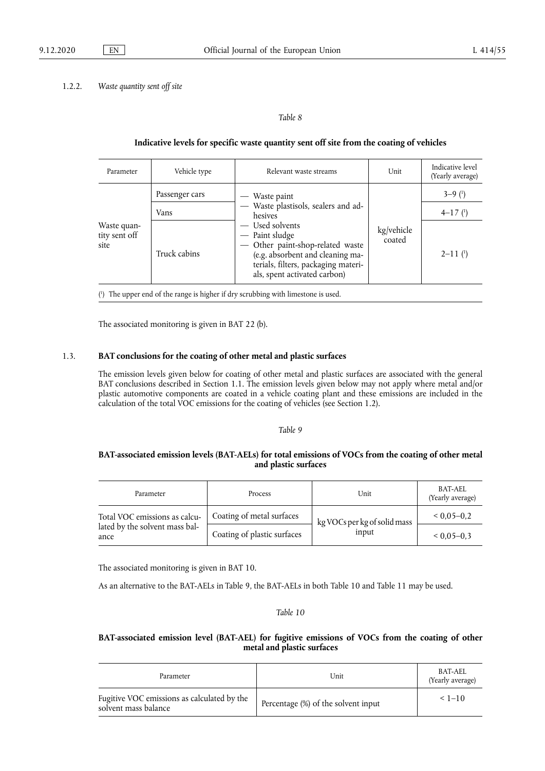#### 1.2.2. *Waste quantity sent off site*

*Table 8*

**Indicative levels for specific waste quantity sent off site from the coating of vehicles**

| Parameter | Vehicle type | Relevant waste streams | Unit | Indicative level (Yearly average) |
|---|---|---|---|---|
| Waste quantity sent off site | Passenger cars | — Waste paint<br>— Waste plastisols, sealers and adhesives<br>— Used solvents<br>— Paint sludge<br>— Other paint-shop-related waste (e.g. absorbent and cleaning materials, filters, packaging materials, spent activated carbon) | kg/vehicle coated | 3–9 [1] |
| | Vans | | | 4–17 [1] |
| | Truck cabins | | | 2–11 [1] |

[1] The upper end of the range is higher if dry scrubbing with limestone is used.

The associated monitoring is given in BAT 22 (b).

### 1.3. **BAT conclusions for the coating of other metal and plastic surfaces**

The emission levels given below for coating of other metal and plastic surfaces are associated with the general BAT conclusions described in Section 1.1. The emission levels given below may not apply where metal and/or plastic automotive components are coated in a vehicle coating plant and these emissions are included in the calculation of the total VOC emissions for the coating of vehicles (see Section 1.2).

*Table 9*

**BAT-associated emission levels (BAT-AELs) for total emissions of VOCs from the coating of other metal and plastic surfaces**

| Parameter | Process | Unit | BAT-AEL (Yearly average) |
|---|---|---|---|
| Total VOC emissions as calculated by the solvent mass balance | Coating of metal surfaces | kg VOCs per kg of solid mass input | < 0,05–0,2 |
| | Coating of plastic surfaces | | < 0,05–0,3 |

The associated monitoring is given in BAT 10.

As an alternative to the BAT-AELs in Table 9, the BAT-AELs in both Table 10 and Table 11 may be used.

*Table 10*

**BAT-associated emission level (BAT-AEL) for fugitive emissions of VOCs from the coating of other metal and plastic surfaces**

| Parameter | Unit | BAT-AEL (Yearly average) |
|---|---|---|
| Fugitive VOC emissions as calculated by the solvent mass balance | Percentage (%) of the solvent input | < 1–10 |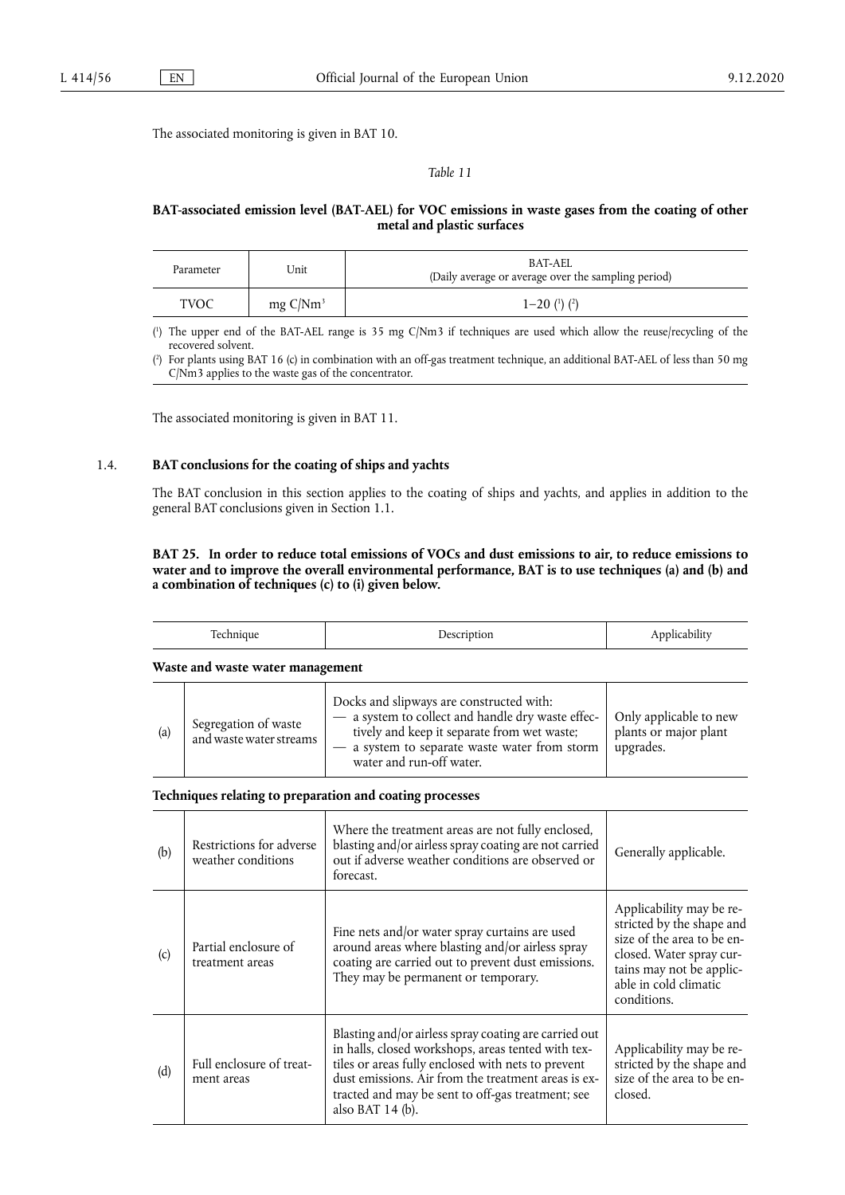The associated monitoring is given in BAT 10.

*Table 11*

**BAT-associated emission level (BAT-AEL) for VOC emissions in waste gases from the coating of other metal and plastic surfaces**

| Parameter | Unit | BAT-AEL (Daily average or average over the sampling period) |
|---|---|---|
| TVOC | mg C/Nm$^3$ | 1–20 [1] [2] |

[1] The upper end of the BAT-AEL range is 35 mg C/Nm3 if techniques are used which allow the reuse/recycling of the recovered solvent.

[2] For plants using BAT 16 (c) in combination with an off-gas treatment technique, an additional BAT-AEL of less than 50 mg C/Nm3 applies to the waste gas of the concentrator.

The associated monitoring is given in BAT 11.

## 1.4. BAT conclusions for the coating of ships and yachts

The BAT conclusion in this section applies to the coating of ships and yachts, and applies in addition to the general BAT conclusions given in Section 1.1.

**BAT 25. In order to reduce total emissions of VOCs and dust emissions to air, to reduce emissions to water and to improve the overall environmental performance, BAT is to use techniques (a) and (b) and a combination of techniques (c) to (i) given below.**

| | Technique | Description | Applicability |
|---|---|---|---|
| **Waste and waste water management** | | | |
| (a) | Segregation of waste and waste water streams | Docks and slipways are constructed with:<br>— a system to collect and handle dry waste effectively and keep it separate from wet waste;<br>— a system to separate waste water from storm water and run-off water. | Only applicable to new plants or major plant upgrades. |
| **Techniques relating to preparation and coating processes** | | | |
| (b) | Restrictions for adverse weather conditions | Where the treatment areas are not fully enclosed, blasting and/or airless spray coating are not carried out if adverse weather conditions are observed or forecast. | Generally applicable. |
| (c) | Partial enclosure of treatment areas | Fine nets and/or water spray curtains are used around areas where blasting and/or airless spray coating are carried out to prevent dust emissions. They may be permanent or temporary. | Applicability may be restricted by the shape and size of the area to be enclosed. Water spray curtains may not be applicable in cold climatic conditions. |
| (d) | Full enclosure of treatment areas | Blasting and/or airless spray coating are carried out in halls, closed workshops, areas tented with textiles or areas fully enclosed with nets to prevent dust emissions. Air from the treatment areas is extracted and may be sent to off-gas treatment; see also BAT 14 (b). | Applicability may be restricted by the shape and size of the area to be enclosed. |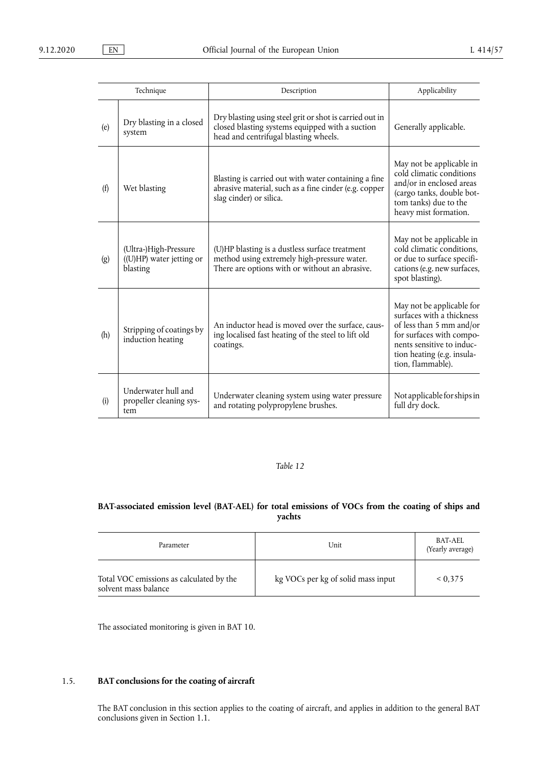| | Technique | Description | Applicability |
|---|---|---|---|
| (e) | Dry blasting in a closed system | Dry blasting using steel grit or shot is carried out in closed blasting systems equipped with a suction head and centrifugal blasting wheels. | Generally applicable. |
| (f) | Wet blasting | Blasting is carried out with water containing a fine abrasive material, such as a fine cinder (e.g. copper slag cinder) or silica. | May not be applicable in cold climatic conditions and/or in enclosed areas (cargo tanks, double bottom tanks) due to the heavy mist formation. |
| (g) | (Ultra-)High-Pressure ((U)HP) water jetting or blasting | (U)HP blasting is a dustless surface treatment method using extremely high-pressure water. There are options with or without an abrasive. | May not be applicable in cold climatic conditions, or due to surface specifications (e.g. new surfaces, spot blasting). |
| (h) | Stripping of coatings by induction heating | An inductor head is moved over the surface, causing localised fast heating of the steel to lift old coatings. | May not be applicable for surfaces with a thickness of less than 5 mm and/or for surfaces with components sensitive to induction heating (e.g. insulation, flammable). |
| (i) | Underwater hull and propeller cleaning system | Underwater cleaning system using water pressure and rotating polypropylene brushes. | Not applicable for ships in full dry dock. |

*Table 12*

**BAT-associated emission level (BAT-AEL) for total emissions of VOCs from the coating of ships and yachts**

| Parameter | Unit | BAT-AEL (Yearly average) |
|---|---|---|
| Total VOC emissions as calculated by the solvent mass balance | kg VOCs per kg of solid mass input | < 0,375 |

The associated monitoring is given in BAT 10.

## 1.5. BAT conclusions for the coating of aircraft

The BAT conclusion in this section applies to the coating of aircraft, and applies in addition to the general BAT conclusions given in Section 1.1.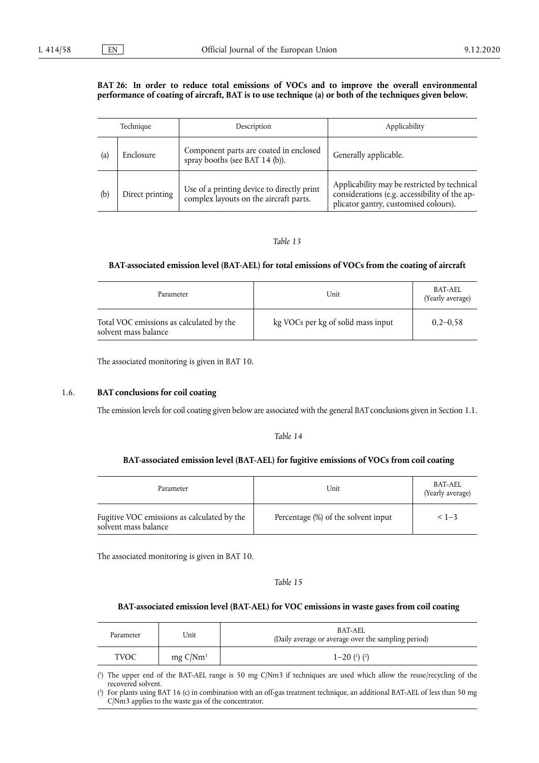**BAT 26: In order to reduce total emissions of VOCs and to improve the overall environmental performance of coating of aircraft, BAT is to use technique (a) or both of the techniques given below.**

| Technique | | Description | Applicability |
|---|---|---|---|
| (a) | Enclosure | Component parts are coated in enclosed spray booths (see BAT 14 (b)). | Generally applicable. |
| (b) | Direct printing | Use of a printing device to directly print complex layouts on the aircraft parts. | Applicability may be restricted by technical considerations (e.g. accessibility of the applicator gantry, customised colours). |

*Table 13*

**BAT-associated emission level (BAT-AEL) for total emissions of VOCs from the coating of aircraft**

| Parameter | Unit | BAT-AEL (Yearly average) |
|---|---|---|
| Total VOC emissions as calculated by the solvent mass balance | kg VOCs per kg of solid mass input | 0,2–0,58 |

The associated monitoring is given in BAT 10.

## 1.6. BAT conclusions for coil coating

The emission levels for coil coating given below are associated with the general BAT conclusions given in Section 1.1.

*Table 14*

**BAT-associated emission level (BAT-AEL) for fugitive emissions of VOCs from coil coating**

| Parameter | Unit | BAT-AEL (Yearly average) |
|---|---|---|
| Fugitive VOC emissions as calculated by the solvent mass balance | Percentage (%) of the solvent input | < 1–3 |

The associated monitoring is given in BAT 10.

*Table 15*

**BAT-associated emission level (BAT-AEL) for VOC emissions in waste gases from coil coating**

| Parameter | Unit | BAT-AEL (Daily average or average over the sampling period) |
|---|---|---|
| TVOC | mg C/Nm$^3$ | 1–20 (1) (2) |

(1) The upper end of the BAT-AEL range is 50 mg C/Nm3 if techniques are used which allow the reuse/recycling of the recovered solvent.

(2) For plants using BAT 16 (c) in combination with an off-gas treatment technique, an additional BAT-AEL of less than 50 mg C/Nm3 applies to the waste gas of the concentrator.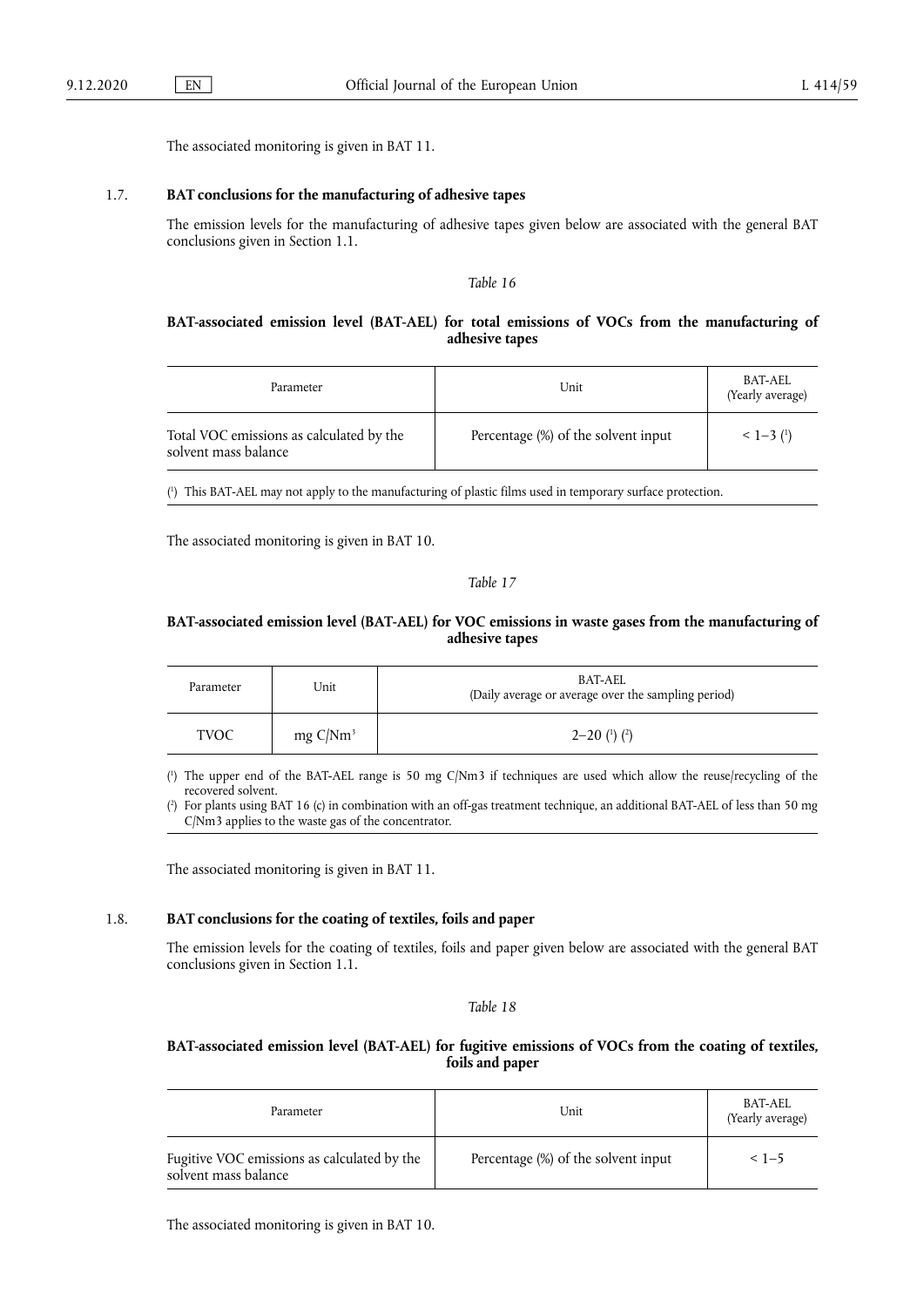The associated monitoring is given in BAT 11.

## 1.7. BAT conclusions for the manufacturing of adhesive tapes

The emission levels for the manufacturing of adhesive tapes given below are associated with the general BAT conclusions given in Section 1.1.

*Table 16*

**BAT-associated emission level (BAT-AEL) for total emissions of VOCs from the manufacturing of adhesive tapes**

| Parameter | Unit | BAT-AEL (Yearly average) |
| --- | --- | --- |
| Total VOC emissions as calculated by the solvent mass balance | Percentage (%) of the solvent input | < 1–3 (1) |

(1) This BAT-AEL may not apply to the manufacturing of plastic films used in temporary surface protection.

The associated monitoring is given in BAT 10.

*Table 17*

**BAT-associated emission level (BAT-AEL) for VOC emissions in waste gases from the manufacturing of adhesive tapes**

| Parameter | Unit | BAT-AEL (Daily average or average over the sampling period) |
| --- | --- | --- |
| TVOC | mg C/Nm$^3$ | 2–20 (1) (2) |

(1) The upper end of the BAT-AEL range is 50 mg C/Nm3 if techniques are used which allow the reuse/recycling of the recovered solvent.

(2) For plants using BAT 16 (c) in combination with an off-gas treatment technique, an additional BAT-AEL of less than 50 mg C/Nm3 applies to the waste gas of the concentrator.

The associated monitoring is given in BAT 11.

## 1.8. BAT conclusions for the coating of textiles, foils and paper

The emission levels for the coating of textiles, foils and paper given below are associated with the general BAT conclusions given in Section 1.1.

*Table 18*

**BAT-associated emission level (BAT-AEL) for fugitive emissions of VOCs from the coating of textiles, foils and paper**

| Parameter | Unit | BAT-AEL (Yearly average) |
| --- | --- | --- |
| Fugitive VOC emissions as calculated by the solvent mass balance | Percentage (%) of the solvent input | < 1–5 |

The associated monitoring is given in BAT 10.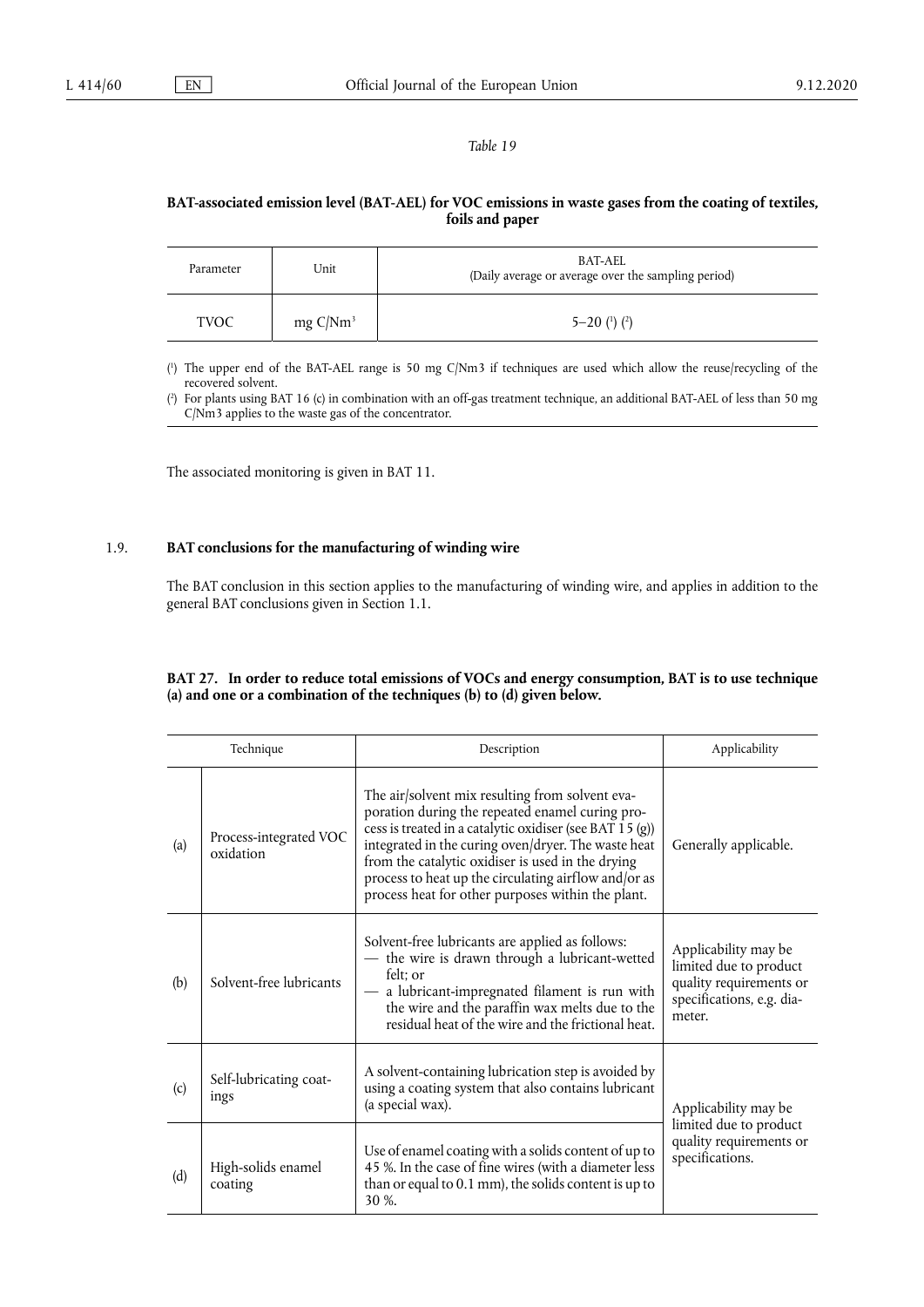*Table 19*

**BAT-associated emission level (BAT-AEL) for VOC emissions in waste gases from the coating of textiles, foils and paper**

| Parameter | Unit | BAT-AEL (Daily average or average over the sampling period) |
|---|---|---|
| TVOC | mg C/Nm[3] | 5–20 (1) (2) |

(1) The upper end of the BAT-AEL range is 50 mg C/Nm3 if techniques are used which allow the reuse/recycling of the recovered solvent.

(2) For plants using BAT 16 (c) in combination with an off-gas treatment technique, an additional BAT-AEL of less than 50 mg C/Nm3 applies to the waste gas of the concentrator.

The associated monitoring is given in BAT 11.

## 1.9. BAT conclusions for the manufacturing of winding wire

The BAT conclusion in this section applies to the manufacturing of winding wire, and applies in addition to the general BAT conclusions given in Section 1.1.

**BAT 27. In order to reduce total emissions of VOCs and energy consumption, BAT is to use technique (a) and one or a combination of the techniques (b) to (d) given below.**

| | Technique | Description | Applicability |
|---|---|---|---|
| (a) | Process-integrated VOC oxidation | The air/solvent mix resulting from solvent evaporation during the repeated enamel curing process is treated in a catalytic oxidiser (see BAT 15 (g)) integrated in the curing oven/dryer. The waste heat from the catalytic oxidiser is used in the drying process to heat up the circulating airflow and/or as process heat for other purposes within the plant. | Generally applicable. |
| (b) | Solvent-free lubricants | Solvent-free lubricants are applied as follows:<br>— the wire is drawn through a lubricant-wetted felt; or<br>— a lubricant-impregnated filament is run with the wire and the paraffin wax melts due to the residual heat of the wire and the frictional heat. | Applicability may be limited due to product quality requirements or specifications, e.g. diameter. |
| (c) | Self-lubricating coatings | A solvent-containing lubrication step is avoided by using a coating system that also contains lubricant (a special wax). | Applicability may be limited due to product quality requirements or specifications. |
| (d) | High-solids enamel coating | Use of enamel coating with a solids content of up to 45 %. In the case of fine wires (with a diameter less than or equal to 0.1 mm), the solids content is up to 30 %. | |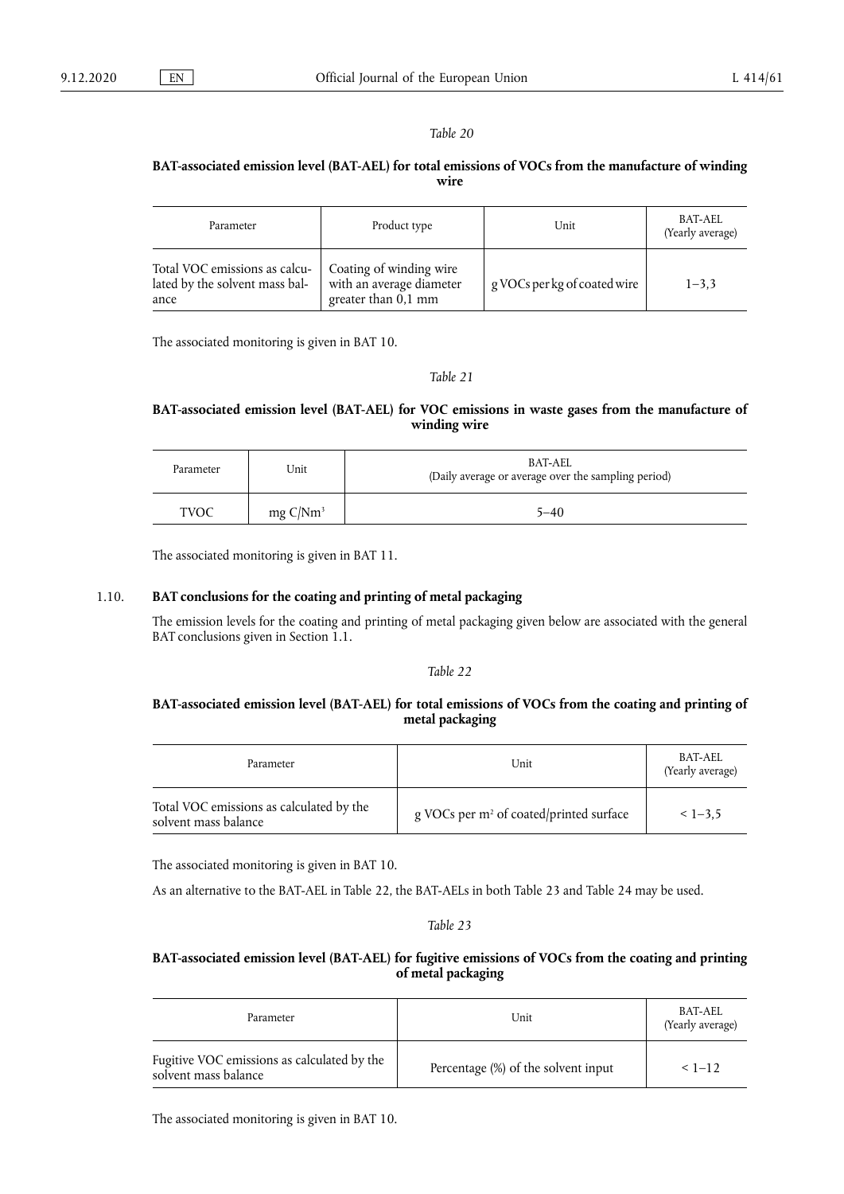*Table 20*

**BAT-associated emission level (BAT-AEL) for total emissions of VOCs from the manufacture of winding wire**

| Parameter | Product type | Unit | BAT-AEL (Yearly average) |
|---|---|---|---|
| Total VOC emissions as calculated by the solvent mass balance | Coating of winding wire with an average diameter greater than 0,1 mm | g VOCs per kg of coated wire | 1–3,3 |

The associated monitoring is given in BAT 10.

*Table 21*

**BAT-associated emission level (BAT-AEL) for VOC emissions in waste gases from the manufacture of winding wire**

| Parameter | Unit | BAT-AEL (Daily average or average over the sampling period) |
|---|---|---|
| TVOC | mg C/Nm$^3$ | 5–40 |

The associated monitoring is given in BAT 11.

## 1.10. BAT conclusions for the coating and printing of metal packaging

The emission levels for the coating and printing of metal packaging given below are associated with the general BAT conclusions given in Section 1.1.

*Table 22*

**BAT-associated emission level (BAT-AEL) for total emissions of VOCs from the coating and printing of metal packaging**

| Parameter | Unit | BAT-AEL (Yearly average) |
|---|---|---|
| Total VOC emissions as calculated by the solvent mass balance | g VOCs per m$^2$ of coated/printed surface | < 1–3,5 |

The associated monitoring is given in BAT 10.

As an alternative to the BAT-AEL in Table 22, the BAT-AELs in both Table 23 and Table 24 may be used.

*Table 23*

**BAT-associated emission level (BAT-AEL) for fugitive emissions of VOCs from the coating and printing of metal packaging**

| Parameter | Unit | BAT-AEL (Yearly average) |
|---|---|---|
| Fugitive VOC emissions as calculated by the solvent mass balance | Percentage (%) of the solvent input | < 1–12 |

The associated monitoring is given in BAT 10.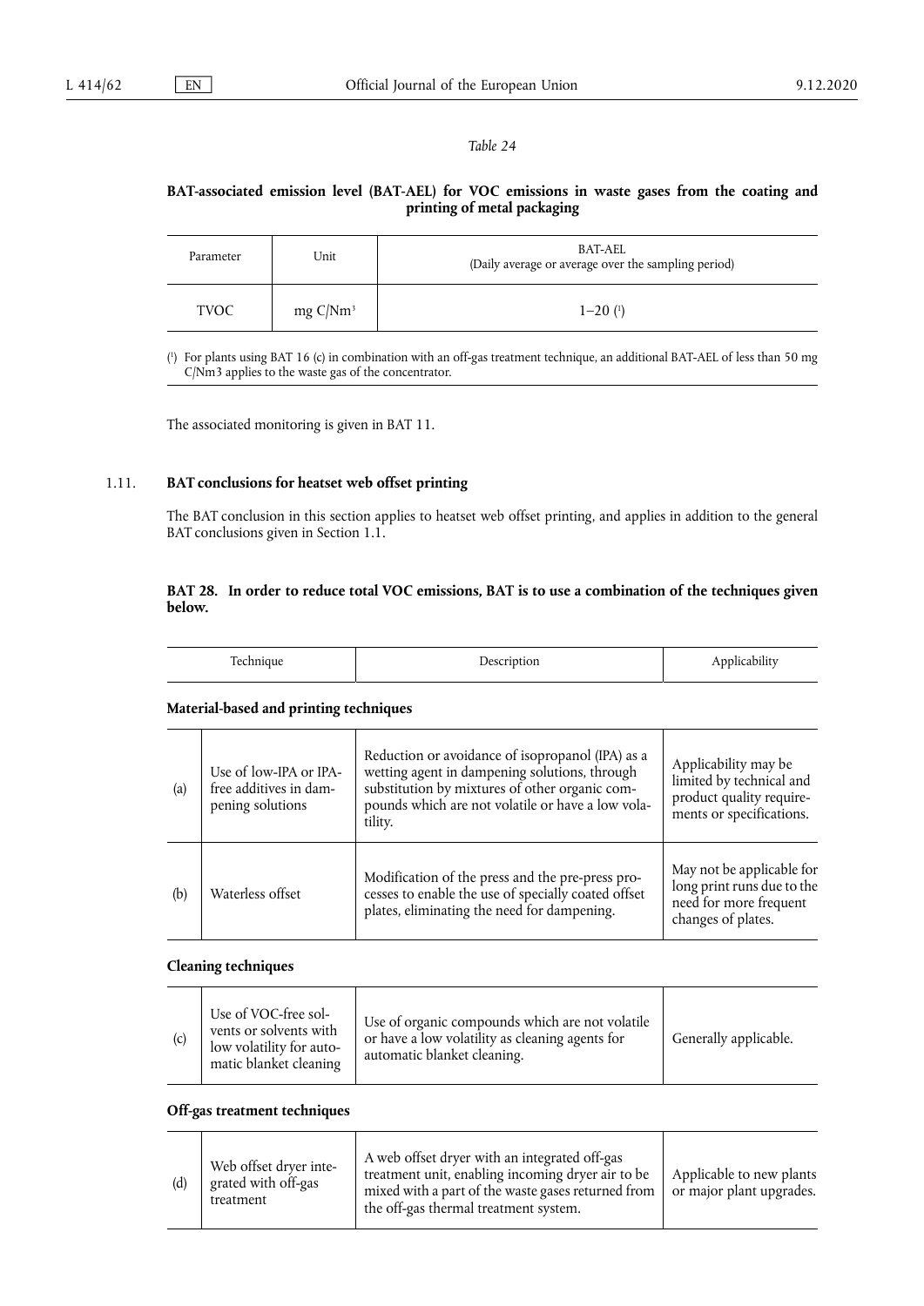*Table 24*

**BAT-associated emission level (BAT-AEL) for VOC emissions in waste gases from the coating and printing of metal packaging**

| Parameter | Unit | BAT-AEL (Daily average or average over the sampling period) |
|---|---|---|
| TVOC | mg C/Nm$^3$ | 1–20 [1] |

[1] For plants using BAT 16 (c) in combination with an off-gas treatment technique, an additional BAT-AEL of less than 50 mg C/Nm3 applies to the waste gas of the concentrator.

The associated monitoring is given in BAT 11.

## 1.11. BAT conclusions for heatset web offset printing

The BAT conclusion in this section applies to heatset web offset printing, and applies in addition to the general BAT conclusions given in Section 1.1.

**BAT 28. In order to reduce total VOC emissions, BAT is to use a combination of the techniques given below.**

| | Technique | Description | Applicability |
|---|---|---|---|
| **Material-based and printing techniques** | | | |
| (a) | Use of low-IPA or IPA-free additives in dampening solutions | Reduction or avoidance of isopropanol (IPA) as a wetting agent in dampening solutions, through substitution by mixtures of other organic compounds which are not volatile or have a low volatility. | Applicability may be limited by technical and product quality requirements or specifications. |
| (b) | Waterless offset | Modification of the press and the pre-press processes to enable the use of specially coated offset plates, eliminating the need for dampening. | May not be applicable for long print runs due to the need for more frequent changes of plates. |
| **Cleaning techniques** | | | |
| (c) | Use of VOC-free solvents or solvents with low volatility for automatic blanket cleaning | Use of organic compounds which are not volatile or have a low volatility as cleaning agents for automatic blanket cleaning. | Generally applicable. |
| **Off-gas treatment techniques** | | | |
| (d) | Web offset dryer integrated with off-gas treatment | A web offset dryer with an integrated off-gas treatment unit, enabling incoming dryer air to be mixed with a part of the waste gases returned from the off-gas thermal treatment system. | Applicable to new plants or major plant upgrades. |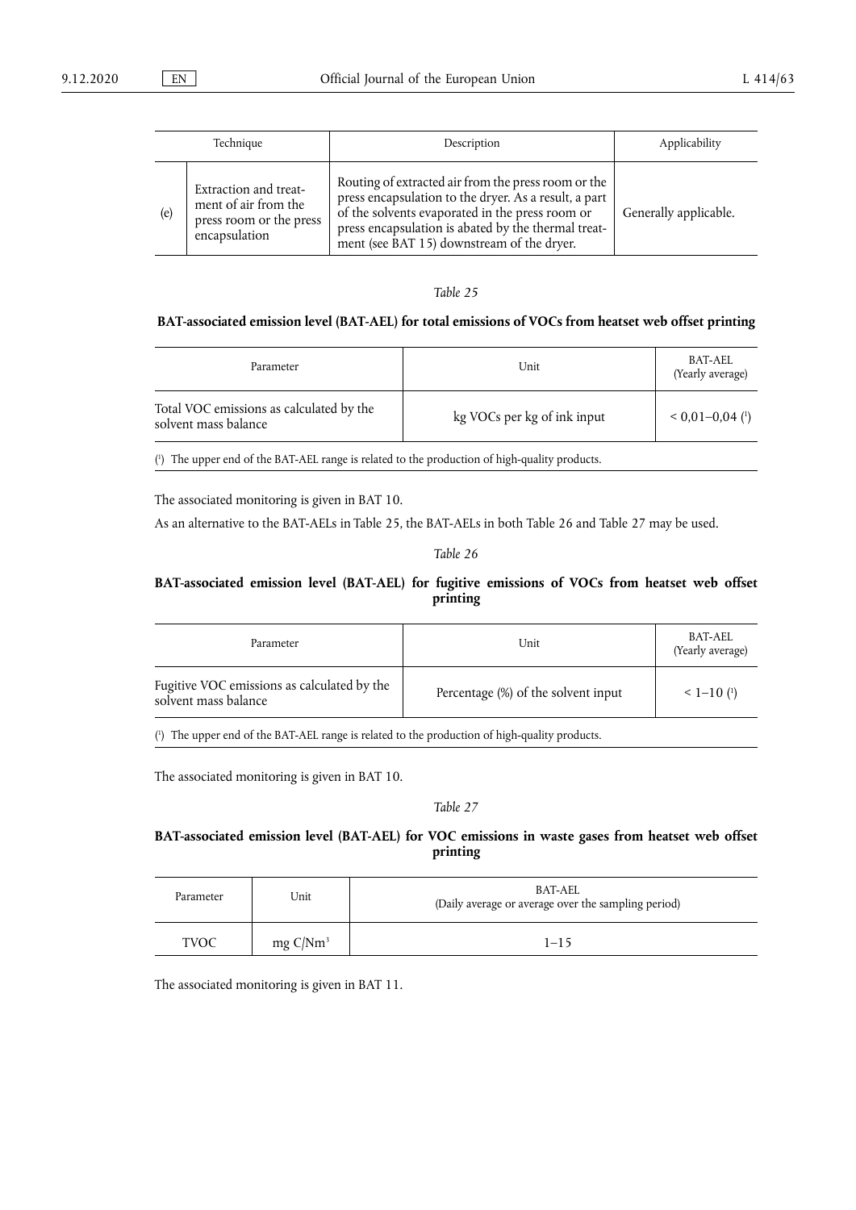| Technique | | Description | Applicability |
|---|---|---|---|
| (e) | Extraction and treatment of air from the press room or the press encapsulation | Routing of extracted air from the press room or the press encapsulation to the dryer. As a result, a part of the solvents evaporated in the press room or press encapsulation is abated by the thermal treatment (see BAT 15) downstream of the dryer. | Generally applicable. |

*Table 25*

**BAT-associated emission level (BAT-AEL) for total emissions of VOCs from heatset web offset printing**

| Parameter | Unit | BAT-AEL (Yearly average) |
|---|---|---|
| Total VOC emissions as calculated by the solvent mass balance | kg VOCs per kg of ink input | < 0,01–0,04 (1) |

(1) The upper end of the BAT-AEL range is related to the production of high-quality products.

The associated monitoring is given in BAT 10.

As an alternative to the BAT-AELs in Table 25, the BAT-AELs in both Table 26 and Table 27 may be used.

*Table 26*

**BAT-associated emission level (BAT-AEL) for fugitive emissions of VOCs from heatset web offset printing**

| Parameter | Unit | BAT-AEL (Yearly average) |
|---|---|---|
| Fugitive VOC emissions as calculated by the solvent mass balance | Percentage (%) of the solvent input | < 1–10 (1) |

(1) The upper end of the BAT-AEL range is related to the production of high-quality products.

The associated monitoring is given in BAT 10.

*Table 27*

**BAT-associated emission level (BAT-AEL) for VOC emissions in waste gases from heatset web offset printing**

| Parameter | Unit | BAT-AEL (Daily average or average over the sampling period) |
|---|---|---|
| TVOC | mg C/Nm$^3$ | 1–15 |

The associated monitoring is given in BAT 11.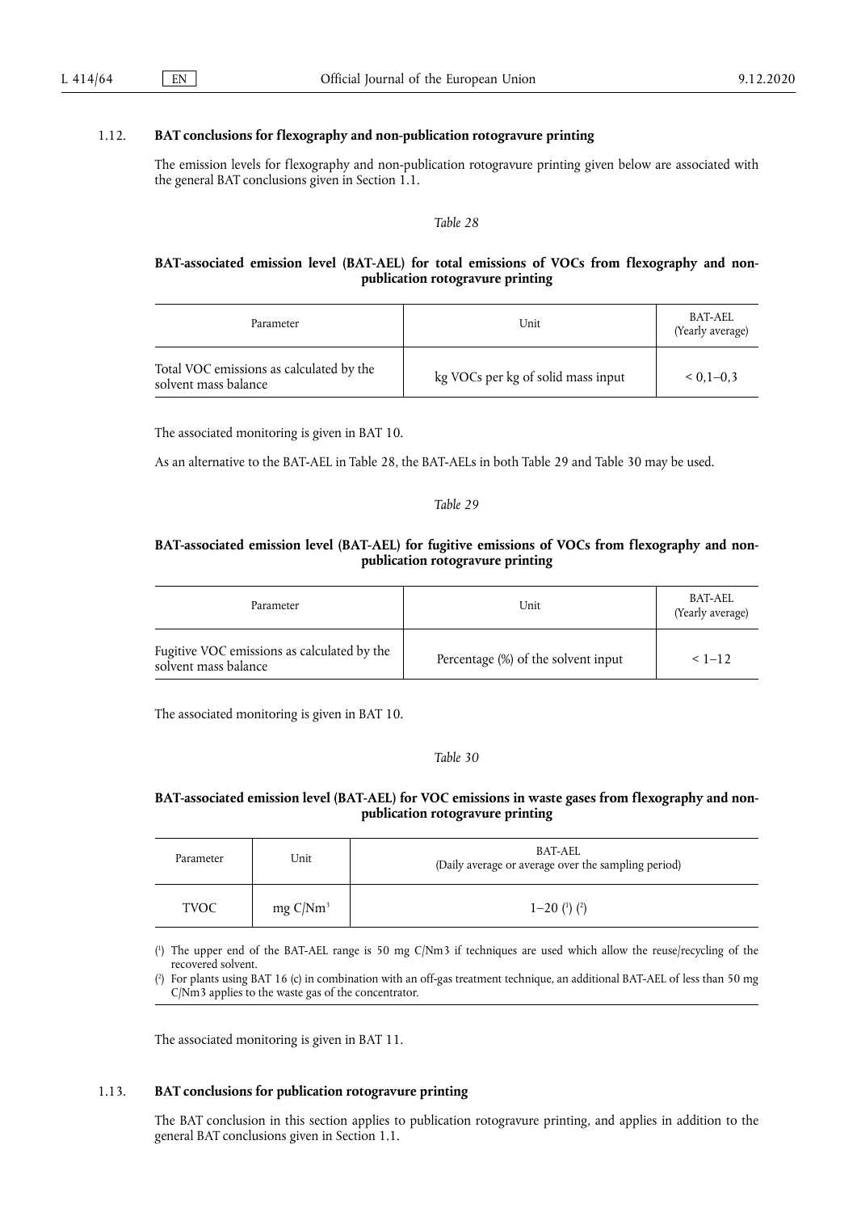## 1.12. BAT conclusions for flexography and non-publication rotogravure printing

The emission levels for flexography and non-publication rotogravure printing given below are associated with the general BAT conclusions given in Section 1.1.

*Table 28*

**BAT-associated emission level (BAT-AEL) for total emissions of VOCs from flexography and non-publication rotogravure printing**

| Parameter | Unit | BAT-AEL (Yearly average) |
|---|---|---|
| Total VOC emissions as calculated by the solvent mass balance | kg VOCs per kg of solid mass input | < 0,1–0,3 |

The associated monitoring is given in BAT 10.

As an alternative to the BAT-AEL in Table 28, the BAT-AELs in both Table 29 and Table 30 may be used.

*Table 29*

**BAT-associated emission level (BAT-AEL) for fugitive emissions of VOCs from flexography and non-publication rotogravure printing**

| Parameter | Unit | BAT-AEL (Yearly average) |
|---|---|---|
| Fugitive VOC emissions as calculated by the solvent mass balance | Percentage (%) of the solvent input | < 1–12 |

The associated monitoring is given in BAT 10.

*Table 30*

**BAT-associated emission level (BAT-AEL) for VOC emissions in waste gases from flexography and non-publication rotogravure printing**

| Parameter | Unit | BAT-AEL (Daily average or average over the sampling period) |
|---|---|---|
| TVOC | mg C/Nm$^3$ | 1–20 (1) (2) |

(1) The upper end of the BAT-AEL range is 50 mg C/Nm3 if techniques are used which allow the reuse/recycling of the recovered solvent.

(2) For plants using BAT 16 (c) in combination with an off-gas treatment technique, an additional BAT-AEL of less than 50 mg C/Nm3 applies to the waste gas of the concentrator.

The associated monitoring is given in BAT 11.

## 1.13. BAT conclusions for publication rotogravure printing

The BAT conclusion in this section applies to publication rotogravure printing, and applies in addition to the general BAT conclusions given in Section 1.1.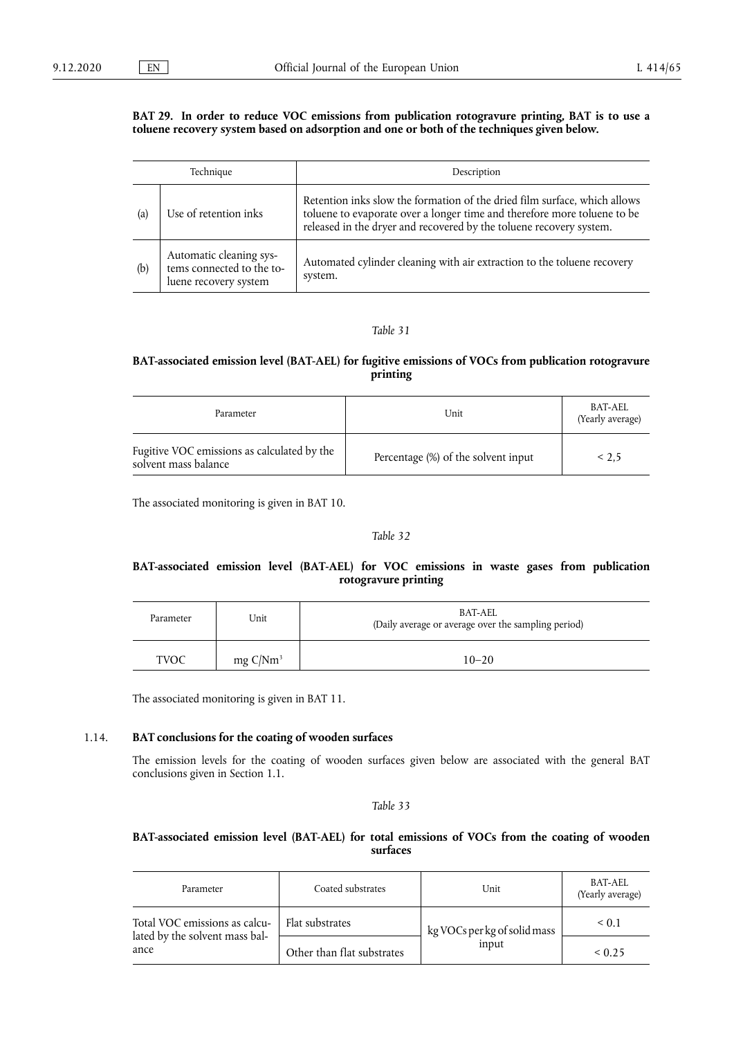**BAT 29. In order to reduce VOC emissions from publication rotogravure printing, BAT is to use a toluene recovery system based on adsorption and one or both of the techniques given below.**

| Technique | | Description |
|---|---|---|
| (a) | Use of retention inks | Retention inks slow the formation of the dried film surface, which allows toluene to evaporate over a longer time and therefore more toluene to be released in the dryer and recovered by the toluene recovery system. |
| (b) | Automatic cleaning systems connected to the toluene recovery system | Automated cylinder cleaning with air extraction to the toluene recovery system. |

*Table 31*

**BAT-associated emission level (BAT-AEL) for fugitive emissions of VOCs from publication rotogravure printing**

| Parameter | Unit | BAT-AEL (Yearly average) |
|---|---|---|
| Fugitive VOC emissions as calculated by the solvent mass balance | Percentage (%) of the solvent input | < 2,5 |

The associated monitoring is given in BAT 10.

*Table 32*

**BAT-associated emission level (BAT-AEL) for VOC emissions in waste gases from publication rotogravure printing**

| Parameter | Unit | BAT-AEL (Daily average or average over the sampling period) |
|---|---|---|
| TVOC | mg C/Nm$^3$ | 10–20 |

The associated monitoring is given in BAT 11.

## 1.14. BAT conclusions for the coating of wooden surfaces

The emission levels for the coating of wooden surfaces given below are associated with the general BAT conclusions given in Section 1.1.

*Table 33*

**BAT-associated emission level (BAT-AEL) for total emissions of VOCs from the coating of wooden surfaces**

| Parameter | Coated substrates | Unit | BAT-AEL (Yearly average) |
|---|---|---|---|
| Total VOC emissions as calculated by the solvent mass balance | Flat substrates | kg VOCs per kg of solid mass input | < 0.1 |
| | Other than flat substrates | | < 0.25 |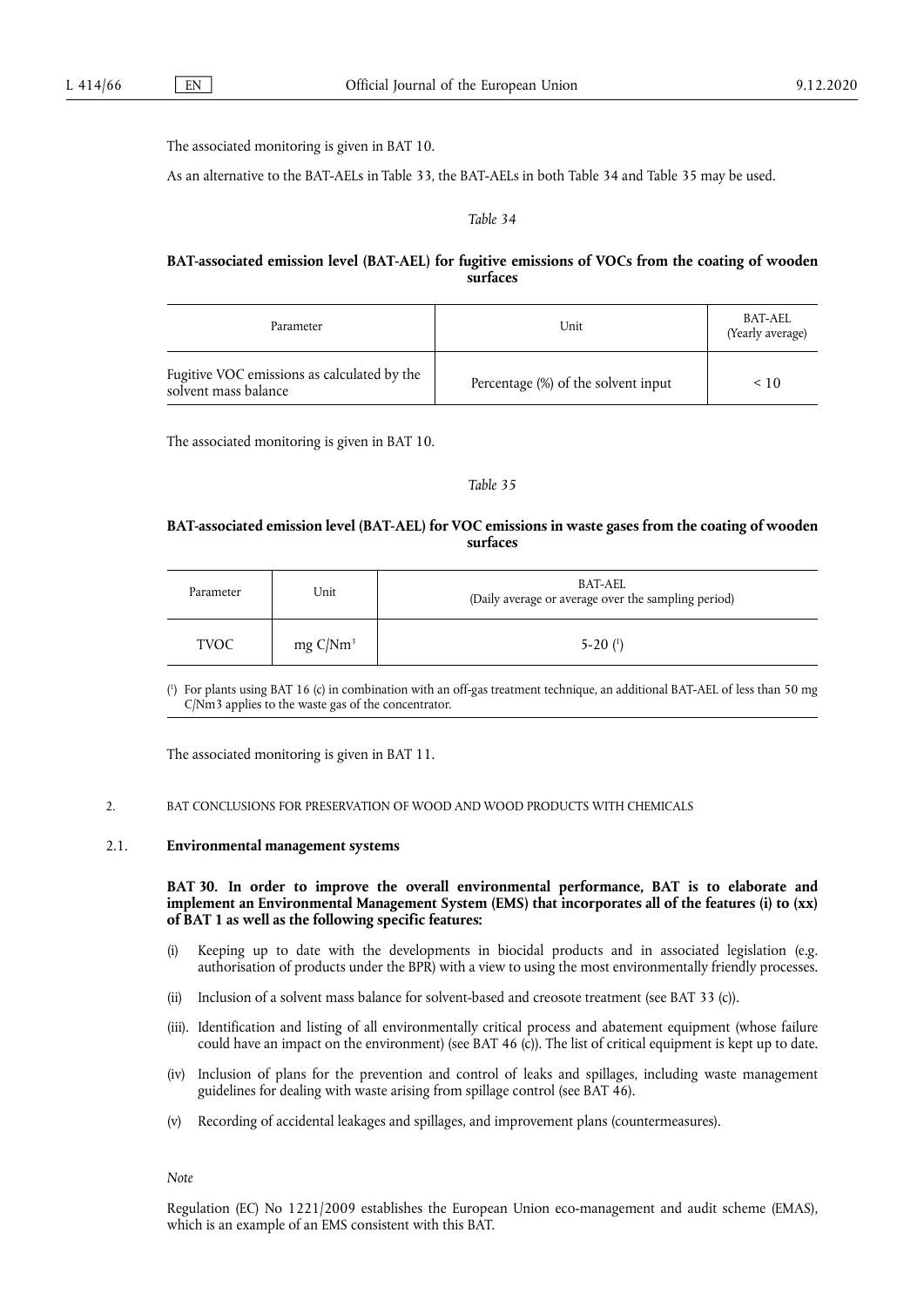The associated monitoring is given in BAT 10.

As an alternative to the BAT-AELs in Table 33, the BAT-AELs in both Table 34 and Table 35 may be used.

*Table 34*

**BAT-associated emission level (BAT-AEL) for fugitive emissions of VOCs from the coating of wooden surfaces**

| Parameter | Unit | BAT-AEL (Yearly average) |
|---|---|---|
| Fugitive VOC emissions as calculated by the solvent mass balance | Percentage (%) of the solvent input | < 10 |

The associated monitoring is given in BAT 10.

*Table 35*

**BAT-associated emission level (BAT-AEL) for VOC emissions in waste gases from the coating of wooden surfaces**

| Parameter | Unit | BAT-AEL (Daily average or average over the sampling period) |
|---|---|---|
| TVOC | mg C/Nm$^3$ | 5-20 (1) |

(1) For plants using BAT 16 (c) in combination with an off-gas treatment technique, an additional BAT-AEL of less than 50 mg C/Nm3 applies to the waste gas of the concentrator.

The associated monitoring is given in BAT 11.

## 2. BAT CONCLUSIONS FOR PRESERVATION OF WOOD AND WOOD PRODUCTS WITH CHEMICALS

### 2.1. Environmental management systems

**BAT 30. In order to improve the overall environmental performance, BAT is to elaborate and implement an Environmental Management System (EMS) that incorporates all of the features (i) to (xx) of BAT 1 as well as the following specific features:**

(i) Keeping up to date with the developments in biocidal products and in associated legislation (e.g. authorisation of products under the BPR) with a view to using the most environmentally friendly processes.

(ii) Inclusion of a solvent mass balance for solvent-based and creosote treatment (see BAT 33 (c)).

(iii). Identification and listing of all environmentally critical process and abatement equipment (whose failure could have an impact on the environment) (see BAT 46 (c)). The list of critical equipment is kept up to date.

(iv) Inclusion of plans for the prevention and control of leaks and spillages, including waste management guidelines for dealing with waste arising from spillage control (see BAT 46).

(v) Recording of accidental leakages and spillages, and improvement plans (countermeasures).

*Note*

Regulation (EC) No 1221/2009 establishes the European Union eco-management and audit scheme (EMAS), which is an example of an EMS consistent with this BAT.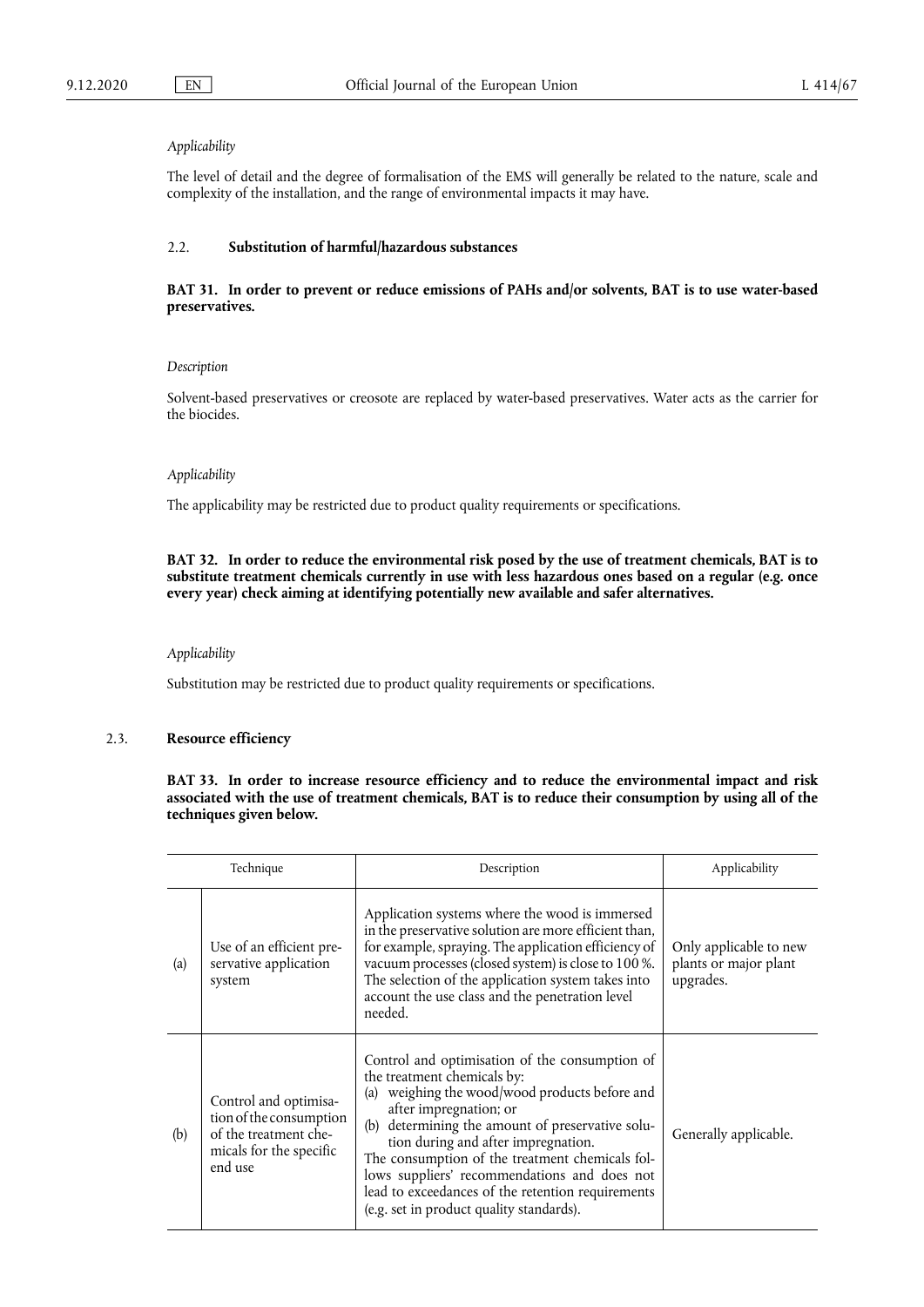*Applicability*

The level of detail and the degree of formalisation of the EMS will generally be related to the nature, scale and complexity of the installation, and the range of environmental impacts it may have.

## 2.2. **Substitution of harmful/hazardous substances**

**BAT 31. In order to prevent or reduce emissions of PAHs and/or solvents, BAT is to use water-based preservatives.**

*Description*

Solvent-based preservatives or creosote are replaced by water-based preservatives. Water acts as the carrier for the biocides.

*Applicability*

The applicability may be restricted due to product quality requirements or specifications.

**BAT 32. In order to reduce the environmental risk posed by the use of treatment chemicals, BAT is to substitute treatment chemicals currently in use with less hazardous ones based on a regular (e.g. once every year) check aiming at identifying potentially new available and safer alternatives.**

*Applicability*

Substitution may be restricted due to product quality requirements or specifications.

## 2.3. **Resource efficiency**

**BAT 33. In order to increase resource efficiency and to reduce the environmental impact and risk associated with the use of treatment chemicals, BAT is to reduce their consumption by using all of the techniques given below.**

| | Technique | Description | Applicability |
|---|---|---|---|
| (a) | Use of an efficient preservative application system | Application systems where the wood is immersed in the preservative solution are more efficient than, for example, spraying. The application efficiency of vacuum processes (closed system) is close to 100 %. The selection of the application system takes into account the use class and the penetration level needed. | Only applicable to new plants or major plant upgrades. |
| (b) | Control and optimisation of the consumption of the treatment chemicals for the specific end use | Control and optimisation of the consumption of the treatment chemicals by: (a) weighing the wood/wood products before and after impregnation; or (b) determining the amount of preservative solution during and after impregnation. The consumption of the treatment chemicals follows suppliers' recommendations and does not lead to exceedances of the retention requirements (e.g. set in product quality standards). | Generally applicable. |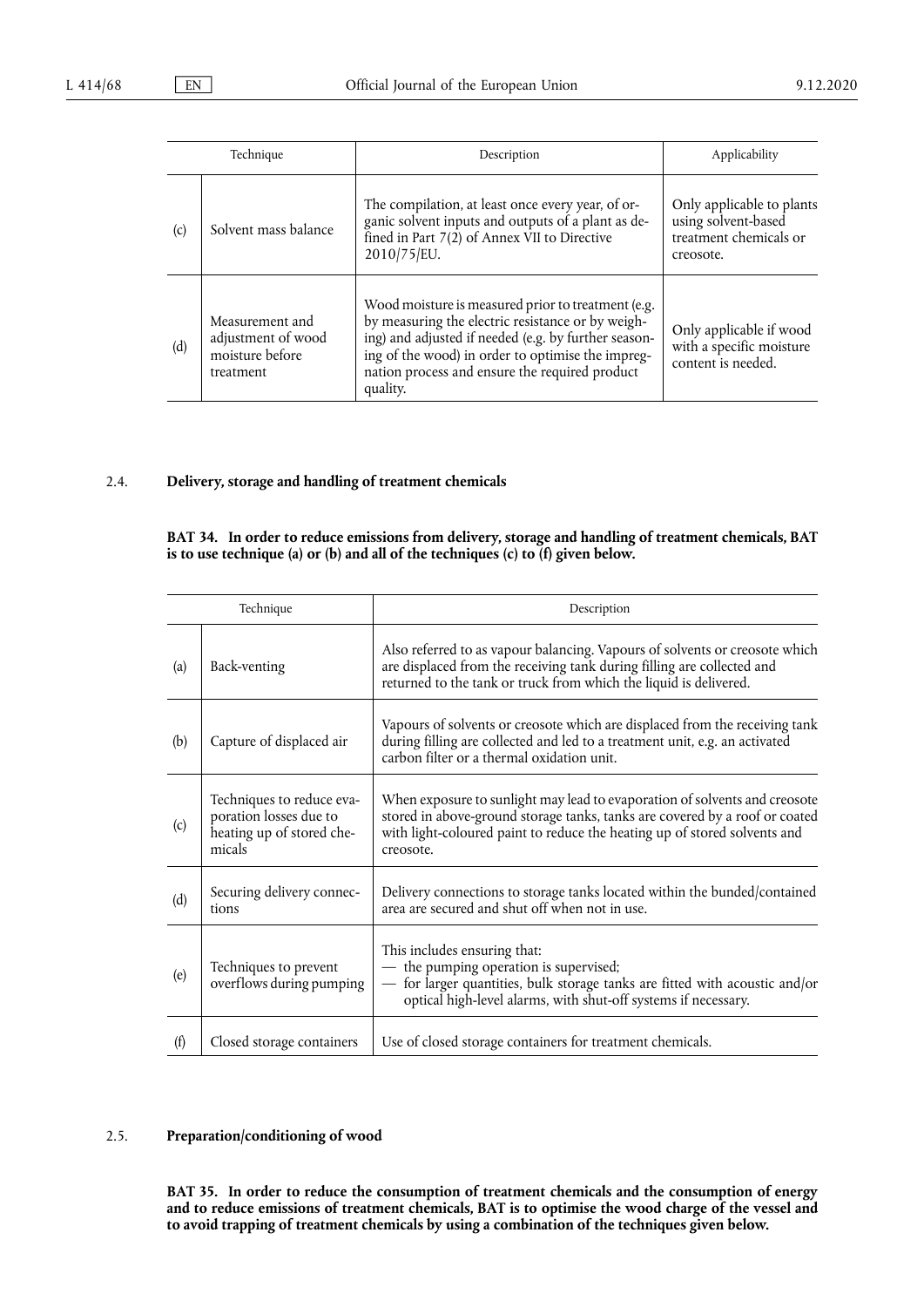| Technique | | Description | Applicability |
|---|---|---|---|
| (c) | Solvent mass balance | The compilation, at least once every year, of organic solvent inputs and outputs of a plant as defined in Part 7(2) of Annex VII to Directive 2010/75/EU. | Only applicable to plants using solvent-based treatment chemicals or creosote. |
| (d) | Measurement and adjustment of wood moisture before treatment | Wood moisture is measured prior to treatment (e.g. by measuring the electric resistance or by weighing) and adjusted if needed (e.g. by further seasoning of the wood) in order to optimise the impregnation process and ensure the required product quality. | Only applicable if wood with a specific moisture content is needed. |

## 2.4. Delivery, storage and handling of treatment chemicals

**BAT 34. In order to reduce emissions from delivery, storage and handling of treatment chemicals, BAT is to use technique (a) or (b) and all of the techniques (c) to (f) given below.**

| Technique | | Description |
|---|---|---|
| (a) | Back-venting | Also referred to as vapour balancing. Vapours of solvents or creosote which are displaced from the receiving tank during filling are collected and returned to the tank or truck from which the liquid is delivered. |
| (b) | Capture of displaced air | Vapours of solvents or creosote which are displaced from the receiving tank during filling are collected and led to a treatment unit, e.g. an activated carbon filter or a thermal oxidation unit. |
| (c) | Techniques to reduce evaporation losses due to heating up of stored chemicals | When exposure to sunlight may lead to evaporation of solvents and creosote stored in above-ground storage tanks, tanks are covered by a roof or coated with light-coloured paint to reduce the heating up of stored solvents and creosote. |
| (d) | Securing delivery connections | Delivery connections to storage tanks located within the bunded/contained area are secured and shut off when not in use. |
| (e) | Techniques to prevent overflows during pumping | This includes ensuring that:<br>— the pumping operation is supervised;<br>— for larger quantities, bulk storage tanks are fitted with acoustic and/or optical high-level alarms, with shut-off systems if necessary. |
| (f) | Closed storage containers | Use of closed storage containers for treatment chemicals. |

## 2.5. Preparation/conditioning of wood

**BAT 35. In order to reduce the consumption of treatment chemicals and the consumption of energy and to reduce emissions of treatment chemicals, BAT is to optimise the wood charge of the vessel and to avoid trapping of treatment chemicals by using a combination of the techniques given below.**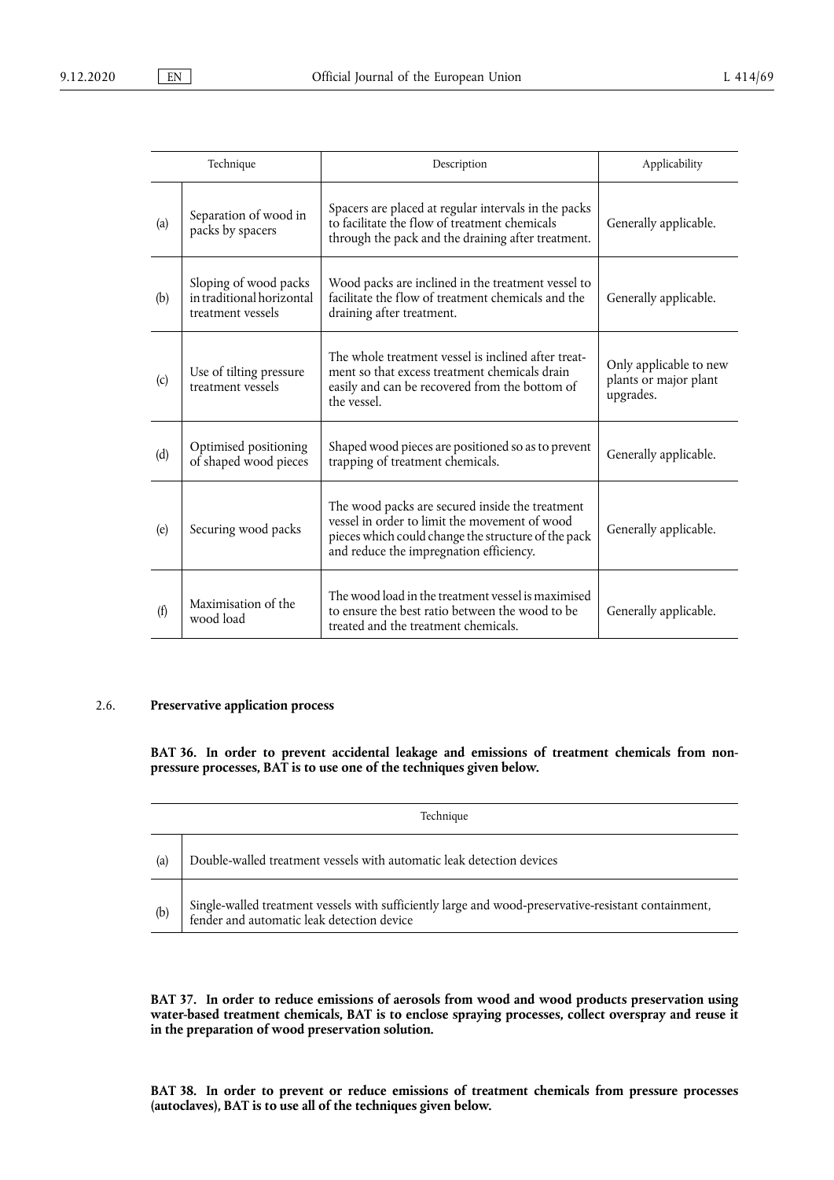| Technique | | Description | Applicability |
|---|---|---|---|
| (a) | Separation of wood in packs by spacers | Spacers are placed at regular intervals in the packs to facilitate the flow of treatment chemicals through the pack and the draining after treatment. | Generally applicable. |
| (b) | Sloping of wood packs in traditional horizontal treatment vessels | Wood packs are inclined in the treatment vessel to facilitate the flow of treatment chemicals and the draining after treatment. | Generally applicable. |
| (c) | Use of tilting pressure treatment vessels | The whole treatment vessel is inclined after treatment so that excess treatment chemicals drain easily and can be recovered from the bottom of the vessel. | Only applicable to new plants or major plant upgrades. |
| (d) | Optimised positioning of shaped wood pieces | Shaped wood pieces are positioned so as to prevent trapping of treatment chemicals. | Generally applicable. |
| (e) | Securing wood packs | The wood packs are secured inside the treatment vessel in order to limit the movement of wood pieces which could change the structure of the pack and reduce the impregnation efficiency. | Generally applicable. |
| (f) | Maximisation of the wood load | The wood load in the treatment vessel is maximised to ensure the best ratio between the wood to be treated and the treatment chemicals. | Generally applicable. |

## 2.6. Preservative application process

**BAT 36. In order to prevent accidental leakage and emissions of treatment chemicals from non-pressure processes, BAT is to use one of the techniques given below.**

| | Technique |
|---|---|
| (a) | Double-walled treatment vessels with automatic leak detection devices |
| (b) | Single-walled treatment vessels with sufficiently large and wood-preservative-resistant containment, fender and automatic leak detection device |

**BAT 37. In order to reduce emissions of aerosols from wood and wood products preservation using water-based treatment chemicals, BAT is to enclose spraying processes, collect overspray and reuse it in the preparation of wood preservation solution.**

**BAT 38. In order to prevent or reduce emissions of treatment chemicals from pressure processes (autoclaves), BAT is to use all of the techniques given below.**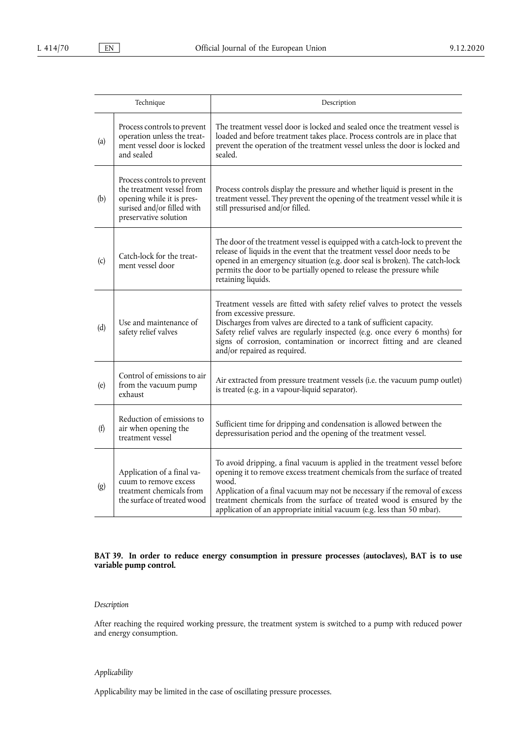| Technique | | Description |
|---|---|---|
| (a) | Process controls to prevent operation unless the treatment vessel door is locked and sealed | The treatment vessel door is locked and sealed once the treatment vessel is loaded and before treatment takes place. Process controls are in place that prevent the operation of the treatment vessel unless the door is locked and sealed. |
| (b) | Process controls to prevent the treatment vessel from opening while it is pressurised and/or filled with preservative solution | Process controls display the pressure and whether liquid is present in the treatment vessel. They prevent the opening of the treatment vessel while it is still pressurised and/or filled. |
| (c) | Catch-lock for the treatment vessel door | The door of the treatment vessel is equipped with a catch-lock to prevent the release of liquids in the event that the treatment vessel door needs to be opened in an emergency situation (e.g. door seal is broken). The catch-lock permits the door to be partially opened to release the pressure while retaining liquids. |
| (d) | Use and maintenance of safety relief valves | Treatment vessels are fitted with safety relief valves to protect the vessels from excessive pressure.<br>Discharges from valves are directed to a tank of sufficient capacity.<br>Safety relief valves are regularly inspected (e.g. once every 6 months) for signs of corrosion, contamination or incorrect fitting and are cleaned and/or repaired as required. |
| (e) | Control of emissions to air from the vacuum pump exhaust | Air extracted from pressure treatment vessels (i.e. the vacuum pump outlet) is treated (e.g. in a vapour-liquid separator). |
| (f) | Reduction of emissions to air when opening the treatment vessel | Sufficient time for dripping and condensation is allowed between the depressurisation period and the opening of the treatment vessel. |
| (g) | Application of a final vacuum to remove excess treatment chemicals from the surface of treated wood | To avoid dripping, a final vacuum is applied in the treatment vessel before opening it to remove excess treatment chemicals from the surface of treated wood.<br>Application of a final vacuum may not be necessary if the removal of excess treatment chemicals from the surface of treated wood is ensured by the application of an appropriate initial vacuum (e.g. less than 50 mbar). |

**BAT 39. In order to reduce energy consumption in pressure processes (autoclaves), BAT is to use variable pump control.**

*Description*

After reaching the required working pressure, the treatment system is switched to a pump with reduced power and energy consumption.

*Applicability*

Applicability may be limited in the case of oscillating pressure processes.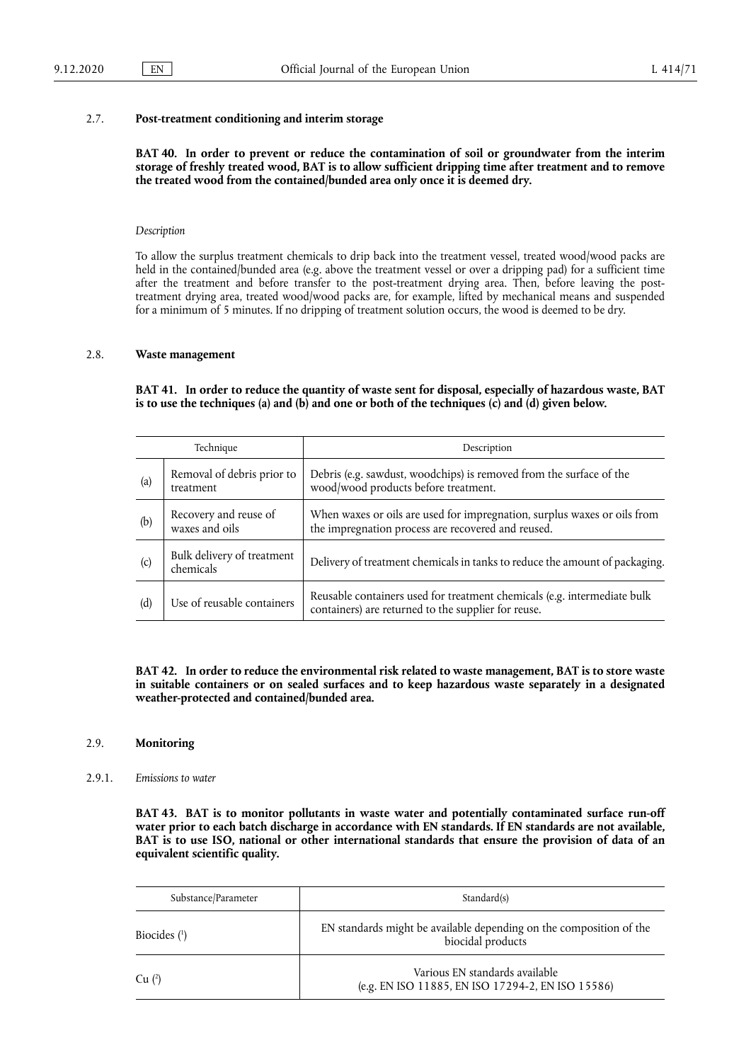## 2.7. Post-treatment conditioning and interim storage

**BAT 40. In order to prevent or reduce the contamination of soil or groundwater from the interim storage of freshly treated wood, BAT is to allow sufficient dripping time after treatment and to remove the treated wood from the contained/bunded area only once it is deemed dry.**

*Description*

To allow the surplus treatment chemicals to drip back into the treatment vessel, treated wood/wood packs are held in the contained/bunded area (e.g. above the treatment vessel or over a dripping pad) for a sufficient time after the treatment and before transfer to the post-treatment drying area. Then, before leaving the post-treatment drying area, treated wood/wood packs are, for example, lifted by mechanical means and suspended for a minimum of 5 minutes. If no dripping of treatment solution occurs, the wood is deemed to be dry.

## 2.8. Waste management

**BAT 41. In order to reduce the quantity of waste sent for disposal, especially of hazardous waste, BAT is to use the techniques (a) and (b) and one or both of the techniques (c) and (d) given below.**

| | Technique | Description |
|---|---|---|
| (a) | Removal of debris prior to treatment | Debris (e.g. sawdust, woodchips) is removed from the surface of the wood/wood products before treatment. |
| (b) | Recovery and reuse of waxes and oils | When waxes or oils are used for impregnation, surplus waxes or oils from the impregnation process are recovered and reused. |
| (c) | Bulk delivery of treatment chemicals | Delivery of treatment chemicals in tanks to reduce the amount of packaging. |
| (d) | Use of reusable containers | Reusable containers used for treatment chemicals (e.g. intermediate bulk containers) are returned to the supplier for reuse. |

**BAT 42. In order to reduce the environmental risk related to waste management, BAT is to store waste in suitable containers or on sealed surfaces and to keep hazardous waste separately in a designated weather-protected and contained/bunded area.**

## 2.9. Monitoring

### 2.9.1. *Emissions to water*

**BAT 43. BAT is to monitor pollutants in waste water and potentially contaminated surface run-off water prior to each batch discharge in accordance with EN standards. If EN standards are not available, BAT is to use ISO, national or other international standards that ensure the provision of data of an equivalent scientific quality.**

| Substance/Parameter | Standard(s) |
|---|---|
| Biocides [1] | EN standards might be available depending on the composition of the biocidal products |
| Cu [2] | Various EN standards available (e.g. EN ISO 11885, EN ISO 17294-2, EN ISO 15586) |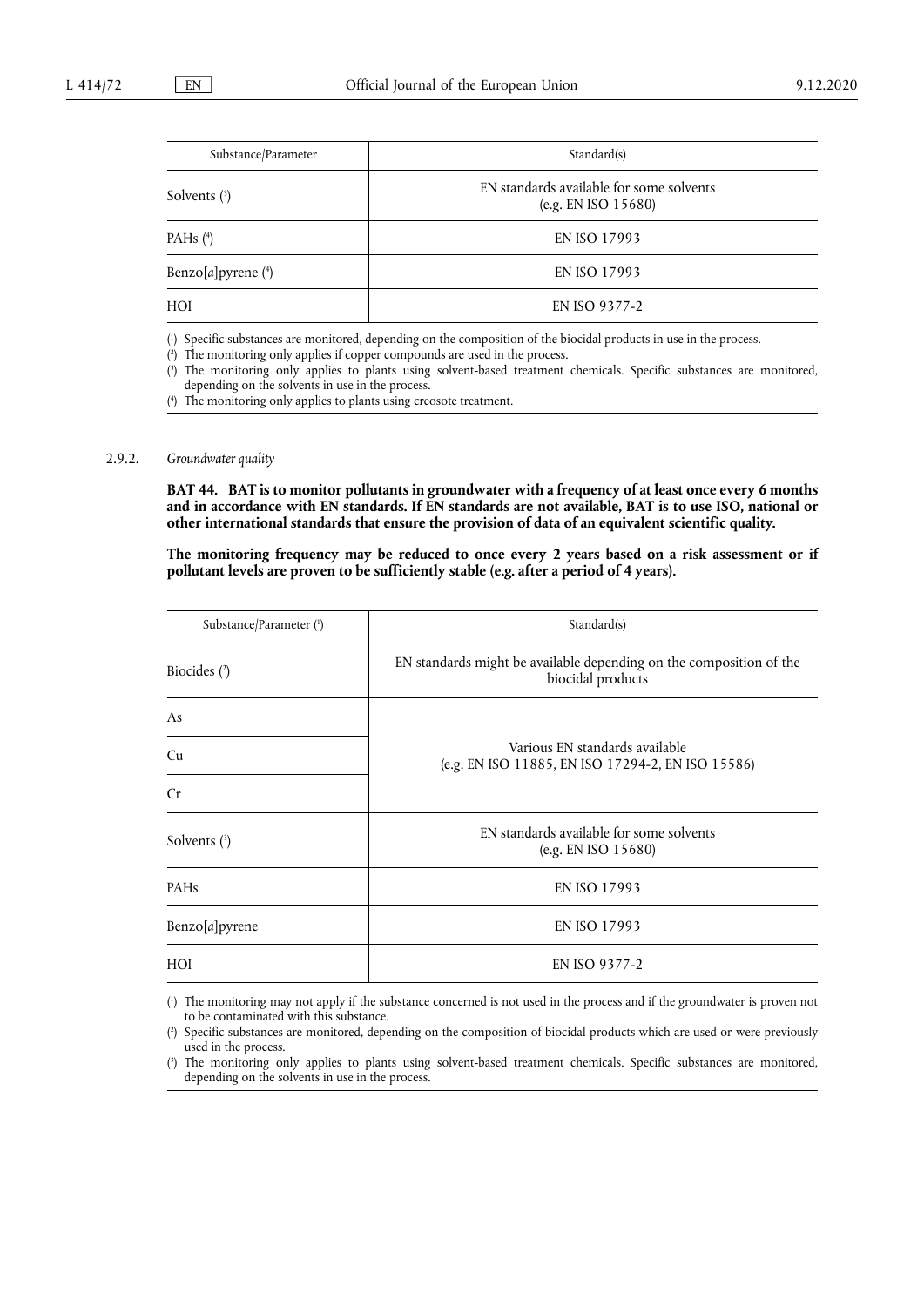| Substance/Parameter | Standard(s) |
|---|---|
| Solvents [3] | EN standards available for some solvents (e.g. EN ISO 15680) |
| PAHs [4] | EN ISO 17993 |
| Benzo[*a*]pyrene [4] | EN ISO 17993 |
| HOI | EN ISO 9377-2 |

[1] Specific substances are monitored, depending on the composition of the biocidal products in use in the process.

[2] The monitoring only applies if copper compounds are used in the process.

[3] The monitoring only applies to plants using solvent-based treatment chemicals. Specific substances are monitored, depending on the solvents in use in the process.

[4] The monitoring only applies to plants using creosote treatment.

### 2.9.2. *Groundwater quality*

**BAT 44. BAT is to monitor pollutants in groundwater with a frequency of at least once every 6 months and in accordance with EN standards. If EN standards are not available, BAT is to use ISO, national or other international standards that ensure the provision of data of an equivalent scientific quality.**

**The monitoring frequency may be reduced to once every 2 years based on a risk assessment or if pollutant levels are proven to be sufficiently stable (e.g. after a period of 4 years).**

| Substance/Parameter [1] | Standard(s) |
|---|---|
| Biocides [2] | EN standards might be available depending on the composition of the biocidal products |
| As | Various EN standards available (e.g. EN ISO 11885, EN ISO 17294-2, EN ISO 15586) |
| Cu | |
| Cr | |
| Solvents [3] | EN standards available for some solvents (e.g. EN ISO 15680) |
| PAHs | EN ISO 17993 |
| Benzo[*a*]pyrene | EN ISO 17993 |
| HOI | EN ISO 9377-2 |

[1] The monitoring may not apply if the substance concerned is not used in the process and if the groundwater is proven not to be contaminated with this substance.

[2] Specific substances are monitored, depending on the composition of biocidal products which are used or were previously used in the process.

[3] The monitoring only applies to plants using solvent-based treatment chemicals. Specific substances are monitored, depending on the solvents in use in the process.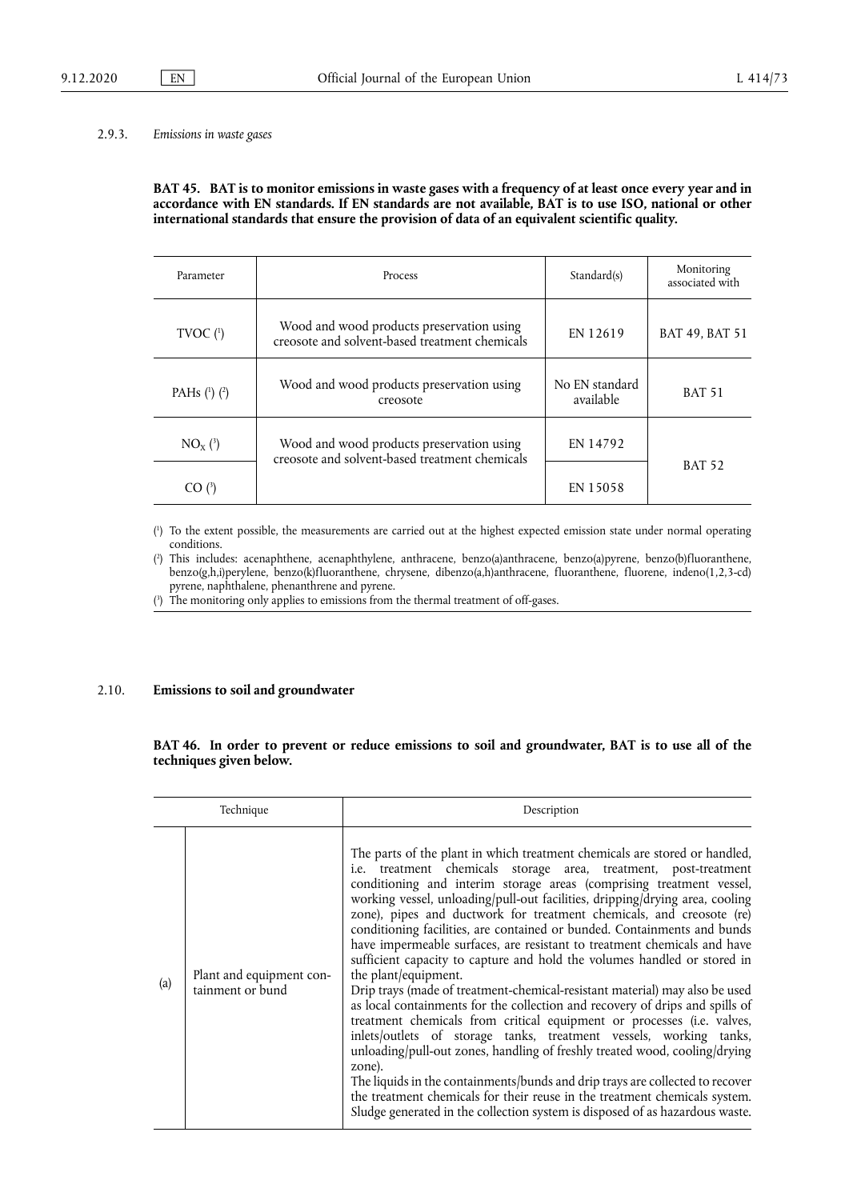2.9.3. *Emissions in waste gases*

**BAT 45. BAT is to monitor emissions in waste gases with a frequency of at least once every year and in accordance with EN standards. If EN standards are not available, BAT is to use ISO, national or other international standards that ensure the provision of data of an equivalent scientific quality.**

| Parameter | Process | Standard(s) | Monitoring associated with |
|---|---|---|---|
| TVOC [1] | Wood and wood products preservation using creosote and solvent-based treatment chemicals | EN 12619 | BAT 49, BAT 51 |
| PAHs [1] [2] | Wood and wood products preservation using creosote | No EN standard available | BAT 51 |
| $NO_X$ [3] | Wood and wood products preservation using creosote and solvent-based treatment chemicals | EN 14792 | BAT 52 |
| CO [3] | | EN 15058 | |

[1] To the extent possible, the measurements are carried out at the highest expected emission state under normal operating conditions.

[2] This includes: acenaphthene, acenaphthylene, anthracene, benzo(a)anthracene, benzo(a)pyrene, benzo(b)fluoranthene, benzo(g,h,i)perylene, benzo(k)fluoranthene, chrysene, dibenzo(a,h)anthracene, fluoranthene, fluorene, indeno(1,2,3-cd) pyrene, naphthalene, phenanthrene and pyrene.

[3] The monitoring only applies to emissions from the thermal treatment of off-gases.

2.10. **Emissions to soil and groundwater**

**BAT 46. In order to prevent or reduce emissions to soil and groundwater, BAT is to use all of the techniques given below.**

| | Technique | Description |
|---|---|---|
| (a) | Plant and equipment containment or bund | The parts of the plant in which treatment chemicals are stored or handled, i.e. treatment chemicals storage area, treatment, post-treatment conditioning and interim storage areas (comprising treatment vessel, working vessel, unloading/pull-out facilities, dripping/drying area, cooling zone), pipes and ductwork for treatment chemicals, and creosote (re) conditioning facilities, are contained or bunded. Containments and bunds have impermeable surfaces, are resistant to treatment chemicals and have sufficient capacity to capture and hold the volumes handled or stored in the plant/equipment.<br>Drip trays (made of treatment-chemical-resistant material) may also be used as local containments for the collection and recovery of drips and spills of treatment chemicals from critical equipment or processes (i.e. valves, inlets/outlets of storage tanks, treatment vessels, working tanks, unloading/pull-out zones, handling of freshly treated wood, cooling/drying zone).<br>The liquids in the containments/bunds and drip trays are collected to recover the treatment chemicals for their reuse in the treatment chemicals system. Sludge generated in the collection system is disposed of as hazardous waste. |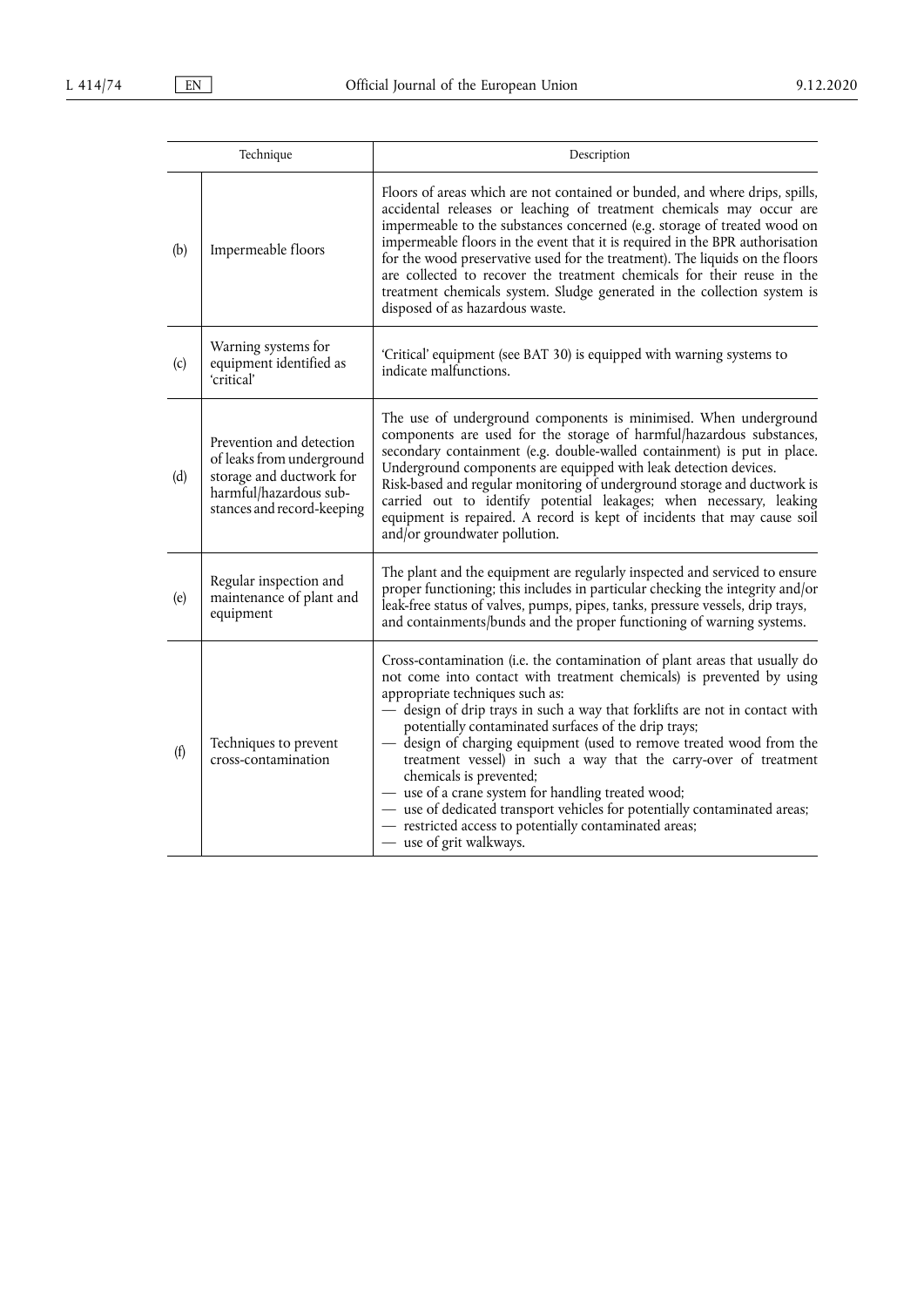| Technique | | Description |
|---|---|---|
| (b) | Impermeable floors | Floors of areas which are not contained or bunded, and where drips, spills, accidental releases or leaching of treatment chemicals may occur are impermeable to the substances concerned (e.g. storage of treated wood on impermeable floors in the event that it is required in the BPR authorisation for the wood preservative used for the treatment). The liquids on the floors are collected to recover the treatment chemicals for their reuse in the treatment chemicals system. Sludge generated in the collection system is disposed of as hazardous waste. |
| (c) | Warning systems for equipment identified as 'critical' | 'Critical' equipment (see BAT 30) is equipped with warning systems to indicate malfunctions. |
| (d) | Prevention and detection of leaks from underground storage and ductwork for harmful/hazardous substances and record-keeping | The use of underground components is minimised. When underground components are used for the storage of harmful/hazardous substances, secondary containment (e.g. double-walled containment) is put in place. Underground components are equipped with leak detection devices.<br>Risk-based and regular monitoring of underground storage and ductwork is carried out to identify potential leakages; when necessary, leaking equipment is repaired. A record is kept of incidents that may cause soil and/or groundwater pollution. |
| (e) | Regular inspection and maintenance of plant and equipment | The plant and the equipment are regularly inspected and serviced to ensure proper functioning; this includes in particular checking the integrity and/or leak-free status of valves, pumps, pipes, tanks, pressure vessels, drip trays, and containments/bunds and the proper functioning of warning systems. |
| (f) | Techniques to prevent cross-contamination | Cross-contamination (i.e. the contamination of plant areas that usually do not come into contact with treatment chemicals) is prevented by using appropriate techniques such as:<br>— design of drip trays in such a way that forklifts are not in contact with potentially contaminated surfaces of the drip trays;<br>— design of charging equipment (used to remove treated wood from the treatment vessel) in such a way that the carry-over of treatment chemicals is prevented;<br>— use of a crane system for handling treated wood;<br>— use of dedicated transport vehicles for potentially contaminated areas;<br>— restricted access to potentially contaminated areas;<br>— use of grit walkways. |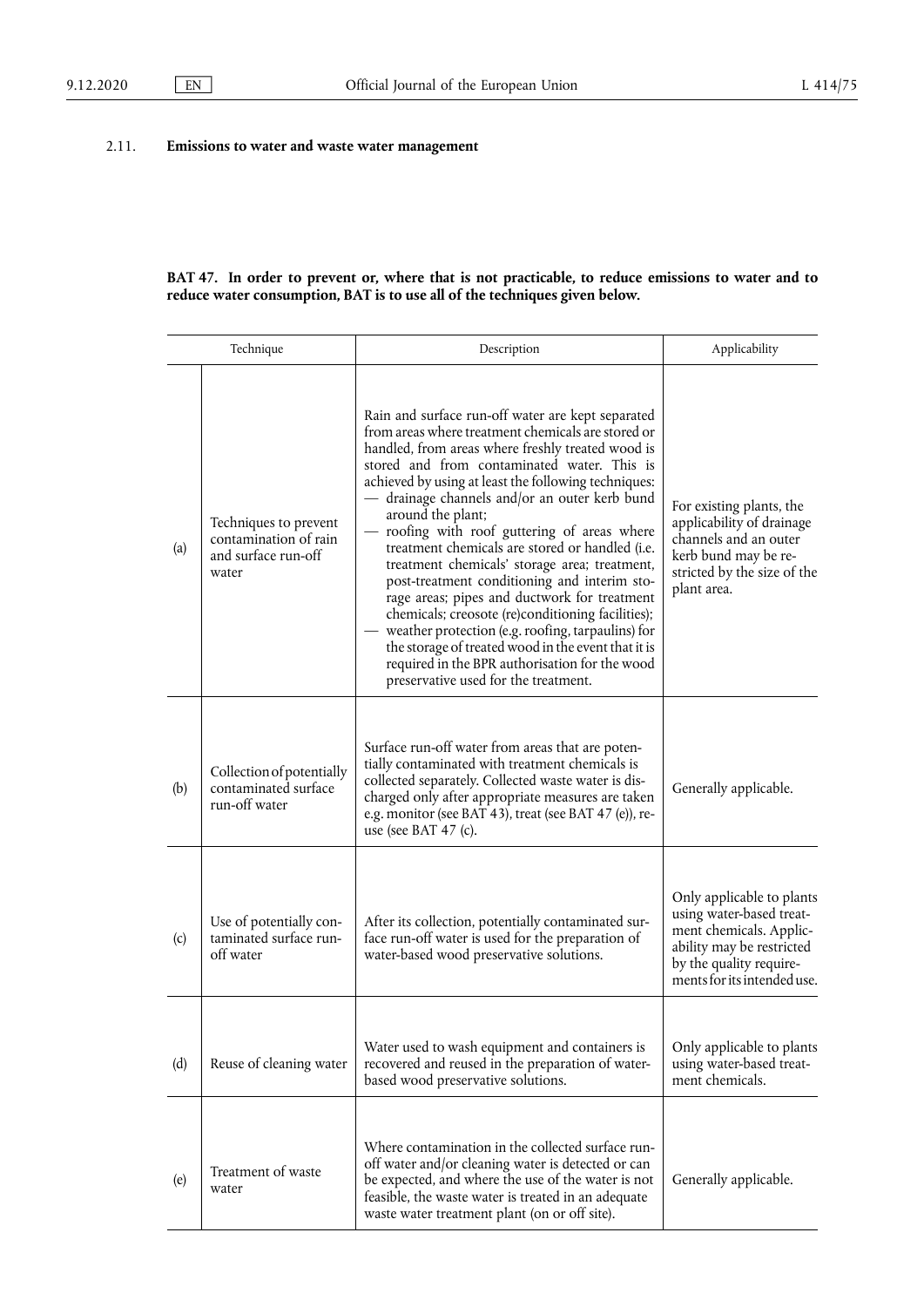## 2.11. **Emissions to water and waste water management**

**BAT 47. In order to prevent or, where that is not practicable, to reduce emissions to water and to reduce water consumption, BAT is to use all of the techniques given below.**

| | Technique | Description | Applicability |
|---|---|---|---|
| (a) | Techniques to prevent contamination of rain and surface run-off water | Rain and surface run-off water are kept separated from areas where treatment chemicals are stored or handled, from areas where freshly treated wood is stored and from contaminated water. This is achieved by using at least the following techniques:<br>— drainage channels and/or an outer kerb bund around the plant;<br>— roofing with roof guttering of areas where treatment chemicals are stored or handled (i.e. treatment chemicals' storage area; treatment, post-treatment conditioning and interim storage areas; pipes and ductwork for treatment chemicals; creosote (re)conditioning facilities);<br>— weather protection (e.g. roofing, tarpaulins) for the storage of treated wood in the event that it is required in the BPR authorisation for the wood preservative used for the treatment. | For existing plants, the applicability of drainage channels and an outer kerb bund may be restricted by the size of the plant area. |
| (b) | Collection of potentially contaminated surface run-off water | Surface run-off water from areas that are potentially contaminated with treatment chemicals is collected separately. Collected waste water is discharged only after appropriate measures are taken e.g. monitor (see BAT 43), treat (see BAT 47 (e)), reuse (see BAT 47 (c). | Generally applicable. |
| (c) | Use of potentially contaminated surface run-off water | After its collection, potentially contaminated surface run-off water is used for the preparation of water-based wood preservative solutions. | Only applicable to plants using water-based treatment chemicals. Applicability may be restricted by the quality requirements for its intended use. |
| (d) | Reuse of cleaning water | Water used to wash equipment and containers is recovered and reused in the preparation of water-based wood preservative solutions. | Only applicable to plants using water-based treatment chemicals. |
| (e) | Treatment of waste water | Where contamination in the collected surface run-off water and/or cleaning water is detected or can be expected, and where the use of the water is not feasible, the waste water is treated in an adequate waste water treatment plant (on or off site). | Generally applicable. |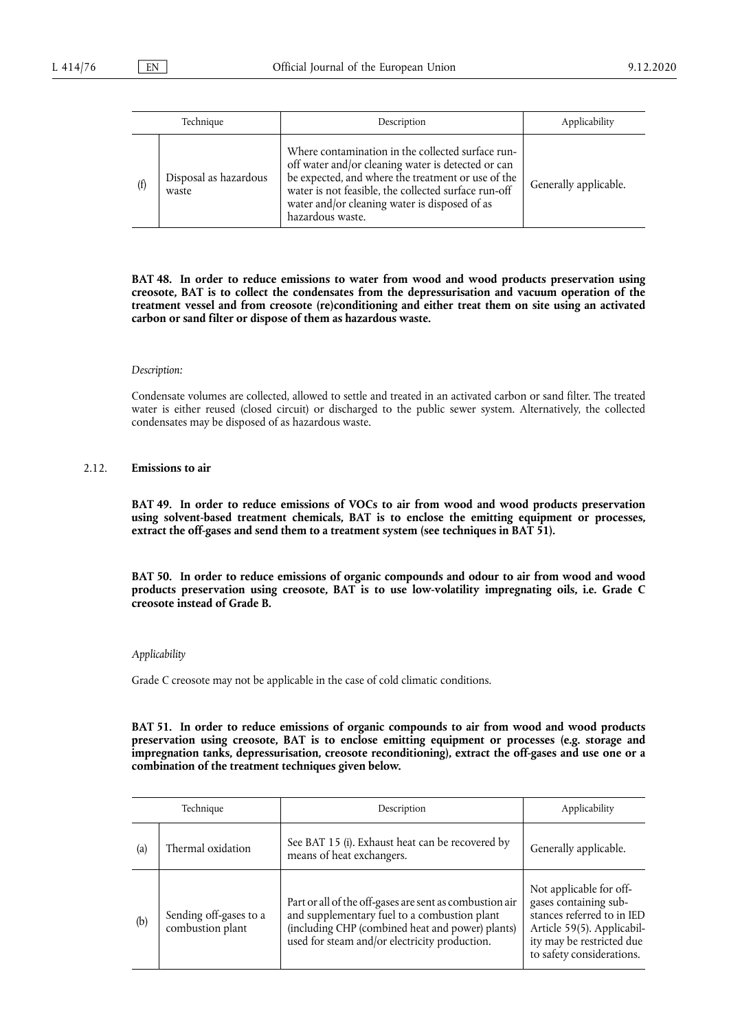| Technique | | Description | Applicability |
|---|---|---|---|
| (f) | Disposal as hazardous waste | Where contamination in the collected surface run-off water and/or cleaning water is detected or can be expected, and where the treatment or use of the water is not feasible, the collected surface run-off water and/or cleaning water is disposed of as hazardous waste. | Generally applicable. |

**BAT 48. In order to reduce emissions to water from wood and wood products preservation using creosote, BAT is to collect the condensates from the depressurisation and vacuum operation of the treatment vessel and from creosote (re)conditioning and either treat them on site using an activated carbon or sand filter or dispose of them as hazardous waste.**

*Description:*

Condensate volumes are collected, allowed to settle and treated in an activated carbon or sand filter. The treated water is either reused (closed circuit) or discharged to the public sewer system. Alternatively, the collected condensates may be disposed of as hazardous waste.

## 2.12. Emissions to air

**BAT 49. In order to reduce emissions of VOCs to air from wood and wood products preservation using solvent-based treatment chemicals, BAT is to enclose the emitting equipment or processes, extract the off-gases and send them to a treatment system (see techniques in BAT 51).**

**BAT 50. In order to reduce emissions of organic compounds and odour to air from wood and wood products preservation using creosote, BAT is to use low-volatility impregnating oils, i.e. Grade C creosote instead of Grade B.**

*Applicability*

Grade C creosote may not be applicable in the case of cold climatic conditions.

**BAT 51. In order to reduce emissions of organic compounds to air from wood and wood products preservation using creosote, BAT is to enclose emitting equipment or processes (e.g. storage and impregnation tanks, depressurisation, creosote reconditioning), extract the off-gases and use one or a combination of the treatment techniques given below.**

| Technique | | Description | Applicability |
|---|---|---|---|
| (a) | Thermal oxidation | See BAT 15 (i). Exhaust heat can be recovered by means of heat exchangers. | Generally applicable. |
| (b) | Sending off-gases to a combustion plant | Part or all of the off-gases are sent as combustion air and supplementary fuel to a combustion plant (including CHP (combined heat and power) plants) used for steam and/or electricity production. | Not applicable for off-gases containing substances referred to in IED Article 59(5). Applicability may be restricted due to safety considerations. |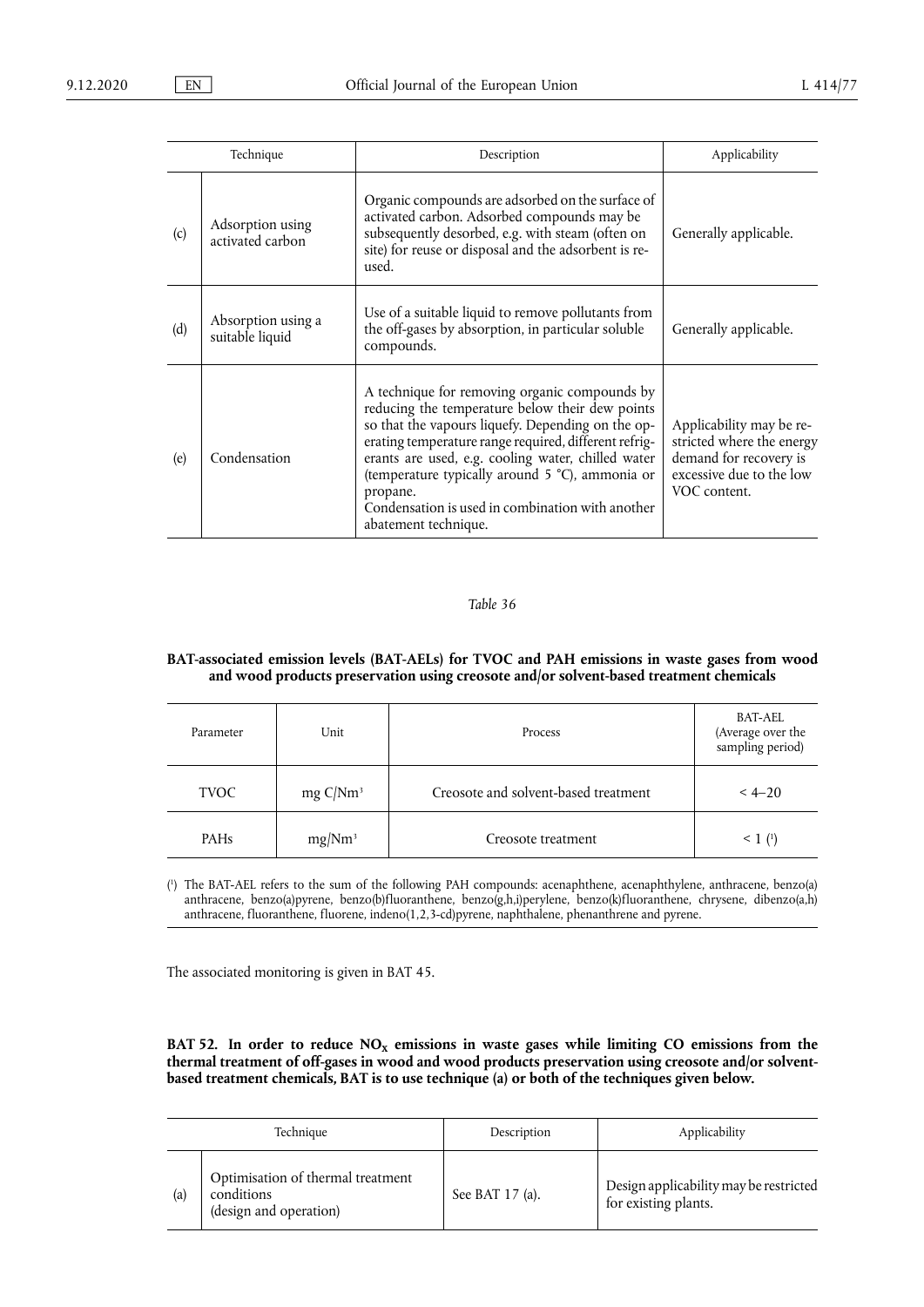| Technique | | Description | Applicability |
|---|---|---|---|
| (c) | Adsorption using activated carbon | Organic compounds are adsorbed on the surface of activated carbon. Adsorbed compounds may be subsequently desorbed, e.g. with steam (often on site) for reuse or disposal and the adsorbent is re-used. | Generally applicable. |
| (d) | Absorption using a suitable liquid | Use of a suitable liquid to remove pollutants from the off-gases by absorption, in particular soluble compounds. | Generally applicable. |
| (e) | Condensation | A technique for removing organic compounds by reducing the temperature below their dew points so that the vapours liquefy. Depending on the operating temperature range required, different refrigerants are used, e.g. cooling water, chilled water (temperature typically around 5 °C), ammonia or propane. Condensation is used in combination with another abatement technique. | Applicability may be restricted where the energy demand for recovery is excessive due to the low VOC content. |

*Table 36*

**BAT-associated emission levels (BAT-AELs) for TVOC and PAH emissions in waste gases from wood and wood products preservation using creosote and/or solvent-based treatment chemicals**

| Parameter | Unit | Process | BAT-AEL (Average over the sampling period) |
|---|---|---|---|
| TVOC | mg C/$Nm^3$ | Creosote and solvent-based treatment | < 4–20 |
| PAHs | mg/$Nm^3$ | Creosote treatment | < 1 [1] |

[1] The BAT-AEL refers to the sum of the following PAH compounds: acenaphthene, acenaphthylene, anthracene, benzo(a) anthracene, benzo(a)pyrene, benzo(b)fluoranthene, benzo(g,h,i)perylene, benzo(k)fluoranthene, chrysene, dibenzo(a,h) anthracene, fluoranthene, fluorene, indeno(1,2,3-cd)pyrene, naphthalene, phenanthrene and pyrene.

The associated monitoring is given in BAT 45.

**BAT 52. In order to reduce $NO_X$ emissions in waste gases while limiting CO emissions from the thermal treatment of off-gases in wood and wood products preservation using creosote and/or solvent-based treatment chemicals, BAT is to use technique (a) or both of the techniques given below.**

| Technique | | Description | Applicability |
|---|---|---|---|
| (a) | Optimisation of thermal treatment conditions (design and operation) | See BAT 17 (a). | Design applicability may be restricted for existing plants. |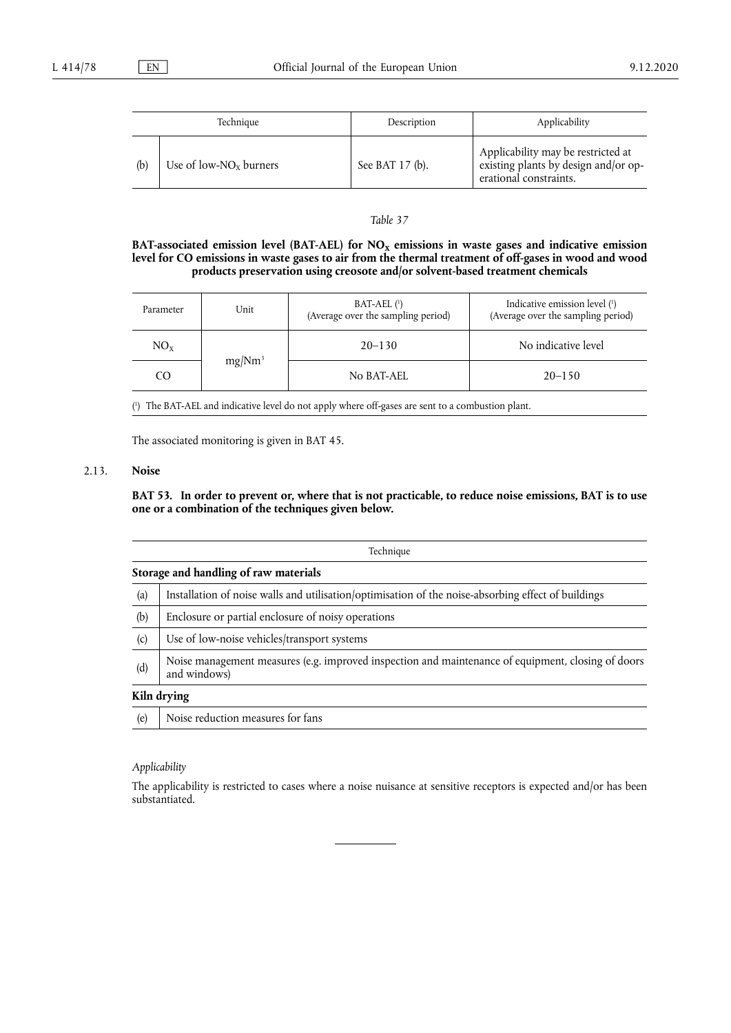| | Technique | Description | Applicability |
|---|---|---|---|
| (b) | Use of low-$NO_X$ burners | See BAT 17 (b). | Applicability may be restricted at existing plants by design and/or operational constraints. |

*Table 37*

**BAT-associated emission level (BAT-AEL) for $NO_X$ emissions in waste gases and indicative emission level for CO emissions in waste gases to air from the thermal treatment of off-gases in wood and wood products preservation using creosote and/or solvent-based treatment chemicals**

| Parameter | Unit | BAT-AEL [1] (Average over the sampling period) | Indicative emission level [1] (Average over the sampling period) |
|---|---|---|---|
| $NO_X$ | $mg/Nm^3$ | 20–130 | No indicative level |
| CO | | No BAT-AEL | 20–150 |

[1] The BAT-AEL and indicative level do not apply where off-gases are sent to a combustion plant.

The associated monitoring is given in BAT 45.

## 2.13. Noise

**BAT 53. In order to prevent or, where that is not practicable, to reduce noise emissions, BAT is to use one or a combination of the techniques given below.**

| | Technique |
|---|---|
| **Storage and handling of raw materials** | |
| (a) | Installation of noise walls and utilisation/optimisation of the noise-absorbing effect of buildings |
| (b) | Enclosure or partial enclosure of noisy operations |
| (c) | Use of low-noise vehicles/transport systems |
| (d) | Noise management measures (e.g. improved inspection and maintenance of equipment, closing of doors and windows) |
| **Kiln drying** | |
| (e) | Noise reduction measures for fans |

*Applicability*

The applicability is restricted to cases where a noise nuisance at sensitive receptors is expected and/or has been substantiated.